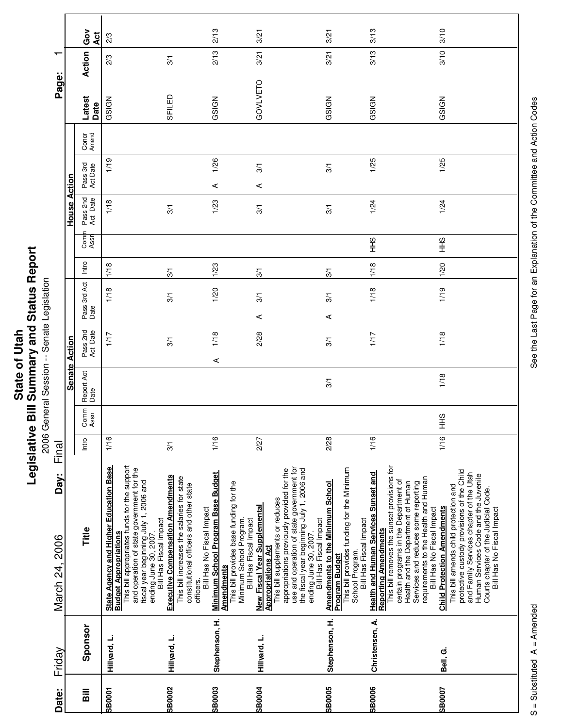# State of Utah
## Legislative Bill Summary and Status Report
2006 General Session -- Senate Legislation

**Date:** Friday March 24, 2006 **Day:** Final

| Bill | Sponsor | Title | Senate Action | | | | | House Action | | | | | | Latest Date | Action | Gov Act |
|---|---|---|---|---|---|---|---|---|---|---|---|---|---|---|---|---|
| | | | Intro | Comm Assn | Report Act Date | Pass 2nd Act Date | Pass 3rd Act Date | Intro | Comm Assn | Pass 2nd Act Date | Pass 3rd Act Date | Concr Amend | | | | |
| SB0001 | Hillyard, L. | **State Agency and Higher Education Base Budget Appropriations** This bill appropriates funds for the support and operation of state government for the fiscal year beginning July 1, 2006 and ending June 30, 2007. Bill Has Fiscal Impact | 1/16 | | | 1/17 | 1/18 | 1/18 | | 1/18 | 1/19 | | | GSIGN | 2/3 | 2/3 |
| SB0002 | Hillyard, L. | **Executive Compensation Amendments** This bill increases the salaries for state constitutional officers and other state officers. Bill Has No Fiscal Impact | 3/1 | | | 3/1 | 3/1 | 3/1 | | 3/1 | | | | SFILED | 3/1 | |
| SB0003 | Stephenson, H. | **Minimum School Program Base Budget Amendments** This bill provides base funding for the Minimum School Program. Bill Has Fiscal Impact | 1/16 | | | A 1/18 | 1/20 | 1/23 | | 1/23 | A 1/26 | | | GSIGN | 2/13 | 2/13 |
| SB0004 | Hillyard, L. | **New Fiscal Year Supplemental Appropriations Act** This bill supplements or reduces appropriations previously provided for the use and operation of state government for the fiscal year beginning July 1, 2006 and ending June 30, 2007. Bill Has Fiscal Impact | 2/27 | | | 2/28 | A 3/1 | 3/1 | | 3/1 | A 3/1 | | | GOVLVETO | 3/21 | 3/21 |
| SB0005 | Stephenson, H. | **Amendments to the Minimum School Program Budget** This bill provides funding for the Minimum School Program. Bill Has Fiscal Impact | 2/28 | | 3/1 | 3/1 | A 3/1 | 3/1 | | 3/1 | 3/1 | | | GSIGN | 3/21 | 3/21 |
| SB0006 | Christensen, A. | **Health and Human Services Sunset and Reporting Amendments** This bill removes the sunset provisions for certain programs in the Department of Health and the Department of Human Services and reduces some reporting requirements to the Health and Human Bill Has No Fiscal Impact | 1/16 | | | 1/17 | 1/18 | 1/18 | HHS | 1/24 | 1/25 | | | GSIGN | 3/13 | 3/13 |
| SB0007 | Bell, G. | **Child Protection Amendments** This bill amends child protection and protective custody provisions of the Child and Family Services chapter of the Utah Human Services Code and the Juvenile Courts chapter of the Judicial Code. Bill Has No Fiscal Impact | 1/16 | HHS | 1/18 | 1/18 | 1/19 | 1/20 | HHS | 1/24 | 1/25 | | | GSIGN | 3/10 | 3/10 |

S = Substituted A = Amended

See the Last Page for an Explanation of the Committee and Action Codes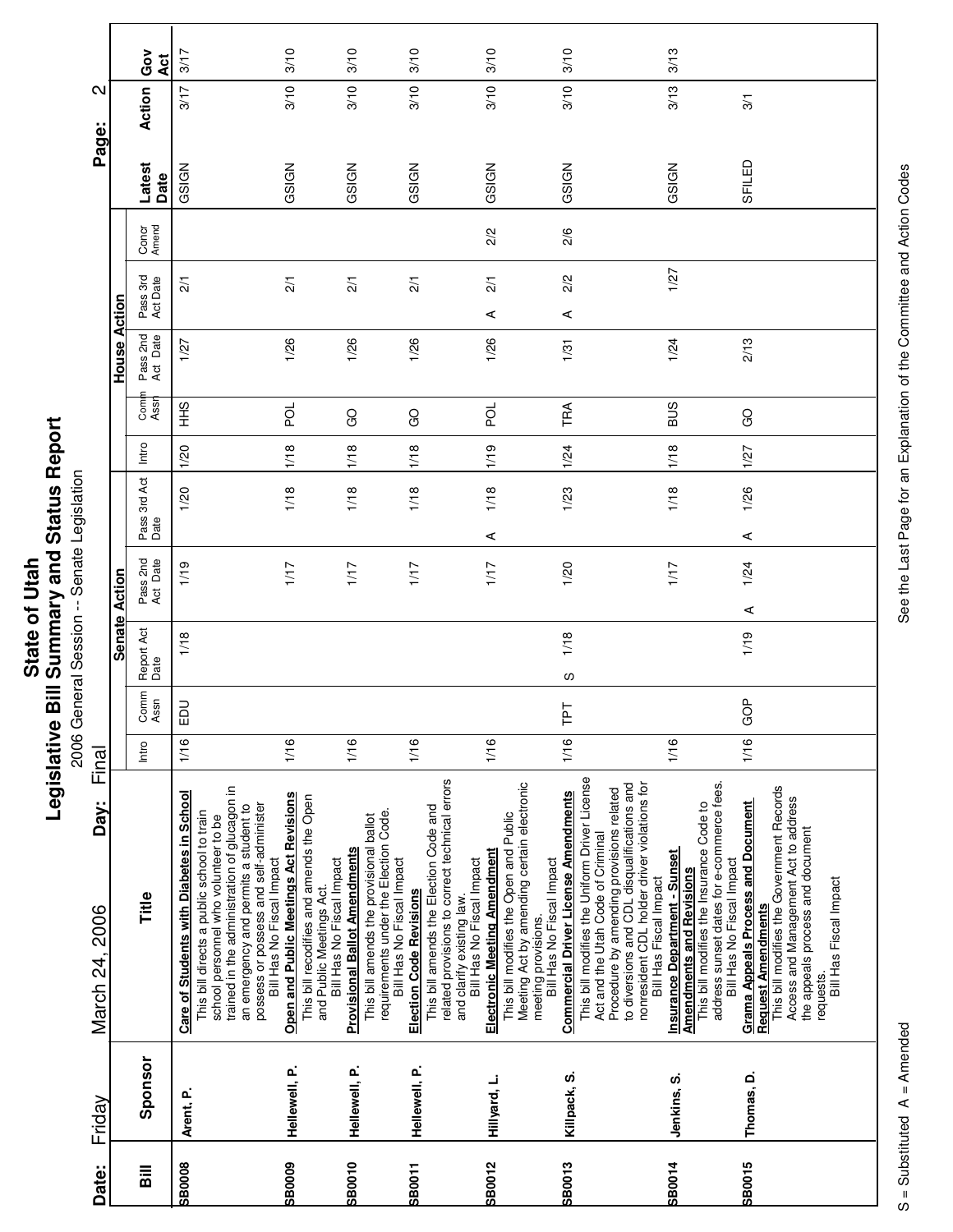# State of Utah
## Legislative Bill Summary and Status Report
2006 General Session -- Senate Legislation

**Date:** Friday March 24, 2006 **Day:** Final

| Bill | Sponsor | Title | Senate Action | | | | | House Action | | | | | | Latest Date | Action | Gov Act |
|---|---|---|---|---|---|---|---|---|---|---|---|---|---|---|---|---|
| | | | Intro | Comm Assn | Report Act Date | Pass 2nd Act Date | Pass 3rd Act Date | Intro | Comm Assn | Pass 2nd Act Date | Pass 3rd Act Date | Concr Amend | | | | |
| SB0008 | Arent, P. | **Care of Students with Diabetes in School** This bill directs a public school to train school personnel who volunteer to be trained in the administration of glucagon in an emergency and permits a student to possess or possess and self-administer Bill Has No Fiscal Impact | 1/16 | EDU | 1/18 | 1/19 | 1/20 | 1/20 | HHS | 1/27 | 2/1 | | | GSIGN | 3/17 | 3/17 |
| SB0009 | Hellewell, P. | **Open and Public Meetings Act Revisions** This bill recodifies and amends the Open and Public Meetings Act. Bill Has No Fiscal Impact | 1/16 | | | 1/17 | 1/18 | 1/18 | POL | 1/26 | 2/1 | | | GSIGN | 3/10 | 3/10 |
| SB0010 | Hellewell, P. | **Provisional Ballot Amendments** This bill amends the provisional ballot requirements under the Election Code. Bill Has No Fiscal Impact | 1/16 | | | 1/17 | 1/18 | 1/18 | GO | 1/26 | 2/1 | | | GSIGN | 3/10 | 3/10 |
| SB0011 | Hellewell, P. | **Election Code Revisions** This bill amends the Election Code and related provisions to correct technical errors and clarify existing law. Bill Has No Fiscal Impact | 1/16 | | | 1/17 | 1/18 | 1/18 | GO | 1/26 | 2/1 | | | GSIGN | 3/10 | 3/10 |
| SB0012 | Hillyard, L. | **Electronic Meeting Amendment** This bill modifies the Open and Public Meeting Act by amending certain electronic meeting provisions. Bill Has No Fiscal Impact | 1/16 | | | 1/17 | A 1/18 | 1/19 | POL | 1/26 | A 2/1 | 2/2 | | GSIGN | 3/10 | 3/10 |
| SB0013 | Killpack, S. | **Commercial Driver License Amendments** This bill modifies the Uniform Driver License Act and the Utah Code of Criminal Procedure by amending provisions related to diversions and CDL disqualifications and nonresident CDL holder driver violations for Bill Has Fiscal Impact | 1/16 | TPT | S 1/18 | 1/20 | 1/23 | 1/24 | TRA | 1/31 | A 2/2 | 2/6 | | GSIGN | 3/10 | 3/10 |
| SB0014 | Jenkins, S. | **Insurance Department - Sunset Amendments and Revisions** This bill modifies the Insurance Code to address sunset dates for e-commerce fees. Bill Has No Fiscal Impact | 1/16 | | | 1/17 | 1/18 | 1/18 | BUS | 1/24 | 1/27 | | | GSIGN | 3/13 | 3/13 |
| SB0015 | Thomas, D. | **Grama Appeals Process and Document Request Amendments** This bill modifies the Government Records Access and Management Act to address the appeals process and document requests. Bill Has Fiscal Impact | 1/16 | GOP | 1/19 | A 1/24 | A 1/26 | 1/27 | GO | 2/13 | | | | SFILED | 3/1 | |

S = Substituted A = Amended

See the Last Page for an Explanation of the Committee and Action Codes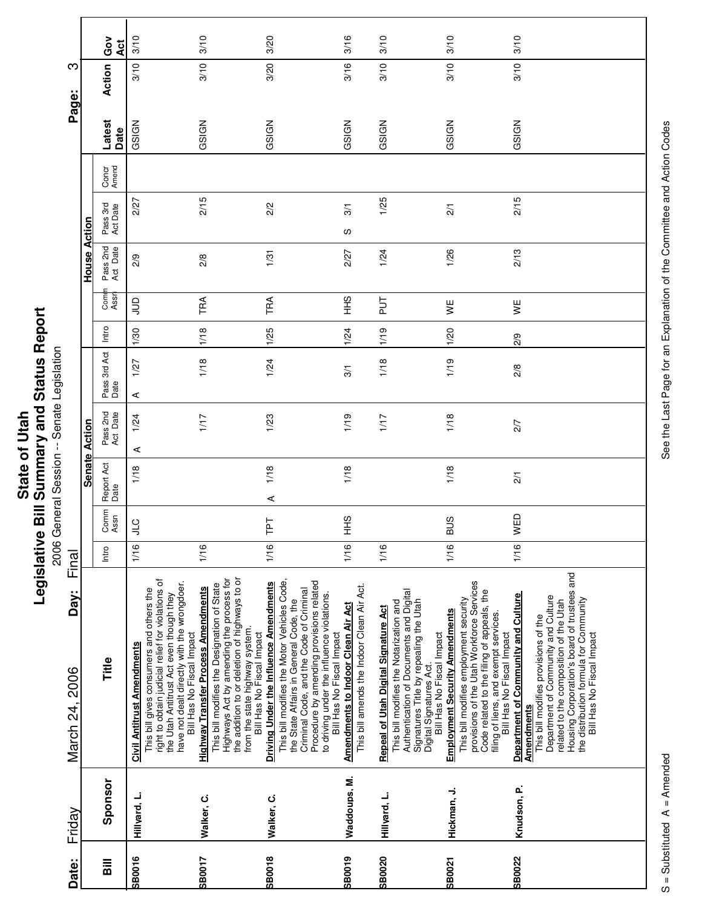# State of Utah
## Legislative Bill Summary and Status Report
2006 General Session -- Senate Legislation

**Date:** Friday March 24, 2006 **Day:** Final

| Bill | Sponsor | Title | Senate Action Intro | Senate Comm Assn | Senate Report Act Date | Senate Pass 2nd Act Date | Senate Pass 3rd Act Date | House Intro | House Comm Assn | House Pass 2nd Act Date | House Pass 3rd Act Date | Concr Amend | Latest Date | Action | Gov Act |
|---|---|---|---|---|---|---|---|---|---|---|---|---|---|---|---|
| SB0016 | Hillyard, L. | **Civil Antitrust Amendments** This bill gives consumers and others the right to obtain judicial relief for violations of the Utah Antitrust Act even though they have not dealt directly with the wrongdoer. Bill Has No Fiscal Impact | 1/16 | JLC | 1/18 | A 1/24 | A 1/27 | 1/30 | JUD | 2/9 | 2/27 | | GSIGN | 3/10 | 3/10 |
| SB0017 | Walker, C. | **Highway Transfer Process Amendments** This bill modifies the Designation of State Highways Act by amending the process for the addition to or deletion of highways to or from the state highway system. Bill Has No Fiscal Impact | 1/16 | | | 1/17 | 1/18 | 1/18 | TRA | 2/8 | 2/15 | | GSIGN | 3/10 | 3/10 |
| SB0018 | Walker, C. | **Driving Under the Influence Amendments** This bill modifies the Motor Vehicles Code, the State Affairs in General Code, the Criminal Code, and the Code of Criminal Procedure by amending provisions related to driving under the influence violations. Bill Has No Fiscal Impact | 1/16 | TPT | A 1/18 | 1/23 | 1/24 | 1/25 | TRA | 1/31 | 2/2 | | GSIGN | 3/20 | 3/20 |
| SB0019 | Waddoups, M. | **Amendments to Indoor Clean Air Act** This bill amends the Indoor Clean Air Act. | 1/16 | HHS | 1/18 | 1/19 | 3/1 | 1/24 | HHS | 2/27 | S 3/1 | | GSIGN | 3/16 | 3/16 |
| SB0020 | Hillyard, L. | **Repeal of Utah Digital Signature Act** This bill modifies the Notarization and Authentication of Documents and Digital Signatures Title by repealing the Utah Digital Signatures Act. Bill Has No Fiscal Impact | 1/16 | | | 1/17 | 1/18 | 1/19 | PUT | 1/24 | 1/25 | | GSIGN | 3/10 | 3/10 |
| SB0021 | Hickman, J. | **Employment Security Amendments** This bill modifies employment security provisions of the Utah Workforce Services Code related to the filing of appeals, the filing of liens, and exempt services. Bill Has No Fiscal Impact | 1/16 | BUS | 1/18 | 1/18 | 1/19 | 1/20 | WE | 1/26 | 2/1 | | GSIGN | 3/10 | 3/10 |
| SB0022 | Knudson, P. | **Department of Community and Culture Amendments** This bill modifies provisions of the Department of Community and Culture related to the composition of the Utah Housing Corporation's board of trustees and the distribution formula for Community Bill Has No Fiscal Impact | 1/16 | WED | 2/1 | 2/7 | 2/8 | 2/9 | WE | 2/13 | 2/15 | | GSIGN | 3/10 | 3/10 |

S = Substituted A = Amended

See the Last Page for an Explanation of the Committee and Action Codes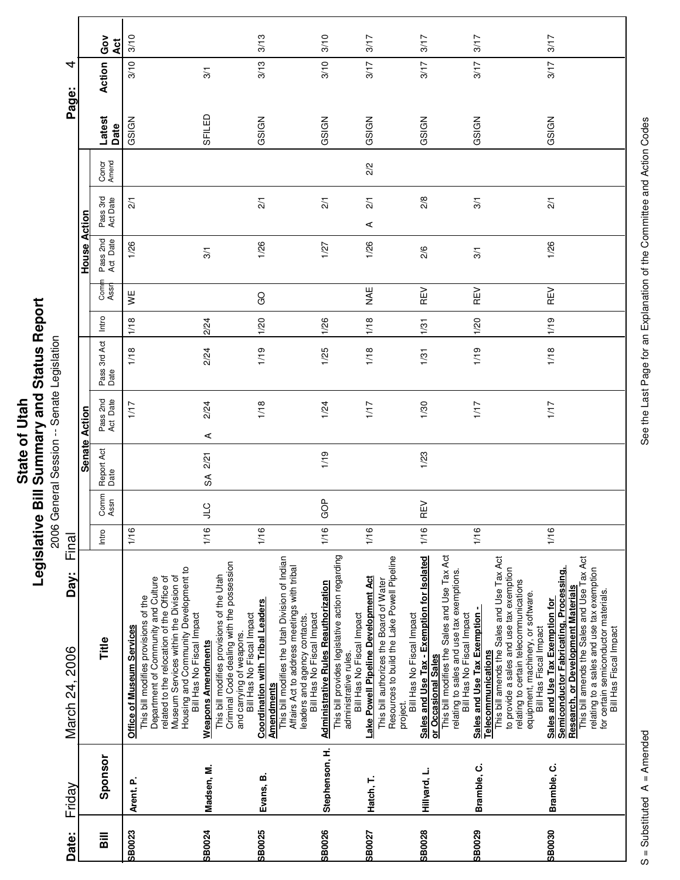# State of Utah
## Legislative Bill Summary and Status Report
2006 General Session -- Senate Legislation

**Date:** Friday March 24, 2006 **Day:** Final

| Bill | Sponsor | Title | Senate Action: Intro | Senate Action: Comm Assn | Senate Action: Report Act Date | Senate Action: Pass 2nd Act Date | Senate Action: Pass 3rd Act Date | House Action: Intro | House Action: Comm Assn | House Action: Pass 2nd Act Date | House Action: Pass 3rd Act Date | Concr Amend | Latest Date | Action | Gov Act |
|---|---|---|---|---|---|---|---|---|---|---|---|---|---|---|---|
| SB0023 | Arent, P. | **Office of Museum Services** This bill modifies provisions of the Department of Community and Culture related to the relocation of the Office of Museum Services within the Division of Housing and Community Development to Bill Has No Fiscal Impact | 1/16 | | | 1/17 | 1/18 | 1/18 | WE | 1/26 | 2/1 | | GSIGN | 3/10 | 3/10 |
| SB0024 | Madsen, M. | **Weapons Amendments** This bill modifies provisions of the Utah Criminal Code dealing with the possession and carrying of weapons. Bill Has No Fiscal Impact | 1/16 | JLC | SA 2/21 | A 2/24 | 2/24 | 2/24 | | 3/1 | | | SFILED | 3/1 | |
| SB0025 | Evans, B. | **Coordination with Tribal Leaders Amendments** This bill modifies the Utah Division of Indian Affairs Act to address meetings with tribal leaders and agency contacts. Bill Has No Fiscal Impact | 1/16 | | | 1/18 | 1/19 | 1/20 | GO | 1/26 | 2/1 | | GSIGN | 3/13 | 3/13 |
| SB0026 | Stephenson, H. | **Administrative Rules Reauthorization** This bill provides legislative action regarding administrative rules. Bill Has No Fiscal Impact | 1/16 | GOP | 1/19 | 1/24 | 1/25 | 1/26 | | 1/27 | 2/1 | | GSIGN | 3/10 | 3/10 |
| SB0027 | Hatch, T. | **Lake Powell Pipeline Development Act** This bill authorizes the Board of Water Resources to build the Lake Powell Pipeline project. Bill Has No Fiscal Impact | 1/16 | | | 1/17 | 1/18 | 1/18 | NAE | 1/26 | A 2/1 | 2/2 | GSIGN | 3/17 | 3/17 |
| SB0028 | Hillyard, L. | **Sales and Use Tax - Exemption for Isolated or Occasional Sales** This bill modifies the Sales and Use Tax Act relating to sales and use tax exemptions. Bill Has No Fiscal Impact | 1/16 | REV | 1/23 | 1/30 | 1/31 | 1/31 | REV | 2/6 | 2/8 | | GSIGN | 3/17 | 3/17 |
| SB0029 | Bramble, C. | **Sales and Use Tax Exemption - Telecommunications** This bill amends the Sales and Use Tax Act to provide a sales and use tax exemption relating to certain telecommunications equipment, machinery, or software. Bill Has Fiscal Impact | 1/16 | | | 1/17 | 1/19 | 1/20 | REV | 3/1 | 3/1 | | GSIGN | 3/17 | 3/17 |
| SB0030 | Bramble, C. | **Sales and Use Tax Exemption for Semiconductor Fabricating, Processing, Research, or Development Materials** This bill amends the Sales and Use Tax Act relating to a sales and use tax exemption for certain semiconductor materials. Bill Has Fiscal Impact | 1/16 | | | 1/17 | 1/18 | 1/19 | REV | 1/26 | 2/1 | | GSIGN | 3/17 | 3/17 |

S = Substituted A = Amended

See the Last Page for an Explanation of the Committee and Action Codes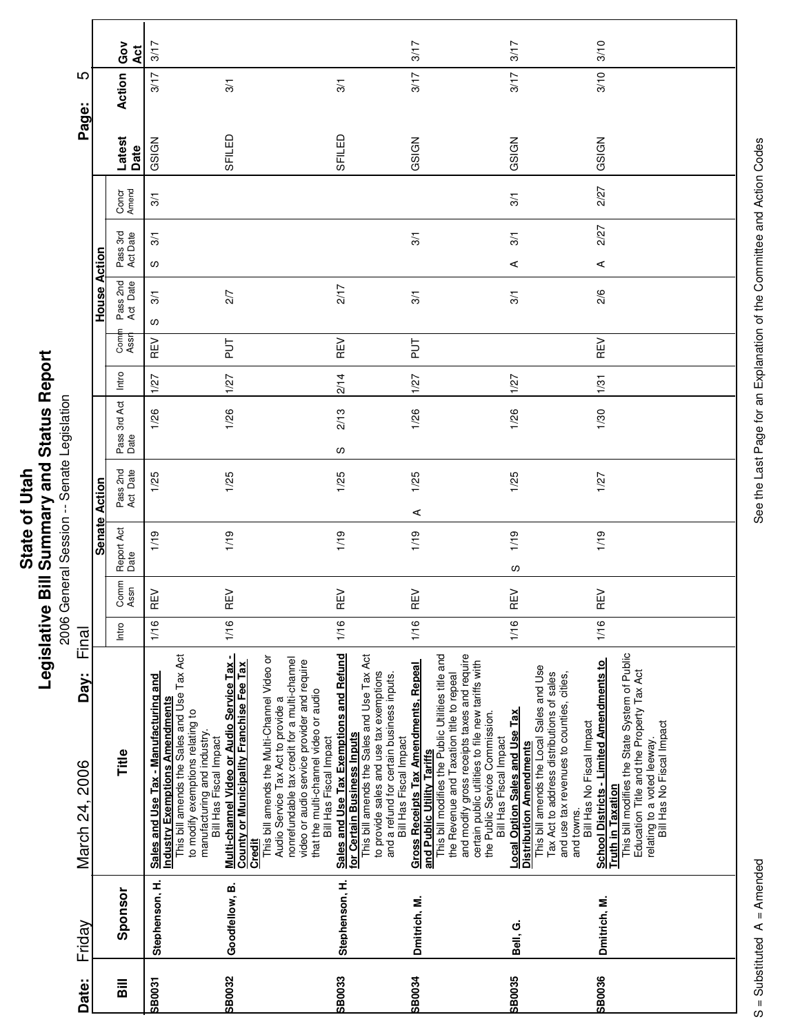# State of Utah
## Legislative Bill Summary and Status Report
2006 General Session -- Senate Legislation

**Date:** Friday March 24, 2006 **Day:** Final

| Bill | Sponsor | Title | Senate Action: Intro | Comm Assn | Report Act Date | Pass 2nd Act Date | Pass 3rd Act Date | House Action: Intro | Comm Assn | Pass 2nd Act Date | Pass 3rd Act Date | Concr Amend | Latest Date | Action | Gov Act |
|---|---|---|---|---|---|---|---|---|---|---|---|---|---|---|---|
| SB0031 | Stephenson, H. | **Sales and Use Tax - Manufacturing and Industry Exemptions Amendments** This bill amends the Sales and Use Tax Act to modify exemptions relating to manufacturing and industry. Bill Has Fiscal Impact | 1/16 | REV | 1/19 | 1/25 | 1/26 | 1/27 | REV | S 3/1 | S 3/1 | 3/1 | GSIGN | 3/17 | 3/17 |
| SB0032 | Goodfellow, B. | **Multi-channel Video or Audio Service Tax - County or Municipality Franchise Fee Tax Credit** This bill amends the Multi-Channel Video or Audio Service Tax Act to provide a nonrefundable tax credit for a multi-channel video or audio service provider and require that the multi-channel video or audio Bill Has Fiscal Impact | 1/16 | REV | 1/19 | 1/25 | 1/26 | 1/27 | PUT | 2/7 | | | SFILED | 3/1 | |
| SB0033 | Stephenson, H. | **Sales and Use Tax Exemptions and Refund for Certain Business Inputs** This bill amends the Sales and Use Tax Act to provide sales and use tax exemptions and a refund for certain business inputs. Bill Has Fiscal Impact | 1/16 | REV | 1/19 | 1/25 | S 2/13 | 2/14 | REV | 2/17 | | | SFILED | 3/1 | |
| SB0034 | Dmitrich, M. | **Gross Receipts Tax Amendments, Repeal and Public Utility Tariffs** This bill modifies the Public Utilities title and the Revenue and Taxation title to repeal and modify gross receipts taxes and require certain public utilities to file new tariffs with the Public Service Commission. Bill Has Fiscal Impact | 1/16 | REV | 1/19 | A 1/25 | 1/26 | 1/27 | PUT | 3/1 | 3/1 | | GSIGN | 3/17 | 3/17 |
| SB0035 | Bell, G. | **Local Option Sales and Use Tax Distribution Amendments** This bill amends the Local Sales and Use Tax Act to address distributions of sales and use tax revenues to counties, cities, and towns. Bill Has No Fiscal Impact | 1/16 | REV | S 1/19 | 1/25 | 1/26 | 1/27 | REV | 3/1 | A 3/1 | 3/1 | GSIGN | 3/17 | 3/17 |
| SB0036 | Dmitrich, M. | **School Districts - Limited Amendments to Truth in Taxation** This bill modifies the State System of Public Education Title and the Property Tax Act relating to a voted leeway. Bill Has No Fiscal Impact | 1/16 | REV | 1/19 | 1/27 | 1/30 | 1/31 | REV | 2/6 | A 2/27 | 2/27 | GSIGN | 3/10 | 3/10 |

S = Substituted A = Amended

See the Last Page for an Explanation of the Committee and Action Codes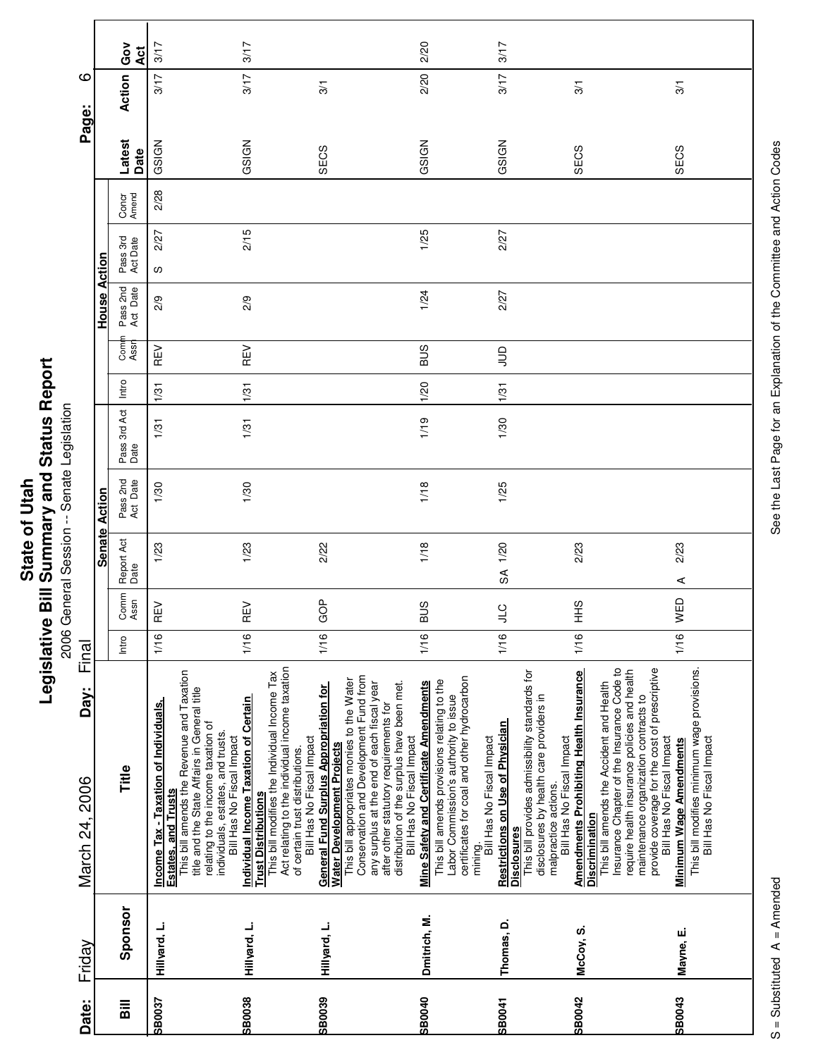# State of Utah
## Legislative Bill Summary and Status Report
2006 General Session -- Senate Legislation

**Date:** Friday March 24, 2006 **Day:** Final

| Bill | Sponsor | Title | Senate Action: Intro | Senate Action: Comm Assn | Senate Action: Report Act Date | Senate Action: Pass 2nd Act Date | Senate Action: Pass 3rd Act Date | House Action: Intro | House Action: Comm Assn | House Action: Pass 2nd Act Date | House Action: Pass 3rd Act Date | House Action: Concr Amend | Latest Action | Action Date | Gov Act |
|---|---|---|---|---|---|---|---|---|---|---|---|---|---|---|---|
| SB0037 | Hillyard, L. | **Income Tax - Taxation of Individuals, Estates, and Trusts** This bill amends the Revenue and Taxation title and the State Affairs in General title relating to the income taxation of individuals, estates, and trusts. Bill Has No Fiscal Impact | 1/16 | REV | 1/23 | 1/30 | 1/31 | 1/31 | REV | 2/9 | S 2/27 | 2/28 | GSIGN | 3/17 | 3/17 |
| SB0038 | Hillyard, L. | **Individual Income Taxation of Certain Trust Distributions** This bill modifies the Individual Income Tax Act relating to the individual income taxation of certain trust distributions. Bill Has No Fiscal Impact | 1/16 | REV | 1/23 | 1/30 | 1/31 | 1/31 | REV | 2/9 | 2/15 | | GSIGN | 3/17 | 3/17 |
| SB0039 | Hillyard, L. | **General Fund Surplus Appropriation for Water Development Projects** This bill appropriates monies to the Water Conservation and Development Fund from any surplus at the end of each fiscal year after other statutory requirements for distribution of the surplus have been met. Bill Has No Fiscal Impact | 1/16 | GOP | 2/22 | | | | | | | | SECS | 3/1 | |
| SB0040 | Dmitrich, M. | **Mine Safety and Certificate Amendments** This bill amends provisions relating to the Labor Commission's authority to issue certificates for coal and other hydrocarbon mining. Bill Has No Fiscal Impact | 1/16 | BUS | 1/18 | 1/18 | 1/19 | 1/20 | BUS | 1/24 | 1/25 | | GSIGN | 2/20 | 2/20 |
| SB0041 | Thomas, D. | **Restrictions on Use of Physician Disclosures** This bill provides admissibility standards for disclosures by health care providers in malpractice actions. Bill Has No Fiscal Impact | 1/16 | JLC | SA 1/20 | 1/25 | 1/30 | 1/31 | JUD | 2/27 | 2/27 | | GSIGN | 3/17 | 3/17 |
| SB0042 | McCoy, S. | **Amendments Prohibiting Health Insurance Discrimination** This bill amends the Accident and Health Insurance Chapter of the Insurance Code to require health insurance policies and health maintenance organization contracts to provide coverage for the cost of prescriptive Bill Has No Fiscal Impact | 1/16 | HHS | 2/23 | | | | | | | | SECS | 3/1 | |
| SB0043 | Mayne, E. | **Minimum Wage Amendments** This bill modifies minimum wage provisions. Bill Has No Fiscal Impact | 1/16 | WED | A 2/23 | | | | | | | | SECS | 3/1 | |

S = Substituted A = Amended

See the Last Page for an Explanation of the Committee and Action Codes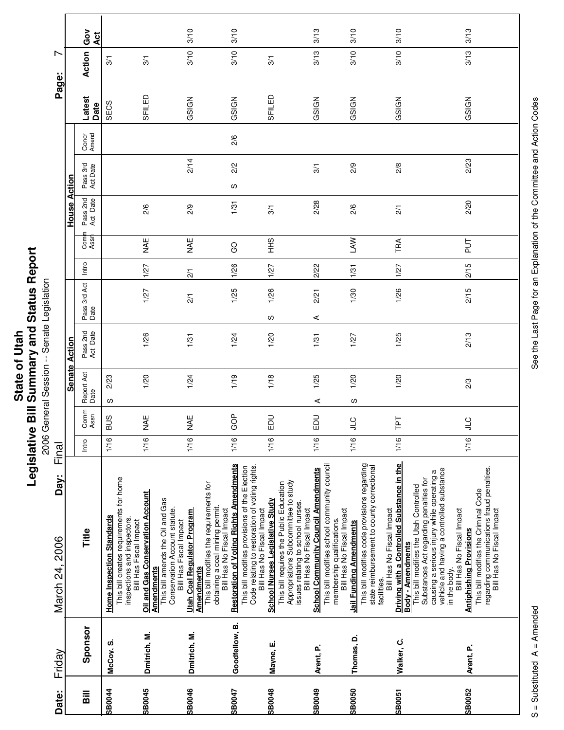# State of Utah
## Legislative Bill Summary and Status Report
2006 General Session -- Senate Legislation

**Date:** Friday March 24, 2006 **Day:** Final

| Bill | Sponsor | Title | Senate Action Intro | Senate Action Comm Assn | Senate Action Report Act Date | Senate Action Pass 2nd Act Date | Senate Action Pass 3rd Act Date | House Action Intro | House Action Comm Assn | House Action Pass 2nd Act Date | House Action Pass 3rd Act Date | House Action Concr Amend | Latest Action | Action Date | Gov Act |
|---|---|---|---|---|---|---|---|---|---|---|---|---|---|---|---|
| SB0044 | McCoy, S. | **Home Inspection Standards** This bill creates requirements for home inspections and inspectors. Bill Has Fiscal Impact | 1/16 | BUS | S 2/23 | | | | | | | | SECS | 3/1 | |
| SB0045 | Dmitrich, M. | **Oil and Gas Conservation Account Amendments** This bill amends the Oil and Gas Conservation Account statute. Bill Has Fiscal Impact | 1/16 | NAE | 1/20 | 1/26 | 1/27 | 1/27 | NAE | 2/6 | | | SFILED | 3/1 | |
| SB0046 | Dmitrich, M. | **Utah Coal Regulator Program Amendments** This bill modifies the requirements for obtaining a coal mining permit. Bill Has No Fiscal Impact | 1/16 | NAE | 1/24 | 1/31 | 2/1 | 2/1 | NAE | 2/9 | 2/14 | | GSIGN | 3/10 | 3/10 |
| SB0047 | Goodfellow, B. | **Restoration of Voting Rights Amendments** This bill modifies provisions of the Election Code relating to restoration of voting rights. Bill Has No Fiscal Impact | 1/16 | GOP | 1/19 | 1/24 | 1/25 | 1/26 | GO | 1/31 | S 2/2 | 2/6 | GSIGN | 3/10 | 3/10 |
| SB0048 | Mayne, E. | **School Nurses Legislative Study** This bill requires the Public Education Appropriations Subcommittee to study issues relating to school nurses. Bill Has No Fiscal Impact | 1/16 | EDU | 1/18 | 1/20 | S 1/26 | 1/27 | HHS | 3/1 | | | SFILED | 3/1 | |
| SB0049 | Arent, P. | **School Community Council Amendments** This bill modifies school community council membership qualifications. Bill Has No Fiscal Impact | 1/16 | EDU | A 1/25 | 1/31 | A 2/21 | 2/22 | | 2/28 | 3/1 | | GSIGN | 3/13 | 3/13 |
| SB0050 | Thomas, D. | **Jail Funding Amendments** This bill modifies code provisions regarding state reimbursement to county correctional facilities. Bill Has No Fiscal Impact | 1/16 | JLC | S 1/20 | 1/27 | 1/30 | 1/31 | LAW | 2/6 | 2/9 | | GSIGN | 3/10 | 3/10 |
| SB0051 | Walker, C. | **Driving with a Controlled Substance in the Body - Amendments** This bill modifies the Utah Controlled Substances Act regarding penalties for causing a serious injury while operating a vehicle and having a controlled substance in the body. Bill Has No Fiscal Impact | 1/16 | TPT | 1/20 | 1/25 | 1/26 | 1/27 | TRA | 2/1 | 2/8 | | GSIGN | 3/10 | 3/10 |
| SB0052 | Arent, P. | **Antiphishing Provisions** This bill modifies the Criminal Code regarding communications fraud penalties. Bill Has No Fiscal Impact | 1/16 | JLC | 2/3 | 2/13 | 2/15 | 2/15 | PUT | 2/20 | 2/23 | | GSIGN | 3/13 | 3/13 |

S = Substituted A = Amended

See the Last Page for an Explanation of the Committee and Action Codes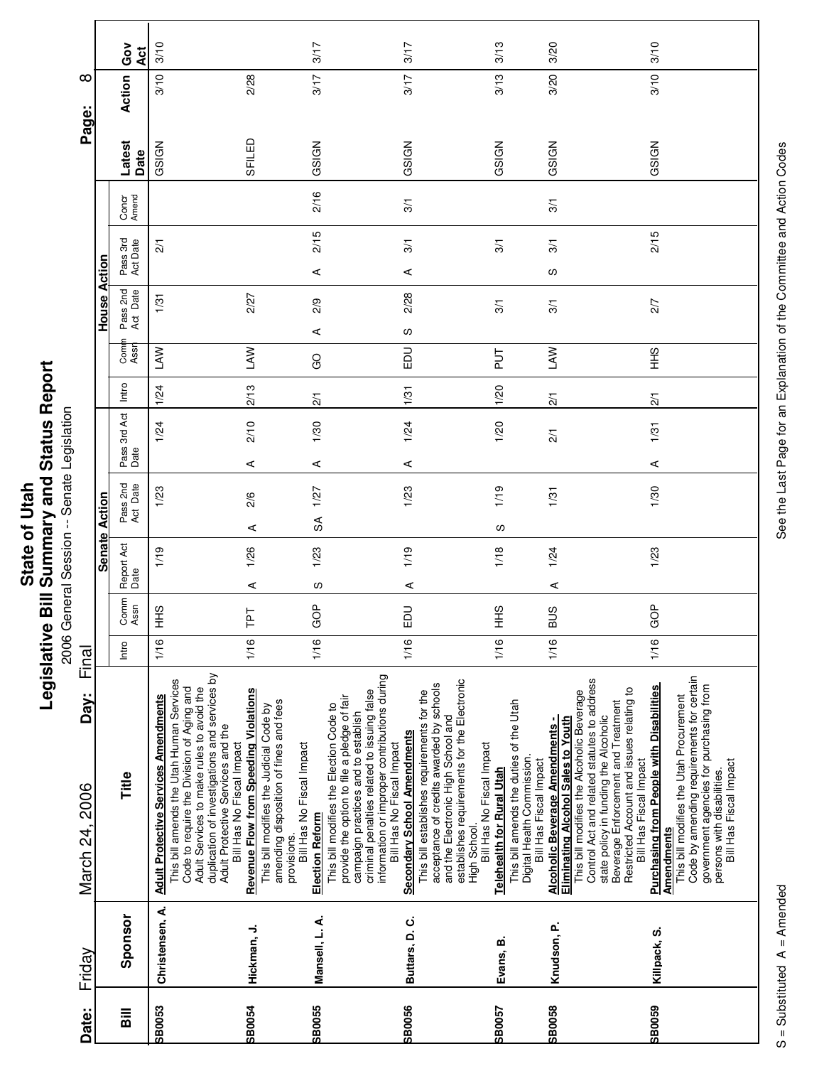# State of Utah
## Legislative Bill Summary and Status Report
2006 General Session -- Senate Legislation

**Date:** Friday March 24, 2006 **Day:** Final

| Bill | Sponsor | Title | Senate Action | | | | | House Action | | | | | | Latest | Action | Gov |
|---|---|---|---|---|---|---|---|---|---|---|---|---|---|---|---|---|
| | | | Intro | Comm Assn | Report Act Date | Pass 2nd Act Date | Pass 3rd Act Date | Intro | Comm Assn | Pass 2nd Act Date | Pass 3rd Act Date | Concr Amend | | Date | | Act |
| SB0053 | Christensen, A. | **Adult Protective Services Amendments** This bill amends the Utah Human Services Code to require the Division of Aging and Adult Services to make rules to avoid the duplication of investigations and services by Adult Protective Services and the Bill Has No Fiscal Impact | 1/16 | HHS | 1/19 | 1/23 | 1/24 | 1/24 | LAW | 1/31 | 2/1 | | | GSIGN | 3/10 | 3/10 |
| SB0054 | Hickman, J. | **Revenue Flow from Speeding Violations** This bill modifies the Judicial Code by amending disposition of fines and fees provisions. Bill Has No Fiscal Impact | 1/16 | TPT | A 1/26 | A 2/6 | A 2/10 | 2/13 | LAW | 2/27 | | | | SFILED | 2/28 | |
| SB0055 | Mansell, L. A. | **Election Reform** This bill modifies the Election Code to provide the option to file a pledge of fair campaign practices and to establish criminal penalties related to issuing false information or improper contributions during Bill Has No Fiscal Impact | 1/16 | GOP | S 1/23 | SA 1/27 | A 1/30 | 2/1 | GO | A 2/9 | A 2/15 | 2/16 | | GSIGN | 3/17 | 3/17 |
| SB0056 | Buttars, D. C. | **Secondary School Amendments** This bill establishes requirements for the acceptance of credits awarded by schools and the Electronic High School and establishes requirements for the Electronic High School. Bill Has No Fiscal Impact | 1/16 | EDU | A 1/19 | 1/23 | A 1/24 | 1/31 | EDU | S 2/28 | A 3/1 | 3/1 | | GSIGN | 3/17 | 3/17 |
| SB0057 | Evans, B. | **Telehealth for Rural Utah** This bill amends the duties of the Utah Digital Health Commission. Bill Has Fiscal Impact | 1/16 | HHS | 1/18 | S 1/19 | 1/20 | 1/20 | PUT | 3/1 | 3/1 | | | GSIGN | 3/13 | 3/13 |
| SB0058 | Knudson, P. | **Alcoholic Beverage Amendments - Eliminating Alcohol Sales to Youth** This bill modifies the Alcoholic Beverage Control Act and related statutes to address state policy in funding the Alcoholic Beverage Enforcement and Treatment Restricted Account and issues relating to Bill Has Fiscal Impact | 1/16 | BUS | A 1/24 | 1/31 | 2/1 | 2/1 | LAW | 3/1 | S 3/1 | 3/1 | | GSIGN | 3/20 | 3/20 |
| SB0059 | Killpack, S. | **Purchasing from People with Disabilities Amendments** This bill modifies the Utah Procurement Code by amending requirements for certain government agencies for purchasing from persons with disabilities. Bill Has Fiscal Impact | 1/16 | GOP | 1/23 | 1/30 | A 1/31 | 2/1 | HHS | 2/7 | 2/15 | | | GSIGN | 3/10 | 3/10 |

S = Substituted A = Amended

See the Last Page for an Explanation of the Committee and Action Codes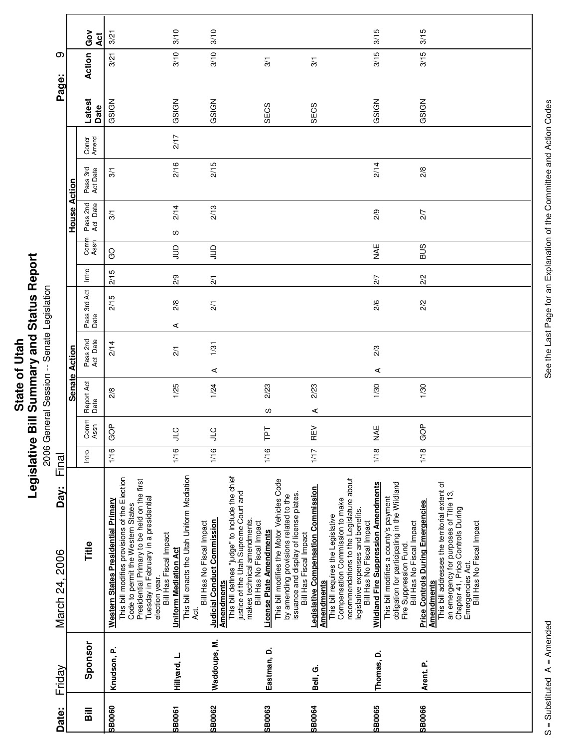# State of Utah
## Legislative Bill Summary and Status Report
2006 General Session -- Senate Legislation

**Date:** Friday March 24, 2006 **Day:** Final

| Bill | Sponsor | Title | Senate Action Intro | Senate Action Comm Assn | Senate Action Report Act Date | Senate Action Pass 2nd Act Date | Senate Action Pass 3rd Act Date | House Action Intro | House Action Comm Assn | House Action Pass 2nd Act Date | House Action Pass 3rd Act Date | House Action Concr Amend | Latest Action | Action Date | Gov Act |
|---|---|---|---|---|---|---|---|---|---|---|---|---|---|---|---|
| SB0060 | Knudson, P. | **Western States Presidential Primary** This bill modifies provisions of the Election Code to permit the Western States Presidential Primary to be held on the first Tuesday in February in a presidential election year. Bill Has Fiscal Impact | 1/16 | GOP | 2/8 | 2/14 | 2/15 | 2/15 | GO | 3/1 | 3/1 | | GSIGN | 3/21 | 3/21 |
| SB0061 | Hillyard, L. | **Uniform Mediation Act** This bill enacts the Utah Uniform Mediation Act. Bill Has No Fiscal Impact | 1/16 | JLC | 1/25 | 2/1 | A 2/8 | 2/9 | JUD | S 2/14 | 2/16 | 2/17 | GSIGN | 3/10 | 3/10 |
| SB0062 | Waddoups, M. | **Judicial Conduct Commission Amendments** This bill defines "judge" to include the chief justice of the Utah Supreme Court and makes technical amendments. Bill Has No Fiscal Impact | 1/16 | JLC | 1/24 | A 1/31 | 2/1 | 2/1 | JUD | 2/13 | 2/15 | | GSIGN | 3/10 | 3/10 |
| SB0063 | Eastman, D. | **License Plate Amendments** This bill modifies the Motor Vehicles Code by amending provisions related to the issuance and display of license plates. Bill Has Fiscal Impact | 1/16 | TPT | S 2/23 | | | | | | | | SECS | 3/1 | |
| SB0064 | Bell, G. | **Legislative Compensation Commission Amendments** This bill requires the Legislative Compensation Commission to make recommendations to the Legislature about legislative expenses and benefits. Bill Has No Fiscal Impact | 1/17 | REV | A 2/23 | | | | | | | | SECS | 3/1 | |
| SB0065 | Thomas, D. | **Wildland Fire Suppression Amendments** This bill modifies a county's payment obligation for participating in the Wildland Fire Suppression Fund. Bill Has No Fiscal Impact | 1/18 | NAE | 1/30 | A 2/3 | 2/6 | 2/7 | NAE | 2/9 | 2/14 | | GSIGN | 3/15 | 3/15 |
| SB0066 | Arent, P. | **Price Controls During Emergencies Amendments** This bill addresses the territorial extent of an emergency for purposes of Title 13, Chapter 41, Price Controls During Emergencies Act. Bill Has No Fiscal Impact | 1/18 | GOP | 1/30 | | 2/2 | 2/2 | BUS | 2/7 | 2/8 | | GSIGN | 3/15 | 3/15 |

S = Substituted A = Amended

See the Last Page for an Explanation of the Committee and Action Codes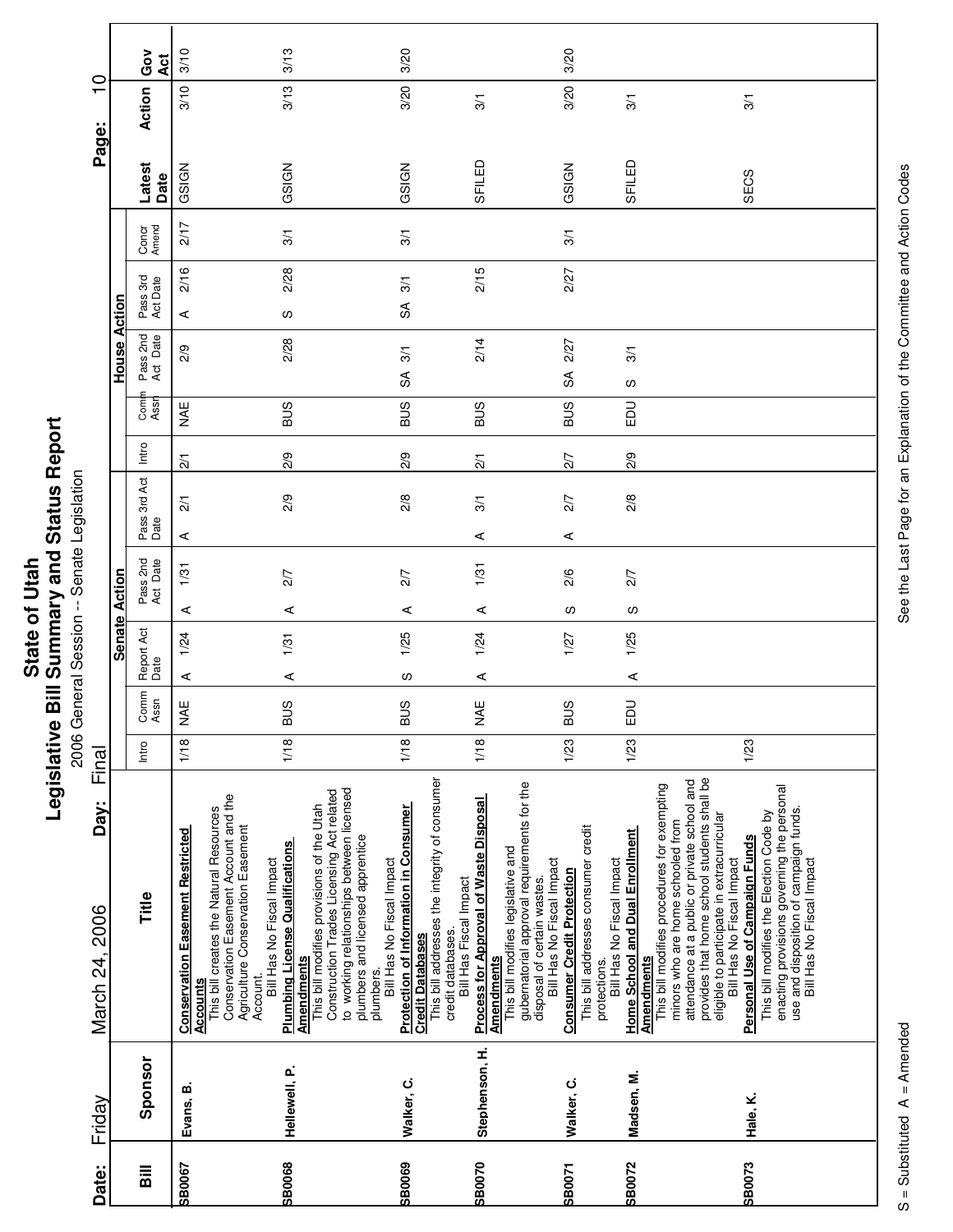# State of Utah
## Legislative Bill Summary and Status Report
2006 General Session -- Senate Legislation

**Date:** Friday March 24, 2006 **Day:** Final

| Bill | Sponsor | Title | Senate Action | | | | | House Action | | | | | | Latest Date | Action | Gov Act |
|---|---|---|---|---|---|---|---|---|---|---|---|---|---|---|---|---|
| | | | Intro | Comm Assn | Report Act Date | Pass 2nd Act Date | Pass 3rd Act Date | Intro | Comm Assn | Pass 2nd Act Date | Pass 3rd Act Date | Concr Amend | | | | |
| SB0067 | Evans, B. | **Conservation Easement Restricted Accounts** This bill creates the Natural Resources Conservation Easement Account and the Agriculture Conservation Easement Account. Bill Has No Fiscal Impact | 1/18 | NAE | A 1/24 | A 1/31 | A 2/1 | 2/1 | NAE | 2/9 | A 2/16 | 2/17 | | GSIGN | 3/10 | 3/10 |
| SB0068 | Hellewell, P. | **Plumbing License Qualifications Amendments** This bill modifies provisions of the Utah Construction Trades Licensing Act related to working relationships between licensed plumbers and licensed apprentice plumbers. Bill Has No Fiscal Impact | 1/18 | BUS | A 1/31 | A 2/7 | 2/9 | 2/9 | BUS | 2/28 | S 2/28 | 3/1 | | GSIGN | 3/13 | 3/13 |
| SB0069 | Walker, C. | **Protection of Information in Consumer Credit Databases** This bill addresses the integrity of consumer credit databases. Bill Has Fiscal Impact | 1/18 | BUS | S 1/25 | A 2/7 | 2/8 | 2/9 | BUS | SA 3/1 | SA 3/1 | 3/1 | | GSIGN | 3/20 | 3/20 |
| SB0070 | Stephenson, H. | **Process for Approval of Waste Disposal Amendments** This bill modifies legislative and gubernatorial approval requirements for the disposal of certain wastes. Bill Has No Fiscal Impact | 1/18 | NAE | A 1/24 | A 1/31 | A 3/1 | 2/1 | BUS | 2/14 | 2/15 | | | SFILED | 3/1 | |
| SB0071 | Walker, C. | **Consumer Credit Protection** This bill addresses consumer credit protections. Bill Has No Fiscal Impact | 1/23 | BUS | 1/27 | S 2/6 | A 2/7 | 2/7 | BUS | SA 2/27 | 2/27 | 3/1 | | GSIGN | 3/20 | 3/20 |
| SB0072 | Madsen, M. | **Home School and Dual Enrollment Amendments** This bill modifies procedures for exempting minors who are home schooled from attendance at a public or private school and provides that home school students shall be eligible to participate in extracurricular Bill Has No Fiscal Impact | 1/23 | EDU | A 1/25 | S 2/7 | 2/8 | 2/9 | EDU | S 3/1 | | | | SFILED | 3/1 | |
| SB0073 | Hale, K. | **Personal Use of Campaign Funds** This bill modifies the Election Code by enacting provisions governing the personal use and disposition of campaign funds. Bill Has No Fiscal Impact | 1/23 | | | | | | | | | | | SECS | 3/1 | |

S = Substituted A = Amended

See the Last Page for an Explanation of the Committee and Action Codes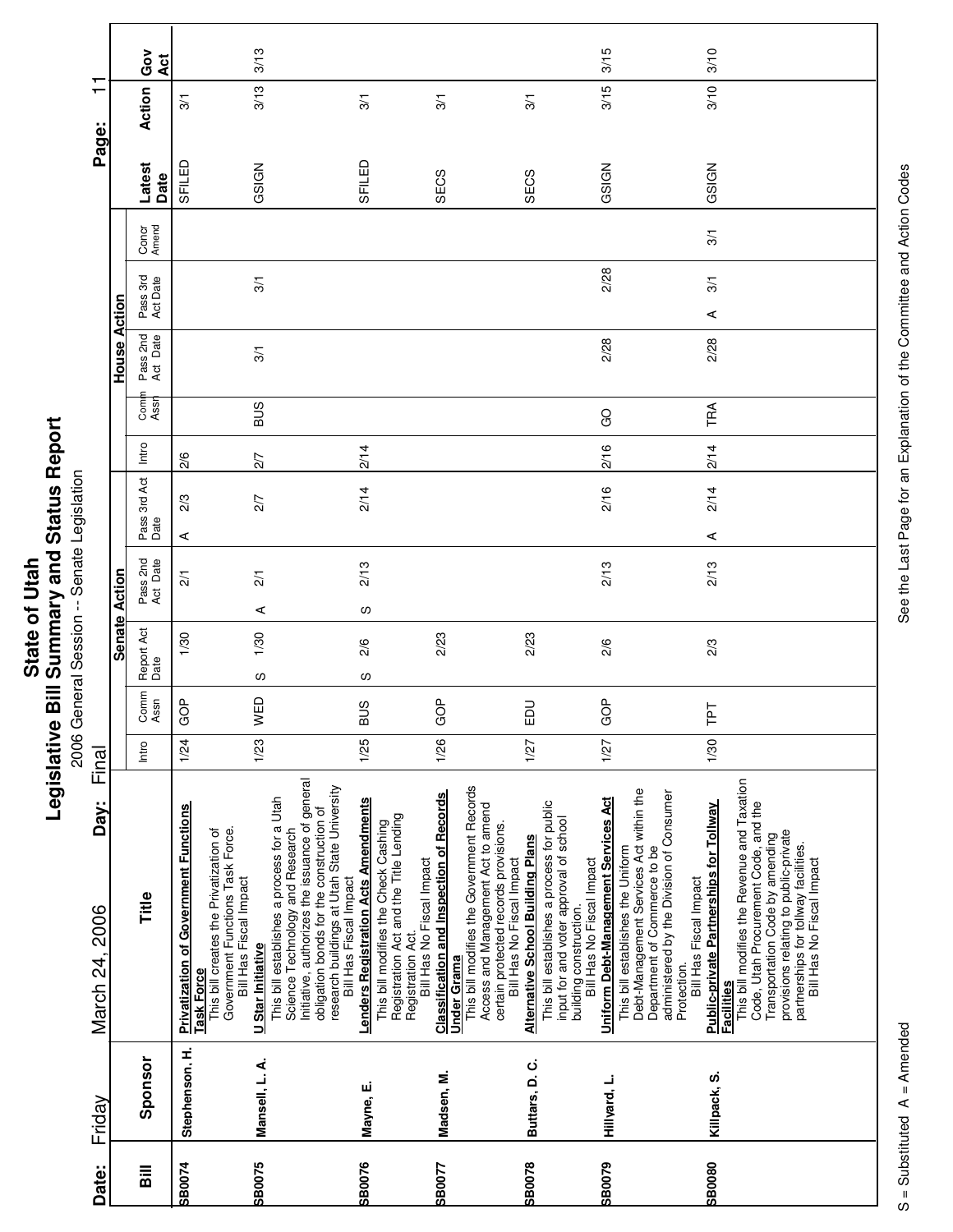# State of Utah
## Legislative Bill Summary and Status Report
2006 General Session -- Senate Legislation

**Date:** Friday March 24, 2006 **Day:** Final

| Bill | Sponsor | Title | Senate Action: Intro | Senate Action: Comm Assn | Senate Action: Report Act Date | Senate Action: Pass 2nd Act Date | Senate Action: Pass 3rd Act Date | House Action: Intro | House Action: Comm Assn | House Action: Pass 2nd Act Date | House Action: Pass 3rd Act Date | House Action: Concr Amend | Latest Date | Action | Gov Act |
|---|---|---|---|---|---|---|---|---|---|---|---|---|---|---|---|
| SB0074 | Stephenson, H. | **Privatization of Government Functions Task Force**<br>This bill creates the Privatization of Government Functions Task Force.<br>Bill Has Fiscal Impact | 1/24 | GOP | 1/30 | 2/1 | A 2/3 | 2/6 | | | | | SFILED | 3/1 | |
| SB0075 | Mansell, L. A. | **U Star Initiative**<br>This bill establishes a process for a Utah Science Technology and Research Initiative, authorizes the issuance of general obligation bonds for the construction of research buildings at Utah State University<br>Bill Has Fiscal Impact | 1/23 | WED | S 1/30 | A 2/1 | 2/7 | 2/7 | BUS | 3/1 | 3/1 | | GSIGN | 3/13 | 3/13 |
| SB0076 | Mayne, E. | **Lenders Registration Acts Amendments**<br>This bill modifies the Check Cashing Registration Act and the Title Lending Registration Act.<br>Bill Has No Fiscal Impact | 1/25 | BUS | S 2/6 | S 2/13 | 2/14 | 2/14 | | | | | SFILED | 3/1 | |
| SB0077 | Madsen, M. | **Classification and Inspection of Records Under Grama**<br>This bill modifies the Government Records Access and Management Act to amend certain protected records provisions.<br>Bill Has No Fiscal Impact | 1/26 | GOP | 2/23 | | | | | | | | SECS | 3/1 | |
| SB0078 | Buttars, D. C. | **Alternative School Building Plans**<br>This bill establishes a process for public input for and voter approval of school building construction.<br>Bill Has No Fiscal Impact | 1/27 | EDU | 2/23 | | | | | | | | SECS | 3/1 | |
| SB0079 | Hillyard, L. | **Uniform Debt-Management Services Act**<br>This bill establishes the Uniform Debt-Management Services Act within the Department of Commerce to be administered by the Division of Consumer Protection.<br>Bill Has Fiscal Impact | 1/27 | GOP | 2/6 | 2/13 | 2/16 | 2/16 | GO | 2/28 | 2/28 | | GSIGN | 3/15 | 3/15 |
| SB0080 | Killpack, S. | **Public-private Partnerships for Tollway Facilities**<br>This bill modifies the Revenue and Taxation Code, Utah Procurement Code, and the Transportation Code by amending provisions relating to public-private partnerships for tollway facilities.<br>Bill Has No Fiscal Impact | 1/30 | TPT | 2/3 | 2/13 | A 2/14 | 2/14 | TRA | 2/28 | A 3/1 | 3/1 | GSIGN | 3/10 | 3/10 |

S = Substituted A = Amended

See the Last Page for an Explanation of the Committee and Action Codes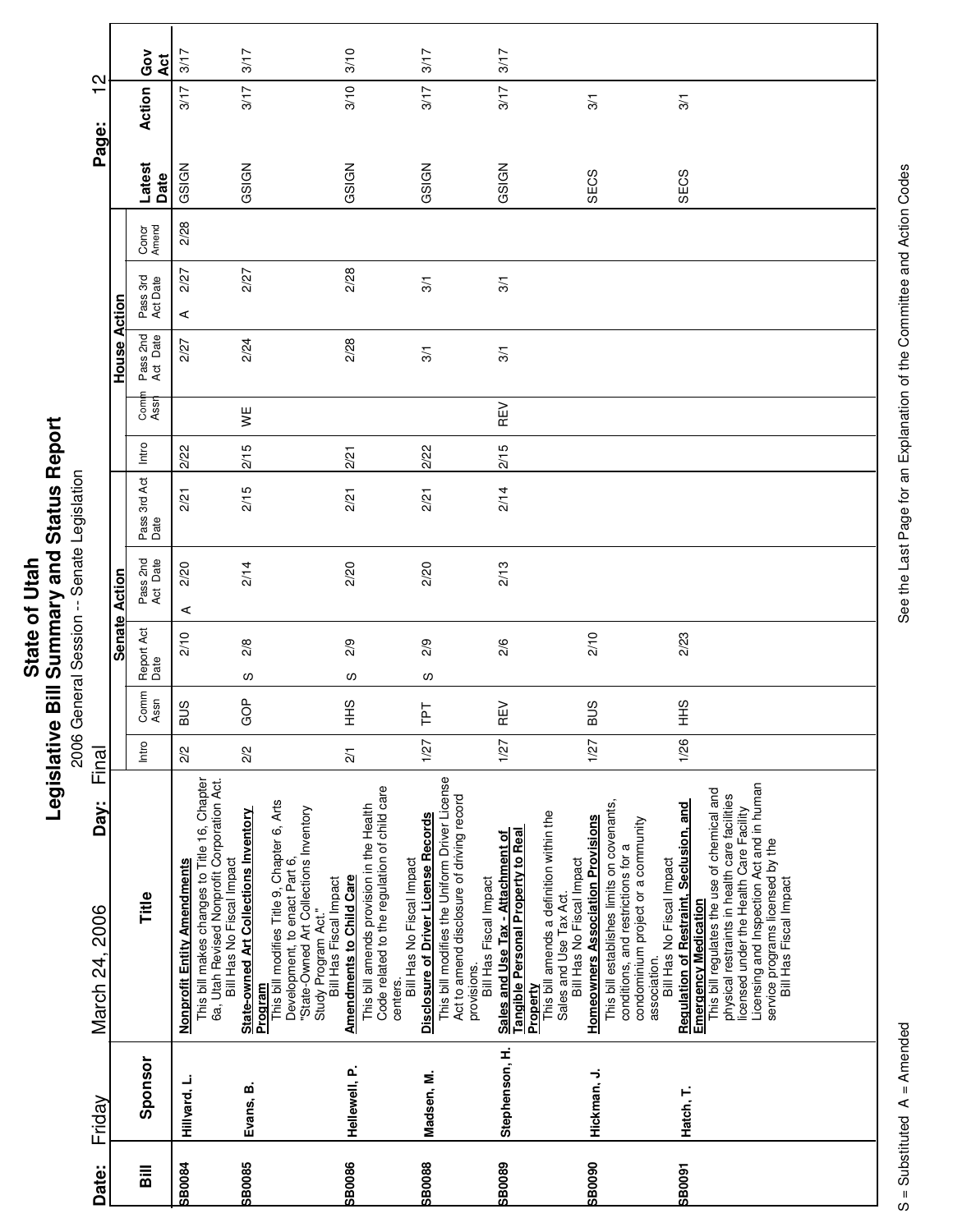# State of Utah
## Legislative Bill Summary and Status Report
2006 General Session -- Senate Legislation

**Date:** Friday March 24, 2006 **Day:** Final

| Bill | Sponsor | Title | Senate Action | | | | | House Action | | | | | | Latest Date | Action | Gov Act |
|---|---|---|---|---|---|---|---|---|---|---|---|---|---|---|---|---|
| | | | Intro | Comm Assn | Report Act Date | Pass 2nd Act Date | Pass 3rd Act Date | Intro | Comm Assn | Pass 2nd Act Date | Pass 3rd Act Date | Concr Amend | | | | |
| SB0084 | Hillyard, L. | **Nonprofit Entity Amendments**<br>This bill makes changes to Title 16, Chapter 6a, Utah Revised Nonprofit Corporation Act.<br>Bill Has No Fiscal Impact | 2/2 | BUS | 2/10 | A 2/20 | 2/21 | 2/22 | | 2/27 | A 2/27 | 2/28 | | GSIGN | 3/17 | 3/17 |
| SB0085 | Evans, B. | **State-owned Art Collections Inventory Program**<br>This bill modifies Title 9, Chapter 6, Arts Development, to enact Part 6, "State-Owned Art Collections Inventory Study Program Act."<br>Bill Has Fiscal Impact | 2/2 | GOP | S 2/8 | 2/14 | 2/15 | 2/15 | WE | 2/24 | 2/27 | | | GSIGN | 3/17 | 3/17 |
| SB0086 | Hellewell, P. | **Amendments to Child Care**<br>This bill amends provision in the Health Code related to the regulation of child care centers.<br>Bill Has No Fiscal Impact | 2/1 | HHS | S 2/9 | 2/20 | 2/21 | 2/21 | | 2/28 | 2/28 | | | GSIGN | 3/10 | 3/10 |
| SB0088 | Madsen, M. | **Disclosure of Driver License Records**<br>This bill modifies the Uniform Driver License Act to amend disclosure of driving record provisions.<br>Bill Has Fiscal Impact | 1/27 | TPT | S 2/9 | 2/20 | 2/21 | 2/22 | | 3/1 | 3/1 | | | GSIGN | 3/17 | 3/17 |
| SB0089 | Stephenson, H. | **Sales and Use Tax - Attachment of Tangible Personal Property to Real Property**<br>This bill amends a definition within the Sales and Use Tax Act.<br>Bill Has No Fiscal Impact | 1/27 | REV | 2/6 | 2/13 | 2/14 | 2/15 | REV | 3/1 | 3/1 | | | GSIGN | 3/17 | 3/17 |
| SB0090 | Hickman, J. | **Homeowners Association Provisions**<br>This bill establishes limits on covenants, conditions, and restrictions for a condominium project or a community association.<br>Bill Has No Fiscal Impact | 1/27 | BUS | 2/10 | | | | | | | | | SECS | 3/1 | |
| SB0091 | Hatch, T. | **Regulation of Restraint, Seclusion, and Emergency Medication**<br>This bill regulates the use of chemical and physical restraints in health care facilities licensed under the Health Care Facility Licensing and Inspection Act and in human service programs licensed by the<br>Bill Has Fiscal Impact | 1/26 | HHS | 2/23 | | | | | | | | | SECS | 3/1 | |

S = Substituted A = Amended

See the Last Page for an Explanation of the Committee and Action Codes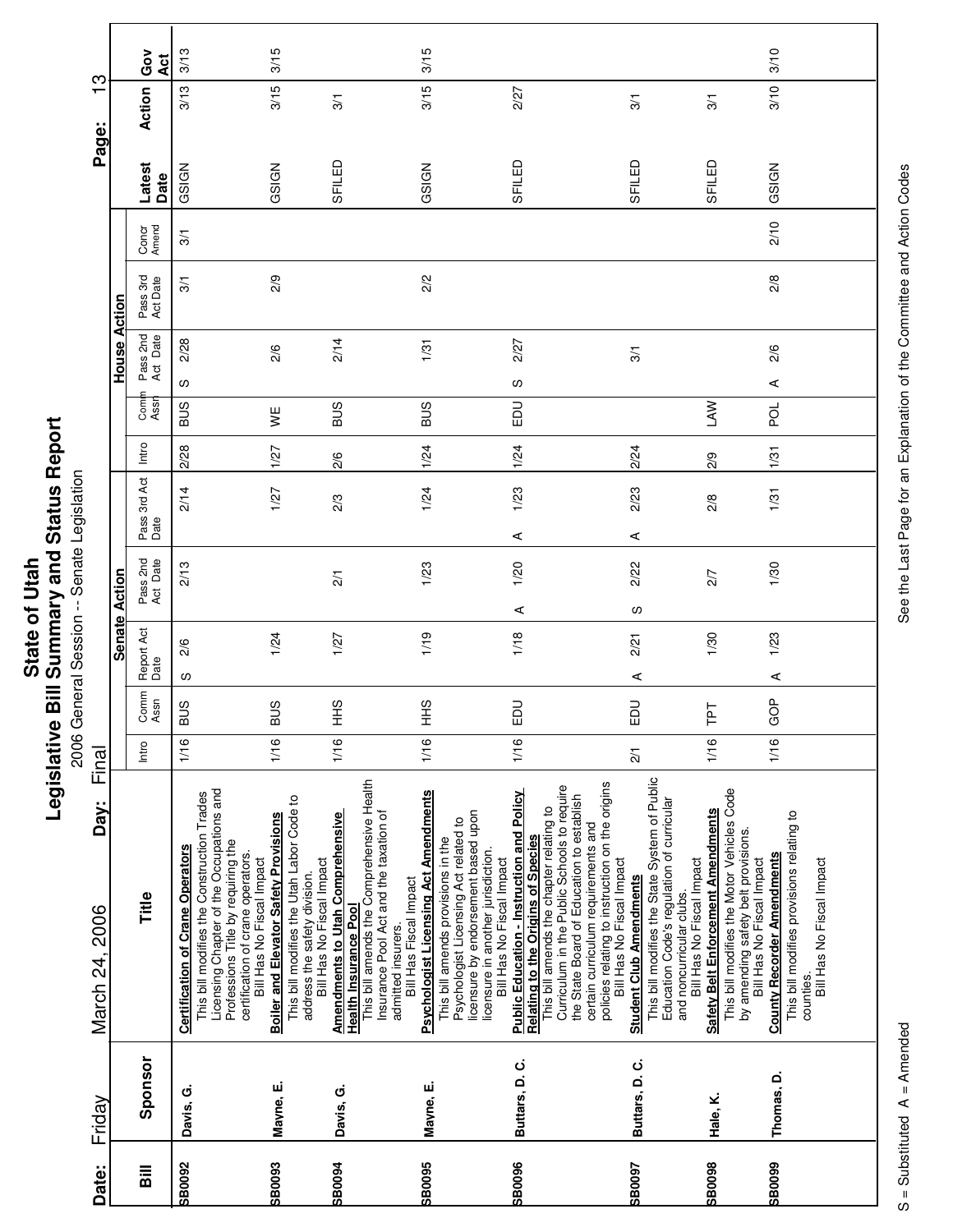# State of Utah
## Legislative Bill Summary and Status Report
2006 General Session -- Senate Legislation

**Date:** Friday March 24, 2006 **Day:** Final

| Bill | Sponsor | Title | Senate Action | | | | House Action | | | | | | Latest Date | Action | Gov Act |
|---|---|---|---|---|---|---|---|---|---|---|---|---|---|---|---|
| | | | Intro | Comm Assn | Report Act Date | Pass 2nd Act Date | Pass 3rd Act Date | Intro | Comm Assn | Pass 2nd Act Date | Pass 3rd Act Date | Concr Amend | | | |
| SB0092 | Davis, G. | **Certification of Crane Operators** This bill modifies the Construction Trades Licensing Chapter of the Occupations and Professions Title by requiring the certification of crane operators. Bill Has No Fiscal Impact | 1/16 | BUS | S 2/6 | 2/13 | 2/14 | 2/28 | BUS | S 2/28 | 3/1 | 3/1 | GSIGN | 3/13 | 3/13 |
| SB0093 | Mayne, E. | **Boiler and Elevator Safety Provisions** This bill modifies the Utah Labor Code to address the safety division. Bill Has No Fiscal Impact | 1/16 | BUS | 1/24 | | 1/27 | 1/27 | WE | 2/6 | 2/9 | | GSIGN | 3/15 | 3/15 |
| SB0094 | Davis, G. | **Amendments to Utah Comprehensive Health Insurance Pool** This bill amends the Comprehensive Health Insurance Pool Act and the taxation of admitted insurers. Bill Has No Fiscal Impact | 1/16 | HHS | 1/27 | 2/1 | 2/3 | 2/6 | BUS | 2/14 | | | SFILED | 3/1 | |
| SB0095 | Mayne, E. | **Psychologist Licensing Act Amendments** This bill amends provisions in the Psychologist Licensing Act related to licensure by endorsement based upon licensure in another jurisdiction. Bill Has No Fiscal Impact | 1/16 | HHS | 1/19 | 1/23 | 1/24 | 1/24 | BUS | 1/31 | 2/2 | | GSIGN | 3/15 | 3/15 |
| SB0096 | Buttars, D. C. | **Public Education - Instruction and Policy Relating to the Origins of Species** This bill amends the chapter relating to Curriculum in the Public Schools to require the State Board of Education to establish certain curriculum requirements and policies relating to instruction on the origins Bill Has No Fiscal Impact | 1/16 | EDU | 1/18 | A 1/20 | A 1/23 | 1/24 | EDU | S 2/27 | | | SFILED | 2/27 | |
| SB0097 | Buttars, D. C. | **Student Club Amendments** This bill modifies the State System of Public Education Code's regulation of curricular and noncurricular clubs. Bill Has No Fiscal Impact | 2/1 | EDU | A 2/21 | S 2/22 | A 2/23 | 2/24 | | 3/1 | | | SFILED | 3/1 | |
| SB0098 | Hale, K. | **Safety Belt Enforcement Amendments** This bill modifies the Motor Vehicles Code by amending safety belt provisions. Bill Has No Fiscal Impact | 1/16 | TPT | 1/30 | 2/7 | 2/8 | 2/9 | LAW | | | | SFILED | 3/1 | |
| SB0099 | Thomas, D. | **County Recorder Amendments** This bill modifies provisions relating to counties. Bill Has No Fiscal Impact | 1/16 | GOP | A 1/23 | 1/30 | 1/31 | 1/31 | POL | A 2/6 | 2/8 | 2/10 | GSIGN | 3/10 | 3/10 |

S = Substituted A = Amended

See the Last Page for an Explanation of the Committee and Action Codes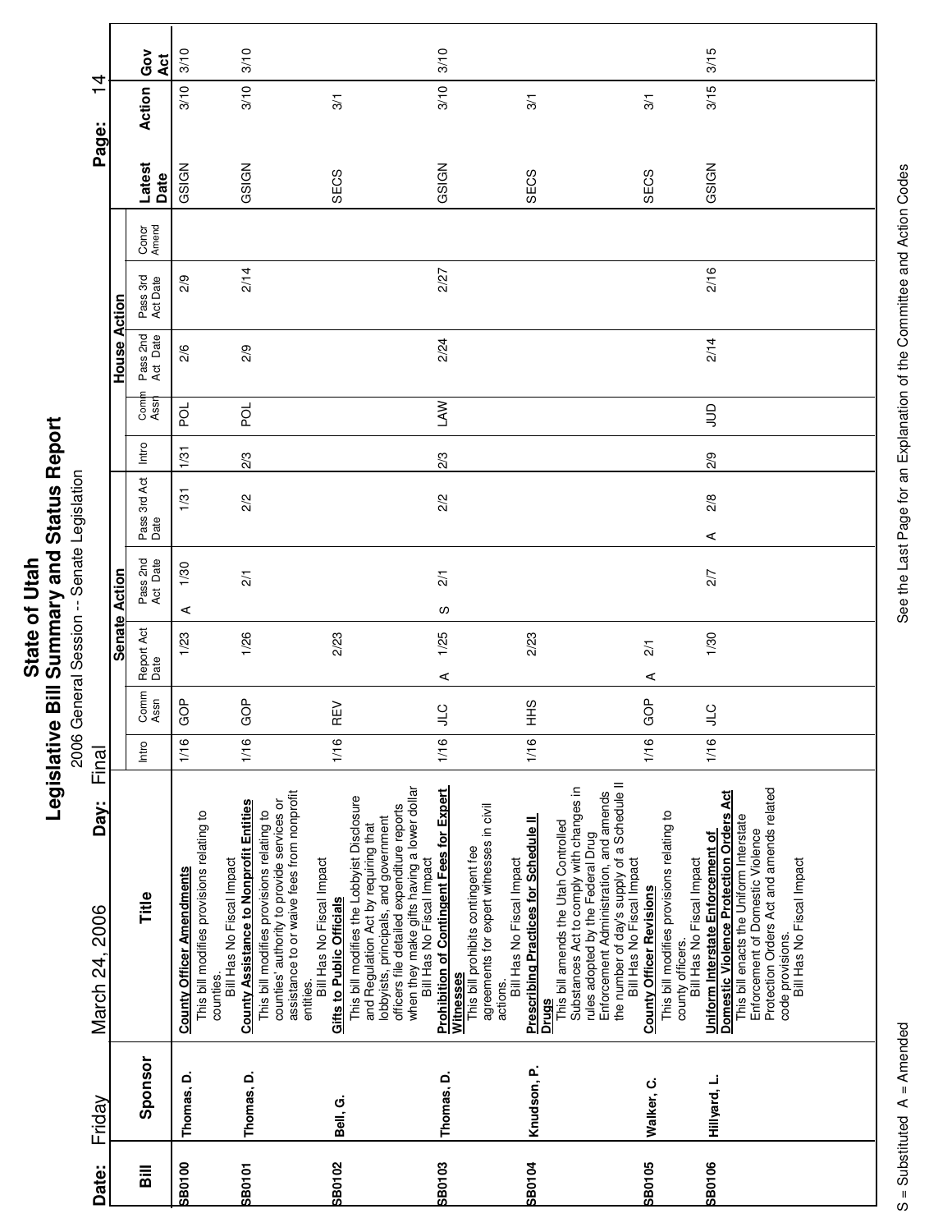# State of Utah
## Legislative Bill Summary and Status Report
2006 General Session -- Senate Legislation

**Date:** Friday March 24, 2006 **Day:** Final

| Bill | Sponsor | Title | Senate Action: Intro | Senate Action: Comm Assn | Senate Action: Report Act Date | Senate Action: Pass 2nd Act Date | Senate Action: Pass 3rd Act Date | House Action: Intro | House Action: Comm Assn | House Action: Pass 2nd Act Date | House Action: Pass 3rd Act Date | House Action: Concr Amend | Latest Date | Action | Gov Act |
|---|---|---|---|---|---|---|---|---|---|---|---|---|---|---|---|
| SB0100 | Thomas, D. | **County Officer Amendments** This bill modifies provisions relating to counties. Bill Has No Fiscal Impact | 1/16 | GOP | 1/23 | A 1/30 | 1/31 | 1/31 | POL | 2/6 | 2/9 | | GSIGN | 3/10 | 3/10 |
| SB0101 | Thomas, D. | **County Assistance to Nonprofit Entities** This bill modifies provisions relating to counties' authority to provide services or assistance to or waive fees from nonprofit entities. Bill Has No Fiscal Impact | 1/16 | GOP | 1/26 | 2/1 | 2/2 | 2/3 | POL | 2/9 | 2/14 | | GSIGN | 3/10 | 3/10 |
| SB0102 | Bell, G. | **Gifts to Public Officials** This bill modifies the Lobbyist Disclosure and Regulation Act by requiring that lobbyists, principals, and government officers file detailed expenditure reports when they make gifts having a lower dollar Bill Has No Fiscal Impact | 1/16 | REV | 2/23 | | | | | | | | SECS | 3/1 | |
| SB0103 | Thomas, D. | **Prohibition of Contingent Fees for Expert Witnesses** This bill prohibits contingent fee agreements for expert witnesses in civil actions. Bill Has No Fiscal Impact | 1/16 | JLC | A 1/25 | S 2/1 | 2/2 | 2/3 | LAW | 2/24 | 2/27 | | GSIGN | 3/10 | 3/10 |
| SB0104 | Knudson, P. | **Prescribing Practices for Schedule II Drugs** This bill amends the Utah Controlled Substances Act to comply with changes in rules adopted by the Federal Drug Enforcement Administration, and amends the number of day's supply of a Schedule II Bill Has No Fiscal Impact | 1/16 | HHS | 2/23 | | | | | | | | SECS | 3/1 | |
| SB0105 | Walker, C. | **County Officer Revisions** This bill modifies provisions relating to county officers. Bill Has No Fiscal Impact | 1/16 | GOP | A 2/1 | | | | | | | | SECS | 3/1 | |
| SB0106 | Hillyard, L. | **Uniform Interstate Enforcement of Domestic Violence Protection Orders Act** This bill enacts the Uniform Interstate Enforcement of Domestic Violence Protection Orders Act and amends related code provisions. Bill Has No Fiscal Impact | 1/16 | JLC | 1/30 | 2/7 | A 2/8 | 2/9 | JUD | 2/14 | 2/16 | | GSIGN | 3/15 | 3/15 |

S = Substituted A = Amended

See the Last Page for an Explanation of the Committee and Action Codes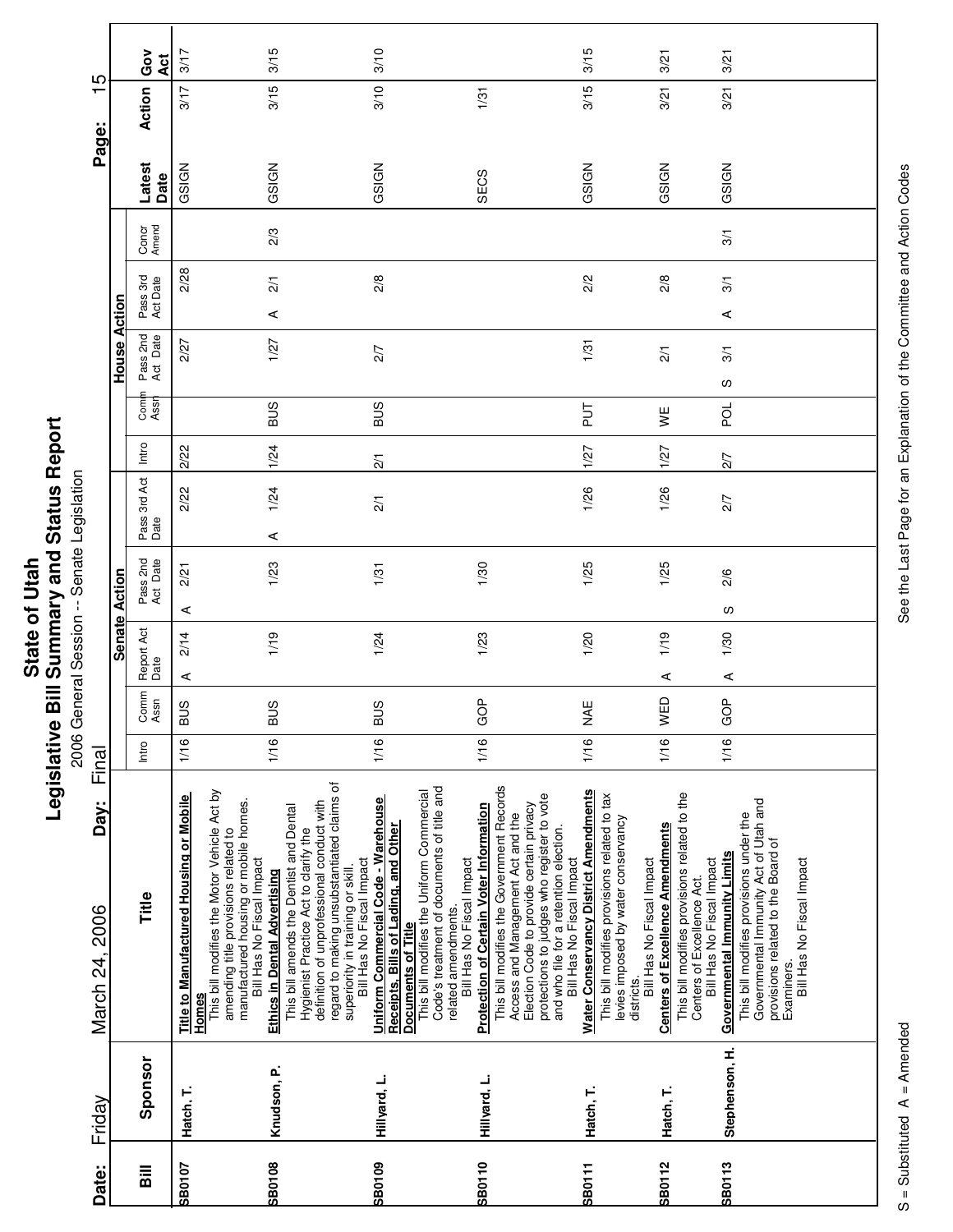# State of Utah
## Legislative Bill Summary and Status Report
2006 General Session -- Senate Legislation

**Date:** Friday March 24, 2006 **Day:** Final

| Bill | Sponsor | Title | Senate Action | | | | | House Action | | | | | | Latest Date | Action | Gov Act |
|---|---|---|---|---|---|---|---|---|---|---|---|---|---|---|---|---|
| | | | Intro | Comm Assn | Report Act Date | Pass 2nd Act Date | Pass 3rd Act Date | Intro | Comm Assn | Pass 2nd Act Date | Pass 3rd Act Date | Concr Amend | | | | |
| SB0107 | Hatch, T. | **Title to Manufactured Housing or Mobile Homes** This bill modifies the Motor Vehicle Act by amending title provisions related to manufactured housing or mobile homes. Bill Has No Fiscal Impact | 1/16 | BUS | A 2/14 | A 2/21 | 2/22 | 2/22 | | 2/27 | 2/28 | | | GSIGN | 3/17 | 3/17 |
| SB0108 | Knudson, P. | **Ethics in Dental Advertising** This bill amends the Dentist and Dental Hygienist Practice Act to clarify the definition of unprofessional conduct with regard to making unsubstantiated claims of superiority in training or skill. Bill Has No Fiscal Impact | 1/16 | BUS | 1/19 | 1/23 | A 1/24 | 1/24 | BUS | 1/27 | A 2/1 | 2/3 | | GSIGN | 3/15 | 3/15 |
| SB0109 | Hillyard, L. | **Uniform Commercial Code - Warehouse Receipts, Bills of Lading, and Other Documents of Title** This bill modifies the Uniform Commercial Code's treatment of documents of title and related amendments. Bill Has No Fiscal Impact | 1/16 | BUS | 1/24 | 1/31 | 2/1 | 2/1 | BUS | 2/7 | 2/8 | | | GSIGN | 3/10 | 3/10 |
| SB0110 | Hillyard, L. | **Protection of Certain Voter Information** This bill modifies the Government Records Access and Management Act and the Election Code to provide certain privacy protections to judges who register to vote and who file for a retention election. Bill Has No Fiscal Impact | 1/16 | GOP | 1/23 | 1/30 | | | | | | | | SECS | 1/31 | |
| SB0111 | Hatch, T. | **Water Conservancy District Amendments** This bill modifies provisions related to tax levies imposed by water conservancy districts. Bill Has No Fiscal Impact | 1/16 | NAE | 1/20 | 1/25 | 1/26 | 1/27 | PUT | 1/31 | 2/2 | | | GSIGN | 3/15 | 3/15 |
| SB0112 | Hatch, T. | **Centers of Excellence Amendments** This bill modifies provisions related to the Centers of Excellence Act. Bill Has No Fiscal Impact | 1/16 | WED | A 1/19 | 1/25 | 1/26 | 1/27 | WE | 2/1 | 2/8 | | | GSIGN | 3/21 | 3/21 |
| SB0113 | Stephenson, H. | **Governmental Immunity Limits** This bill modifies provisions under the Governmental Immunity Act of Utah and provisions related to the Board of Examiners. Bill Has No Fiscal Impact | 1/16 | GOP | A 1/30 | S 2/6 | 2/7 | 2/7 | POL | S 3/1 | A 3/1 | 3/1 | | GSIGN | 3/21 | 3/21 |

S = Substituted A = Amended

See the Last Page for an Explanation of the Committee and Action Codes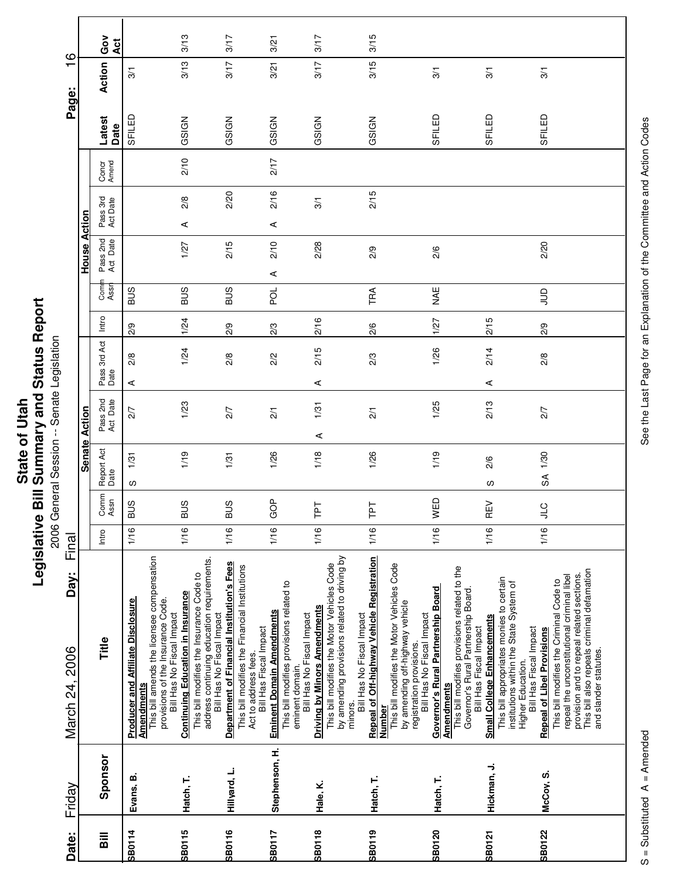# State of Utah
## Legislative Bill Summary and Status Report
2006 General Session -- Senate Legislation

**Date:** Friday March 24, 2006 **Day:** Final

| Bill | Sponsor | Title | Senate Action | | | | | House Action | | | | | | Latest Date | Action | Gov Act |
|---|---|---|---|---|---|---|---|---|---|---|---|---|---|---|---|---|
| | | | Intro | Comm Assn | Report Act Date | Pass 2nd Act Date | Pass 3rd Act Date | Intro | Comm Assn | Pass 2nd Act Date | Pass 3rd Act Date | Concr Amend | | | | |
| SB0114 | Evans, B. | **Producer and Affiliate Disclosure Amendments** This bill amends the licensee compensation provisions of the Insurance Code. Bill Has No Fiscal Impact | 1/16 | BUS | S 1/31 | 2/7 | A 2/8 | 2/9 | BUS | | | | | SFILED | 3/1 | |
| SB0115 | Hatch, T. | **Continuing Education in Insurance** This bill modifies the Insurance Code to address continuing education requirements. Bill Has No Fiscal Impact | 1/16 | BUS | 1/19 | 1/23 | 1/24 | 1/24 | BUS | 1/27 | A 2/8 | 2/10 | | GSIGN | 3/13 | 3/13 |
| SB0116 | Hillyard, L. | **Department of Financial Institution's Fees** This bill modifies the Financial Institutions Act to address fees. Bill Has Fiscal Impact | 1/16 | BUS | 1/31 | 2/7 | 2/8 | 2/9 | BUS | 2/15 | 2/20 | | | GSIGN | 3/17 | 3/17 |
| SB0117 | Stephenson, H. | **Eminent Domain Amendments** This bill modifies provisions related to eminent domain. Bill Has No Fiscal Impact | 1/16 | GOP | 1/26 | 2/1 | 2/2 | 2/3 | POL | A 2/10 | A 2/16 | 2/17 | | GSIGN | 3/21 | 3/21 |
| SB0118 | Hale, K. | **Driving by Minors Amendments** This bill modifies the Motor Vehicles Code by amending provisions related to driving by minors. Bill Has No Fiscal Impact | 1/16 | TPT | 1/18 | A 1/31 | A 2/15 | 2/16 | | 2/28 | 3/1 | | | GSIGN | 3/17 | 3/17 |
| SB0119 | Hatch, T. | **Repeal of Off-highway Vehicle Registration Number** This bill modifies the Motor Vehicles Code by amending off-highway vehicle registration provisions. Bill Has No Fiscal Impact | 1/16 | TPT | 1/26 | 2/1 | 2/3 | 2/6 | TRA | 2/9 | 2/15 | | | GSIGN | 3/15 | 3/15 |
| SB0120 | Hatch, T. | **Governor's Rural Partnership Board Amendments** This bill modifies provisions related to the Governor's Rural Partnership Board. Bill Has Fiscal Impact | 1/16 | WED | 1/19 | 1/25 | 1/26 | 1/27 | NAE | 2/6 | | | | SFILED | 3/1 | |
| SB0121 | Hickman, J. | **Small College Enhancements** This bill appropriates monies to certain institutions within the State System of Higher Education. Bill Has Fiscal Impact | 1/16 | REV | S 2/6 | 2/13 | A 2/14 | 2/15 | | | | | | SFILED | 3/1 | |
| SB0122 | McCoy, S. | **Repeal of Libel Provisions** This bill modifies the Criminal Code to repeal the unconstitutional criminal libel provision and to repeal related sections. This bill also repeals criminal defamation and slander statutes. | 1/16 | JLC | SA 1/30 | 2/7 | 2/8 | 2/9 | JUD | 2/20 | | | | SFILED | 3/1 | |

S = Substituted A = Amended

See the Last Page for an Explanation of the Committee and Action Codes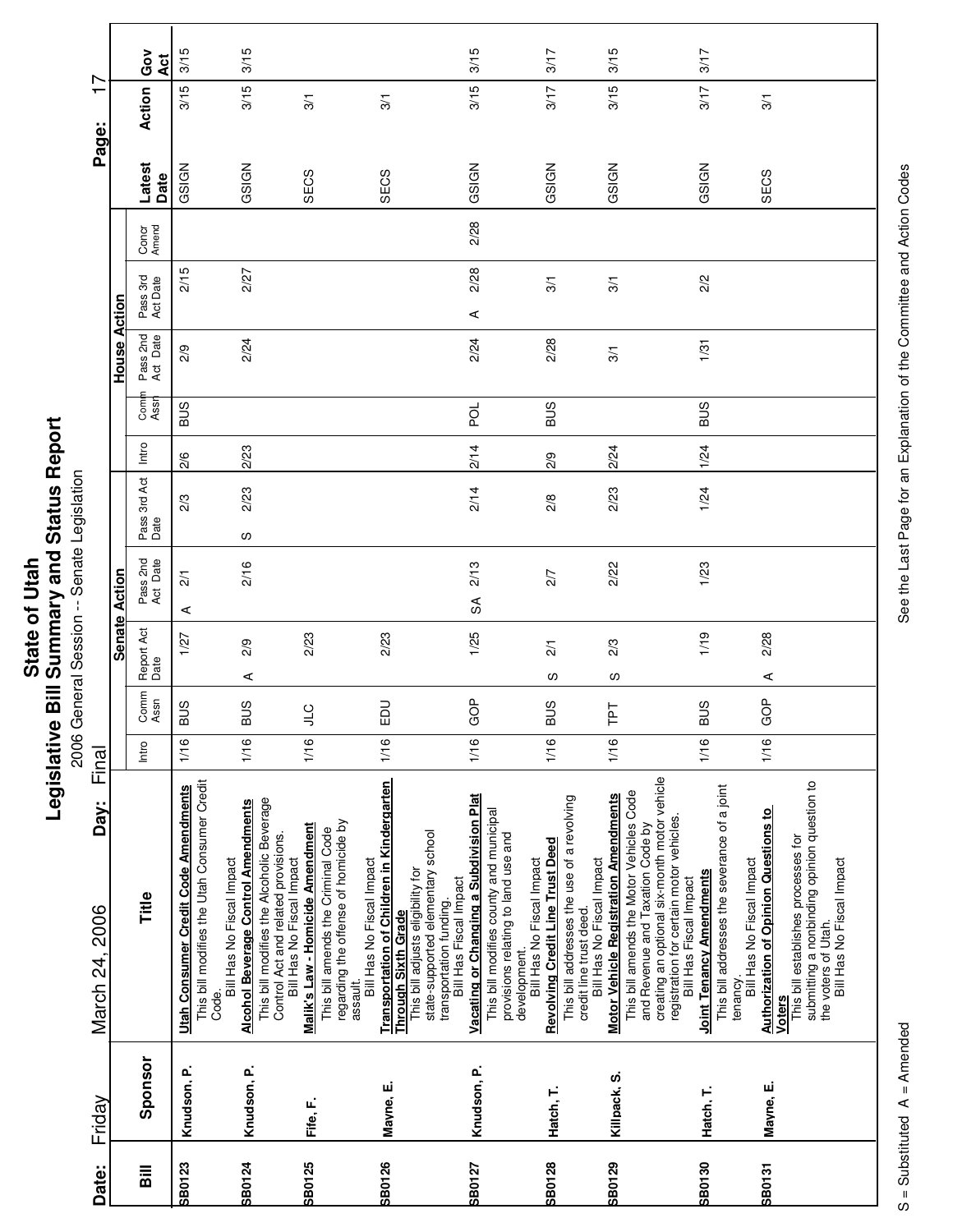# State of Utah
## Legislative Bill Summary and Status Report
2006 General Session -- Senate Legislation

**Date:** March 24, 2006 **Day:** Friday Final

| Bill | Sponsor | Title | Senate Intro | Senate Comm Assn | Senate Report Act Date | Senate Pass 2nd Act Date | Senate Pass 3rd Act Date | House Intro | House Comm Assn | House Pass 2nd Act Date | House Pass 3rd Act Date | Concr Amend | Latest Date | Action | Gov Act |
|---|---|---|---|---|---|---|---|---|---|---|---|---|---|---|---|
| SB0123 | Knudson, P. | **Utah Consumer Credit Code Amendments** This bill modifies the Utah Consumer Credit Code. Bill Has No Fiscal Impact | 1/16 | BUS | 1/27 | A 2/1 | 2/3 | 2/6 | BUS | 2/9 | 2/15 | | GSIGN | 3/15 | 3/15 |
| SB0124 | Knudson, P. | **Alcohol Beverage Control Amendments** This bill modifies the Alcoholic Beverage Control Act and related provisions. Bill Has No Fiscal Impact | 1/16 | BUS | A 2/9 | 2/16 | S 2/23 | 2/23 | | 2/24 | 2/27 | | GSIGN | 3/15 | 3/15 |
| SB0125 | Fife, F. | **Malik's Law - Homicide Amendment** This bill amends the Criminal Code regarding the offense of homicide by assault. Bill Has No Fiscal Impact | 1/16 | JLC | 2/23 | | | | | | | | SECS | 3/1 | |
| SB0126 | Mayne, E. | **Transportation of Children in Kindergarten Through Sixth Grade** This bill adjusts eligibility for state-supported elementary school transportation funding. Bill Has Fiscal Impact | 1/16 | EDU | 2/23 | | | | | | | | SECS | 3/1 | |
| SB0127 | Knudson, P. | **Vacating or Changing a Subdivision Plat** This bill modifies county and municipal provisions relating to land use and development. Bill Has No Fiscal Impact | 1/16 | GOP | 1/25 | SA 2/13 | 2/14 | 2/14 | POL | 2/24 | A 2/28 | 2/28 | GSIGN | 3/15 | 3/15 |
| SB0128 | Hatch, T. | **Revolving Credit Line Trust Deed** This bill addresses the use of a revolving credit line trust deed. Bill Has No Fiscal Impact | 1/16 | BUS | S 2/1 | 2/7 | 2/8 | 2/9 | BUS | 2/28 | 3/1 | | GSIGN | 3/17 | 3/17 |
| SB0129 | Killpack, S. | **Motor Vehicle Registration Amendments** This bill amends the Motor Vehicles Code and Revenue and Taxation Code by creating an optional six-month motor vehicle registration for certain motor vehicles. Bill Has Fiscal Impact | 1/16 | TPT | S 2/3 | 2/22 | 2/23 | 2/24 | | 3/1 | 3/1 | | GSIGN | 3/15 | 3/15 |
| SB0130 | Hatch, T. | **Joint Tenancy Amendments** This bill addresses the severance of a joint tenancy. Bill Has No Fiscal Impact | 1/16 | BUS | 1/19 | 1/23 | 1/24 | 1/24 | BUS | 1/31 | 2/2 | | GSIGN | 3/17 | 3/17 |
| SB0131 | Mayne, E. | **Authorization of Opinion Questions to Voters** This bill establishes processes for submitting a nonbinding opinion question to the voters of Utah. Bill Has No Fiscal Impact | 1/16 | GOP | A 2/28 | | | | | | | | SECS | 3/1 | |

S = Substituted A = Amended

See the Last Page for an Explanation of the Committee and Action Codes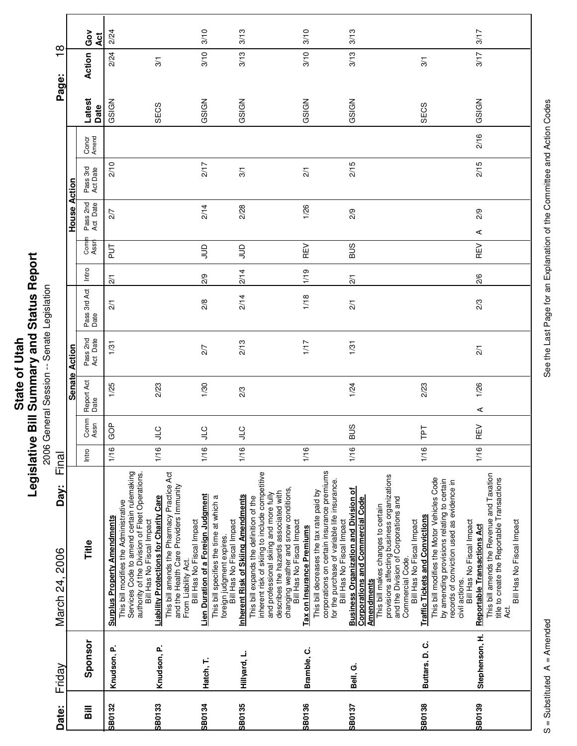# State of Utah
## Legislative Bill Summary and Status Report
2006 General Session -- Senate Legislation

**Date:** Friday March 24, 2006 **Day:** Final

| Bill | Sponsor | Title | Senate Action | | | | | House Action | | | | | | Latest Date | Action | Gov Act |
|---|---|---|---|---|---|---|---|---|---|---|---|---|---|---|---|---|
| | | | Intro | Comm Assn | Report Act Date | Pass 2nd Act Date | Pass 3rd Act Date | Intro | Comm Assn | Pass 2nd Act Date | Pass 3rd Act Date | Concr Amend | | | | |
| SB0132 | Knudson, P. | **Surplus Property Amendments** This bill modifies the Administrative Services Code to amend certain rulemaking authority of the Division of Fleet Operations. Bill Has No Fiscal Impact | 1/16 | GOP | 1/25 | 1/31 | 2/1 | 2/1 | PUT | 2/7 | 2/10 | | | GSIGN | 2/24 | 2/24 |
| SB0133 | Knudson, P. | **Liability Protections for Charity Care** This bill amends the Pharmacy Practice Act and the Health Care Providers Immunity From Liability Act. Bill Has No Fiscal Impact | 1/16 | JLC | 2/23 | | | | | | | | | SECS | 3/1 | |
| SB0134 | Hatch, T. | **Lien Duration of a Foreign Judgment** This bill specifies the time at which a foreign judgment expires. Bill Has No Fiscal Impact | 1/16 | JLC | 1/30 | 2/7 | 2/8 | 2/9 | JUD | 2/14 | 2/17 | | | GSIGN | 3/10 | 3/10 |
| SB0135 | Hillyard, L. | **Inherent Risk of Skiing Amendments** This bill expands the definition of the inherent risk of skiing to include competitive and professional skiing and more fully describes the hazards associated with changing weather and snow conditions. Bill Has No Fiscal Impact | 1/16 | JLC | 2/3 | 2/13 | 2/14 | 2/14 | JUD | 2/28 | 3/1 | | | GSIGN | 3/13 | 3/13 |
| SB0136 | Bramble, C. | **Tax on Insurance Premiums** This bill decreases the tax rate paid by corporations on certain insurance premiums for the purchase of variable life insurance. Bill Has No Fiscal Impact | 1/16 | | | 1/17 | 1/18 | 1/19 | REV | 1/26 | 2/1 | | | GSIGN | 3/10 | 3/10 |
| SB0137 | Bell, G. | **Business Organization and Division of Corporations and Commercial Code Amendments** This bill makes changes to certain provisions affecting business organizations and the Division of Corporations and Commercial Code. Bill Has No Fiscal Impact | 1/16 | BUS | 1/24 | 1/31 | 2/1 | 2/1 | BUS | 2/9 | 2/15 | | | GSIGN | 3/13 | 3/13 |
| SB0138 | Buttars, D. C. | **Traffic Tickets and Convictions** This bill modifies the Motor Vehicles Code by amending provisions relating to certain records of conviction used as evidence in civil actions. Bill Has No Fiscal Impact | 1/16 | TPT | 2/23 | | | | | | | | | SECS | 3/1 | |
| SB0139 | Stephenson, H. | **Reportable Transactions Act** This bill amends the Revenue and Taxation title to create the Reportable Transactions Act. Bill Has No Fiscal Impact | 1/16 | REV | A 1/26 | 2/1 | 2/3 | 2/6 | REV | A 2/9 | 2/15 | 2/16 | | GSIGN | 3/17 | 3/17 |

S = Substituted A = Amended

See the Last Page for an Explanation of the Committee and Action Codes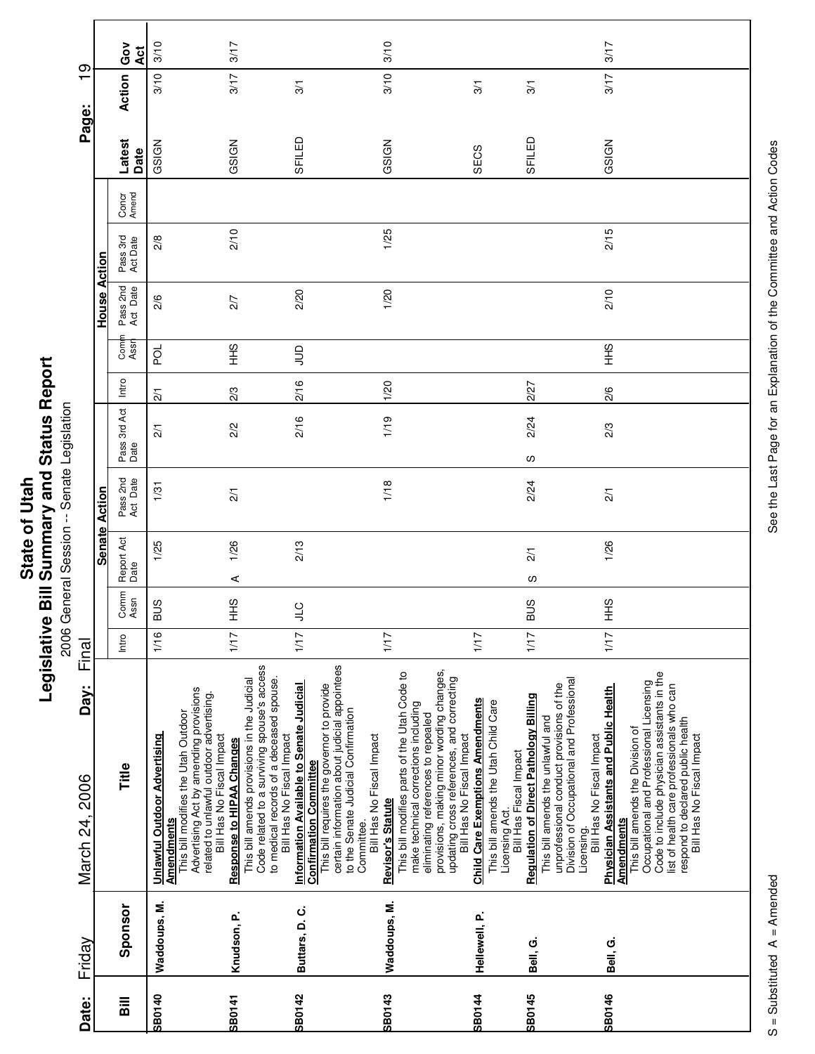# State of Utah
## Legislative Bill Summary and Status Report
2006 General Session -- Senate Legislation

**Date:** Friday March 24, 2006 **Day:** Final

| Bill | Sponsor | Title | Senate Action | | | | | House Action | | | | | | Latest Date | Action | Gov Act |
|---|---|---|---|---|---|---|---|---|---|---|---|---|---|---|---|---|
| | | | Intro | Comm Assn | Report Act Date | Pass 2nd Act Date | Pass 3rd Act Date | Intro | Comm Assn | Pass 2nd Act Date | Pass 3rd Act Date | Concr Amend | | | | |
| SB0140 | Waddoups, M. | **Unlawful Outdoor Advertising Amendments** This bill modifies the Utah Outdoor Advertising Act by amending provisions related to unlawful outdoor advertising. Bill Has No Fiscal Impact | 1/16 | BUS | 1/25 | 1/31 | 2/1 | 2/1 | POL | 2/6 | 2/8 | | | GSIGN | 3/10 | 3/10 |
| SB0141 | Knudson, P. | **Response to HIPAA Changes** This bill amends provisions in the Judicial Code related to a surviving spouse's access to medical records of a deceased spouse. Bill Has No Fiscal Impact | 1/17 | HHS | A 1/26 | 2/1 | 2/2 | 2/3 | HHS | 2/7 | 2/10 | | | GSIGN | 3/17 | 3/17 |
| SB0142 | Buttars, D. C. | **Information Available to Senate Judicial Confirmation Committee** This bill requires the governor to provide certain information about judicial appointees to the Senate Judicial Confirmation Committee. Bill Has No Fiscal Impact | 1/17 | JLC | 2/13 | | 2/16 | 2/16 | JUD | 2/20 | | | | SFILED | 3/1 | |
| SB0143 | Waddoups, M. | **Revisor's Statute** This bill modifies parts of the Utah Code to make technical corrections including eliminating references to repealed provisions, making minor wording changes, updating cross references, and correcting Bill Has No Fiscal Impact | 1/17 | | | 1/18 | 1/19 | 1/20 | | 1/20 | 1/25 | | | GSIGN | 3/10 | 3/10 |
| SB0144 | Hellewell, P. | **Child Care Exemptions Amendments** This bill amends the Utah Child Care Licensing Act. Bill Has Fiscal Impact | 1/17 | | | | | | | | | | | SECS | 3/1 | |
| SB0145 | Bell, G. | **Regulation of Direct Pathology Billing** This bill amends the unlawful and unprofessional conduct provisions of the Division of Occupational and Professional Licensing. Bill Has No Fiscal Impact | 1/17 | BUS | S 2/1 | 2/24 | S 2/24 | 2/27 | | | | | | SFILED | 3/1 | |
| SB0146 | Bell, G. | **Physician Assistants and Public Health Amendments** This bill amends the Division of Occupational and Professional Licensing Code to include physician assistants in the list of health care professionals who can respond to declared public health Bill Has No Fiscal Impact | 1/17 | HHS | 1/26 | 2/1 | 2/3 | 2/6 | HHS | 2/10 | 2/15 | | | GSIGN | 3/17 | 3/17 |

S = Substituted A = Amended

See the Last Page for an Explanation of the Committee and Action Codes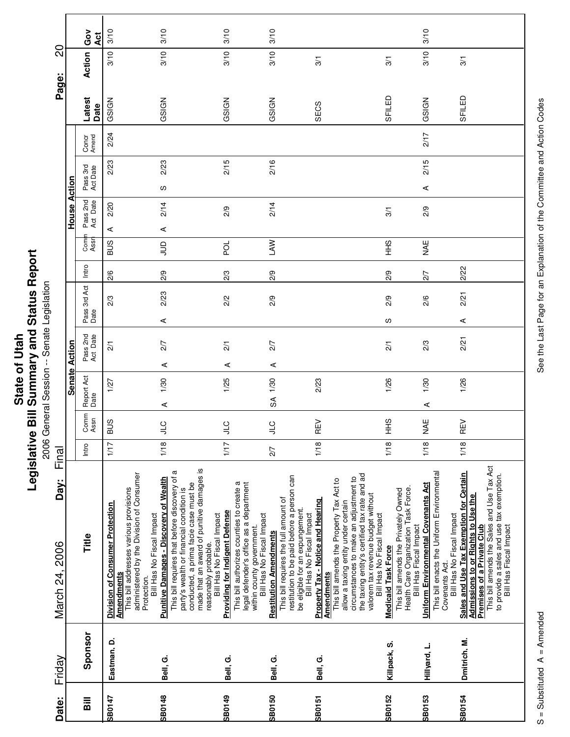# State of Utah
## Legislative Bill Summary and Status Report
2006 General Session -- Senate Legislation

**Date:** Friday March 24, 2006 **Day:** Final

| Bill | Sponsor | Title | Senate Action: Intro | Senate Action: Comm Assn | Senate Action: Report Act Date | Senate Action: Pass 2nd Act Date | Senate Action: Pass 3rd Act Date | House Action: Intro | House Action: Comm Assn | House Action: Pass 2nd Act Date | House Action: Pass 3rd Act Date | House Action: Concr Amend | Latest Date | Action | Gov Act |
|---|---|---|---|---|---|---|---|---|---|---|---|---|---|---|---|
| SB0147 | Eastman, D. | **Division of Consumer Protection Amendments** This bill addresses various provisions administered by the Division of Consumer Protection. Bill Has No Fiscal Impact | 1/17 | BUS | 1/27 | 2/1 | 2/3 | 2/6 | BUS | A 2/20 | 2/23 | 2/24 | GSIGN | 3/10 | 3/10 |
| SB0148 | Bell, G. | **Punitive Damages - Discovery of Wealth** This bill requires that before discovery of a party's wealth or financial condition is conducted, a prima facie case must be made that an award of punitive damages is reasonably probable. Bill Has No Fiscal Impact | 1/18 | JLC | A 1/30 | A 2/7 | A 2/23 | 2/9 | JUD | A 2/14 | S 2/23 | | GSIGN | 3/10 | 3/10 |
| SB0149 | Bell, G. | **Providing for Indigent Defense** This bill authorizes counties to create a legal defender's office as a department within county government. Bill Has No Fiscal Impact | 1/17 | JLC | 1/25 | A 2/1 | 2/2 | 2/3 | POL | 2/9 | 2/15 | | GSIGN | 3/10 | 3/10 |
| SB0150 | Bell, G. | **Restitution Amendments** This bill requires the full amount of restitution to be paid before a person can be eligible for an expungement. Bill Has No Fiscal Impact | 2/7 | JLC | SA 1/30 | A 2/7 | 2/9 | 2/9 | LAW | 2/14 | 2/16 | | GSIGN | 3/10 | 3/10 |
| SB0151 | Bell, G. | **Property Tax - Notice and Hearing Amendments** This bill amends the Property Tax Act to allow a taxing entity under certain circumstances to make an adjustment to the taxing entity's certified tax rate and ad valorem tax revenue budget without Bill Has No Fiscal Impact | 1/18 | REV | 2/23 | | | | | | | | SECS | 3/1 | |
| SB0152 | Killpack, S. | **Medicaid Task Force** This bill amends the Privately Owned Health Care Organization Task Force. Bill Has Fiscal Impact | 1/18 | HHS | 1/26 | 2/1 | S 2/9 | 2/9 | HHS | 3/1 | | | SFILED | 3/1 | |
| SB0153 | Hillyard, L. | **Uniform Environmental Covenants Act** This bill enacts the Uniform Environmental Covenants Act. Bill Has No Fiscal Impact | 1/18 | NAE | A 1/30 | 2/3 | 2/6 | 2/7 | NAE | 2/9 | A 2/15 | 2/17 | GSIGN | 3/10 | 3/10 |
| SB0154 | Dmitrich, M. | **Sales and Use Tax Exemption for Certain Admissions to or Rights to Use the Premises of a Private Club** This bill amends the Sales and Use Tax Act to provide a sales and use tax exemption. Bill Has Fiscal Impact | 1/18 | REV | 1/26 | 2/21 | A 2/21 | 2/22 | | | | | SFILED | 3/1 | |

S = Substituted A = Amended

See the Last Page for an Explanation of the Committee and Action Codes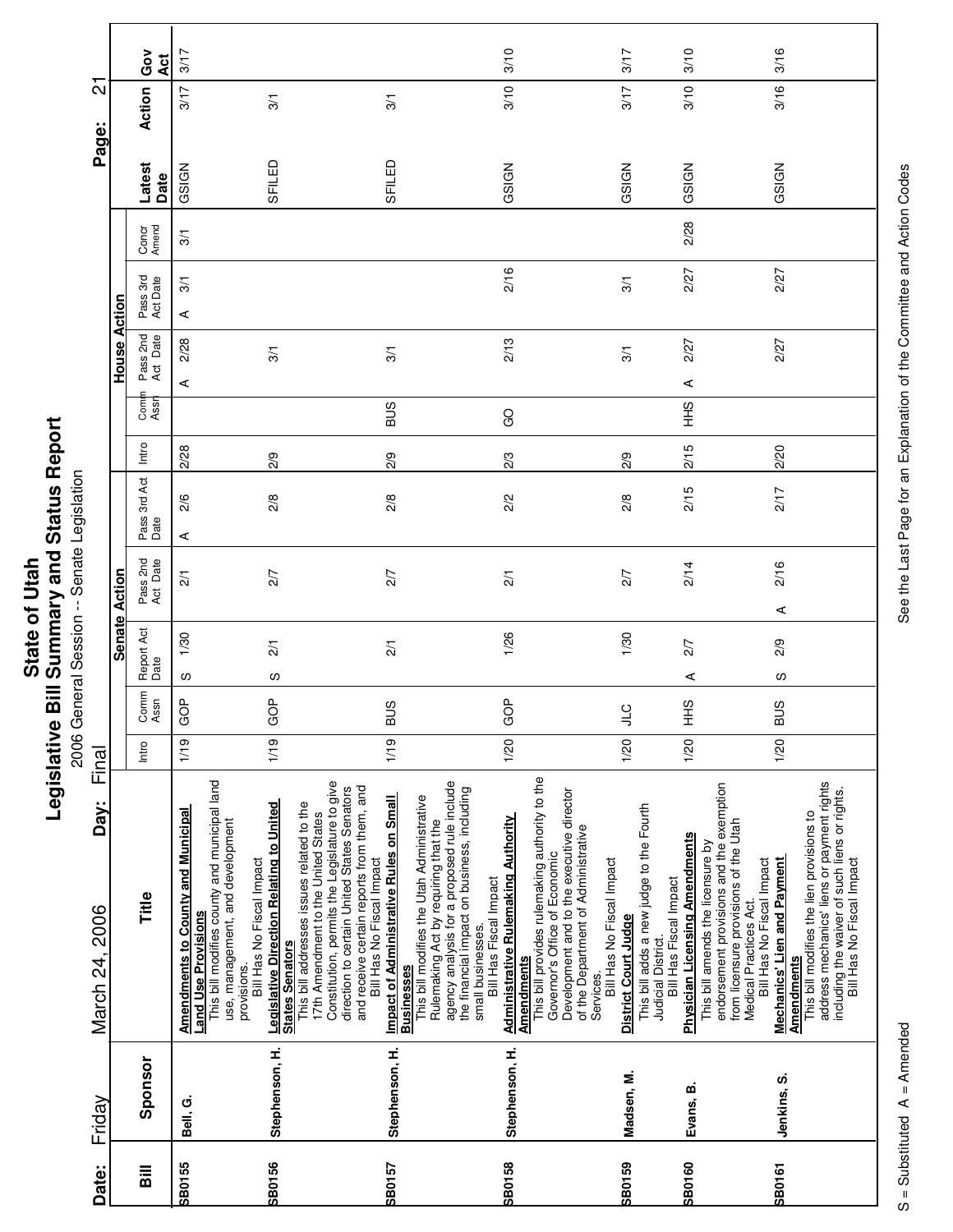# State of Utah
## Legislative Bill Summary and Status Report
2006 General Session -- Senate Legislation

**Date:** Friday March 24, 2006 **Day:** Final

| Bill | Sponsor | Title | Senate Action | | | | | | | House Action | | | | | | | Latest Date | Action | Gov Act |
|---|---|---|---|---|---|---|---|---|---|---|---|---|---|---|---|---|---|---|---|
| | | | Intro | Comm Assn | Report Act Date | | Pass 2nd Act Date | | Pass 3rd Act Date | Intro | Comm Assn | Pass 2nd Act Date | | Pass 3rd Act Date | | Concr Amend | | | |
| SB0155 | Bell, G. | **Amendments to County and Municipal Land Use Provisions** This bill modifies county and municipal land use, management, and development provisions. Bill Has No Fiscal Impact | 1/19 | GOP | S | 1/30 | | 2/1 | A 2/6 | 2/28 | | A | 2/28 | A | 3/1 | 3/1 | GSIGN | 3/17 | 3/17 |
| SB0156 | Stephenson, H. | **Legislative Direction Relating to United States Senators** This bill addresses issues related to the 17th Amendment to the United States Constitution, permits the Legislature to give direction to certain United States Senators and receive certain reports from them, and Bill Has No Fiscal Impact | 1/19 | GOP | S | 2/1 | | 2/7 | 2/8 | 2/9 | | | 3/1 | | | | SFILED | 3/1 | |
| SB0157 | Stephenson, H. | **Impact of Administrative Rules on Small Businesses** This bill modifies the Utah Administrative Rulemaking Act by requiring that the agency analysis for a proposed rule include the financial impact on business, including small businesses. Bill Has Fiscal Impact | 1/19 | BUS | | 2/1 | | 2/7 | 2/8 | 2/9 | BUS | | 3/1 | | | | SFILED | 3/1 | |
| SB0158 | Stephenson, H. | **Administrative Rulemaking Authority Amendments** This bill provides rulemaking authority to the Governor's Office of Economic Development and to the executive director of the Department of Administrative Services. Bill Has No Fiscal Impact | 1/20 | GOP | | 1/26 | | 2/1 | 2/2 | 2/3 | GO | | 2/13 | | 2/16 | | GSIGN | 3/10 | 3/10 |
| SB0159 | Madsen, M. | **District Court Judge** This bill adds a new judge to the Fourth Judicial District. Bill Has Fiscal Impact | 1/20 | JLC | | 1/30 | | 2/7 | 2/8 | 2/9 | | | 3/1 | | 3/1 | | GSIGN | 3/17 | 3/17 |
| SB0160 | Evans, B. | **Physician Licensing Amendments** This bill amends the licensure by endorsement provisions and the exemption from licensure provisions of the Utah Medical Practices Act. Bill Has No Fiscal Impact | 1/20 | HHS | A | 2/7 | | 2/14 | 2/15 | 2/15 | HHS | A | 2/27 | | 2/27 | 2/28 | GSIGN | 3/10 | 3/10 |
| SB0161 | Jenkins, S. | **Mechanics' Lien and Payment Amendments** This bill modifies the lien provisions to address mechanics' liens or payment rights including the waiver of such liens or rights. Bill Has No Fiscal Impact | 1/20 | BUS | S | 2/9 | A | 2/16 | 2/17 | 2/20 | | | 2/27 | | 2/27 | | GSIGN | 3/16 | 3/16 |

S = Substituted A = Amended

See the Last Page for an Explanation of the Committee and Action Codes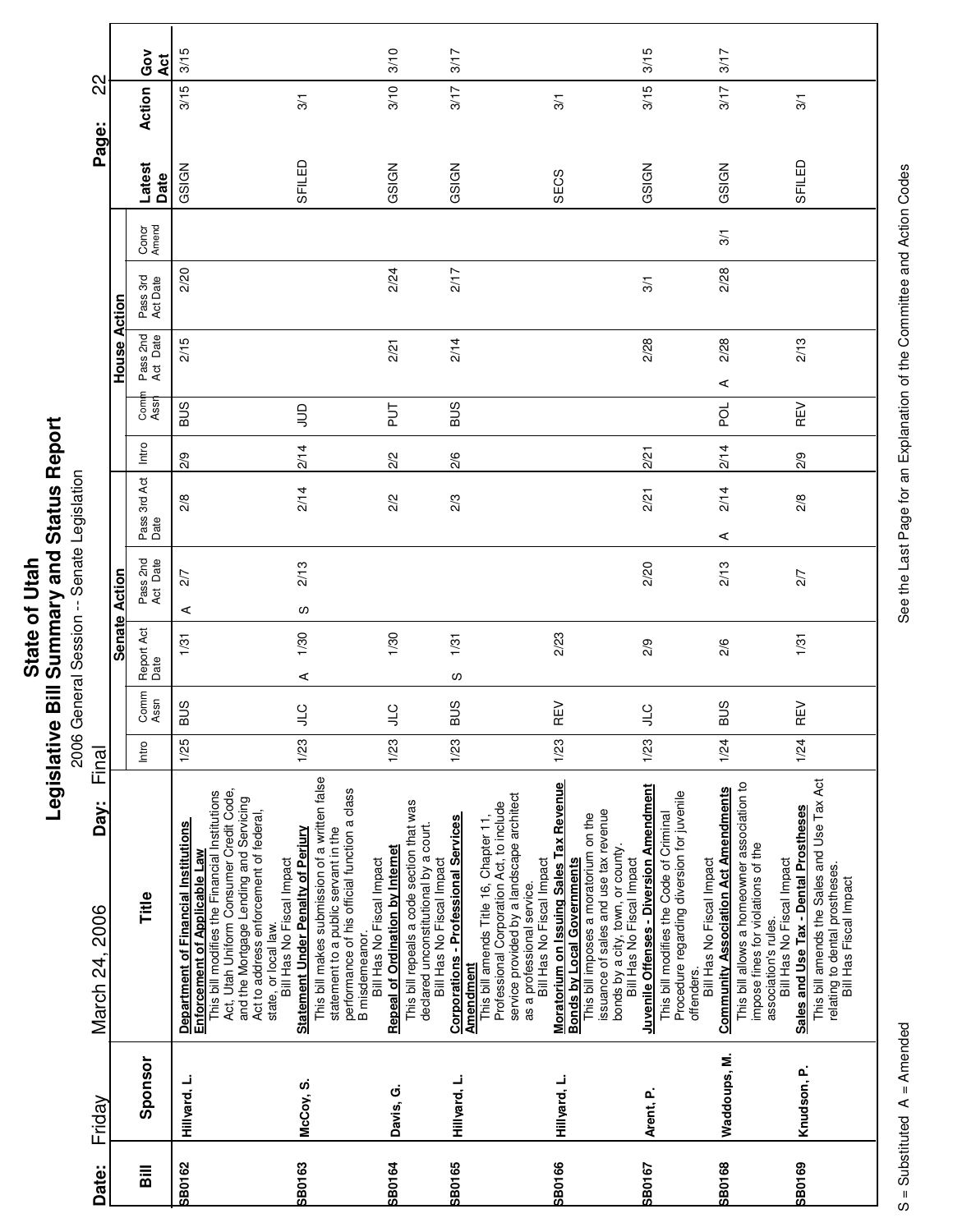# State of Utah
## Legislative Bill Summary and Status Report
2006 General Session -- Senate Legislation

**Date:** Friday March 24, 2006 **Day:** Final

| Bill | Sponsor | Title | Senate Action | | | | | House Action | | | | | | Latest Date | Action | Gov Act |
|---|---|---|---|---|---|---|---|---|---|---|---|---|---|---|---|---|
| | | | Intro | Comm Assn | Report Act Date | Pass 2nd Act Date | Pass 3rd Act Date | Intro | Comm Assn | Pass 2nd Act Date | Pass 3rd Act Date | Concr Amend | | | | |
| SB0162 | Hillyard, L. | **Department of Financial Institutions Enforcement of Applicable Law** This bill modifies the Financial Institutions Act, Utah Uniform Consumer Credit Code, and the Mortgage Lending and Servicing Act to address enforcement of federal, state, or local law. Bill Has No Fiscal Impact | 1/25 | BUS | 1/31 | A 2/7 | 2/8 | 2/9 | BUS | 2/15 | 2/20 | | | GSIGN | 3/15 | 3/15 |
| SB0163 | McCoy, S. | **Statement Under Penalty of Perjury** This bill makes submission of a written false statement to a public servant in the performance of his official function a class B misdemeanor. Bill Has No Fiscal Impact | 1/23 | JLC | A 1/30 | S 2/13 | 2/14 | 2/14 | JUD | | | | | SFILED | 3/1 | |
| SB0164 | Davis, G. | **Repeal of Ordination by Internet** This bill repeals a code section that was declared unconstitutional by a court. Bill Has No Fiscal Impact | 1/23 | JLC | 1/30 | | 2/2 | 2/2 | PUT | 2/21 | 2/24 | | | GSIGN | 3/10 | 3/10 |
| SB0165 | Hillyard, L. | **Corporations - Professional Services Amendment** This bill amends Title 16, Chapter 11, Professional Corporation Act, to include service provided by a landscape architect as a professional service. Bill Has No Fiscal Impact | 1/23 | BUS | S 1/31 | | 2/3 | 2/6 | BUS | 2/14 | 2/17 | | | GSIGN | 3/17 | 3/17 |
| SB0166 | Hillyard, L. | **Moratorium on Issuing Sales Tax Revenue Bonds by Local Governments** This bill imposes a moratorium on the issuance of sales and use tax revenue bonds by a city, town, or county. Bill Has No Fiscal Impact | 1/23 | REV | 2/23 | | | | | | | | | SECS | 3/1 | |
| SB0167 | Arent, P. | **Juvenile Offenses - Diversion Amendment** This bill modifies the Code of Criminal Procedure regarding diversion for juvenile offenders. Bill Has No Fiscal Impact | 1/23 | JLC | 2/9 | 2/20 | 2/21 | 2/21 | | 2/28 | 3/1 | | | GSIGN | 3/15 | 3/15 |
| SB0168 | Waddoups, M. | **Community Association Act Amendments** This bill allows a homeowner association to impose fines for violations of the association's rules. Bill Has No Fiscal Impact | 1/24 | BUS | 2/6 | 2/13 | A 2/14 | 2/14 | POL | A 2/28 | 2/28 | 3/1 | | GSIGN | 3/17 | 3/17 |
| SB0169 | Knudson, P. | **Sales and Use Tax - Dental Prostheses** This bill amends the Sales and Use Tax Act relating to dental prostheses. Bill Has Fiscal Impact | 1/24 | REV | 1/31 | 2/7 | 2/8 | 2/9 | REV | 2/13 | | | | SFILED | 3/1 | |

S = Substituted A = Amended

See the Last Page for an Explanation of the Committee and Action Codes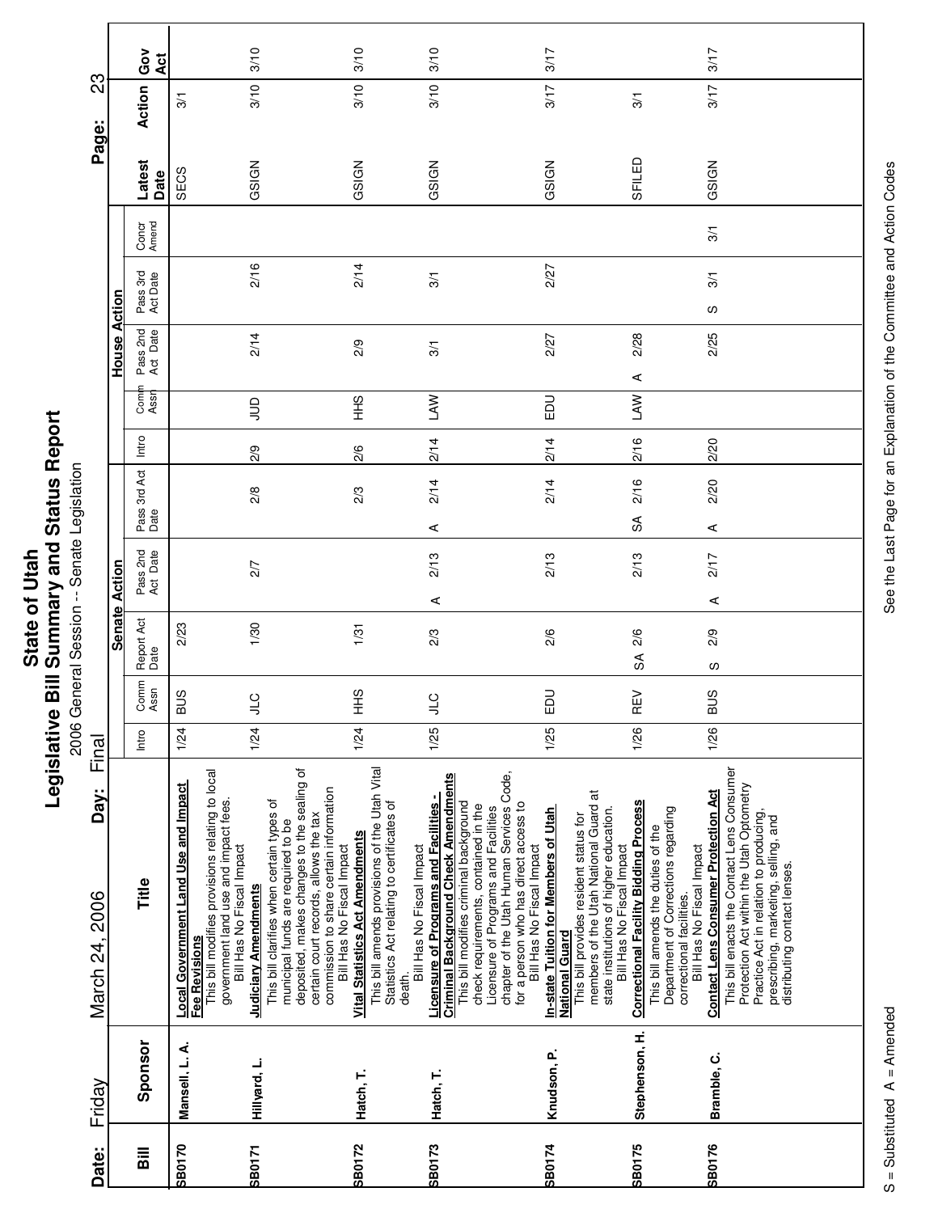# State of Utah
## Legislative Bill Summary and Status Report
2006 General Session -- Senate Legislation

**Date:** Friday March 24, 2006 **Day:** Final

| Bill | Sponsor | Title | Senate Action: Intro | Senate Action: Comm Assn | Senate Action: Report Act Date | Senate Action: Pass 2nd Act Date | Senate Action: Pass 3rd Act Date | House Action: Intro | House Action: Comm Assn | House Action: Pass 2nd Act Date | House Action: Pass 3rd Act Date | Concr Amend | Latest Date | Action | Gov Act |
|---|---|---|---|---|---|---|---|---|---|---|---|---|---|---|---|
| SB0170 | Mansell, L. A. | **Local Government Land Use and Impact Fee Revisions** This bill modifies provisions relating to local government land use and impact fees. Bill Has No Fiscal Impact | 1/24 | BUS | 2/23 | | | | | | | | SECS | 3/1 | |
| SB0171 | Hillyard, L. | **Judiciary Amendments** This bill clarifies when certain types of municipal funds are required to be deposited, makes changes to the sealing of certain court records, allows the tax commission to share certain information Bill Has No Fiscal Impact | 1/24 | JLC | 1/30 | 2/7 | 2/8 | 2/9 | JUD | 2/14 | 2/16 | | GSIGN | 3/10 | 3/10 |
| SB0172 | Hatch, T. | **Vital Statistics Act Amendments** This bill amends provisions of the Utah Vital Statistics Act relating to certificates of death. Bill Has No Fiscal Impact | 1/24 | HHS | 1/31 | | 2/3 | 2/6 | HHS | 2/9 | 2/14 | | GSIGN | 3/10 | 3/10 |
| SB0173 | Hatch, T. | **Licensure of Programs and Facilities - Criminal Background Check Amendments** This bill modifies criminal background check requirements, contained in the Licensure of Programs and Facilities chapter of the Utah Human Services Code, for a person who has direct access to Bill Has No Fiscal Impact | 1/25 | JLC | 2/3 | A 2/13 | A 2/14 | 2/14 | LAW | 3/1 | 3/1 | | GSIGN | 3/10 | 3/10 |
| SB0174 | Knudson, P. | **In-state Tuition for Members of Utah National Guard** This bill provides resident status for members of the Utah National Guard at state institutions of higher education. Bill Has No Fiscal Impact | 1/25 | EDU | 2/6 | 2/13 | 2/14 | 2/14 | EDU | 2/27 | 2/27 | | GSIGN | 3/17 | 3/17 |
| SB0175 | Stephenson, H. | **Correctional Facility Bidding Process** This bill amends the duties of the Department of Corrections regarding correctional facilities. Bill Has No Fiscal Impact | 1/26 | REV | SA 2/6 | 2/13 | SA 2/16 | 2/16 | LAW | A 2/28 | | | SFILED | 3/1 | |
| SB0176 | Bramble, C. | **Contact Lens Consumer Protection Act** This bill enacts the Contact Lens Consumer Protection Act within the Utah Optometry Practice Act in relation to producing, prescribing, marketing, selling, and distributing contact lenses. | 1/26 | BUS | S 2/9 | A 2/17 | A 2/20 | 2/20 | | 2/25 | S 3/1 | 3/1 | GSIGN | 3/17 | 3/17 |

S = Substituted A = Amended

See the Last Page for an Explanation of the Committee and Action Codes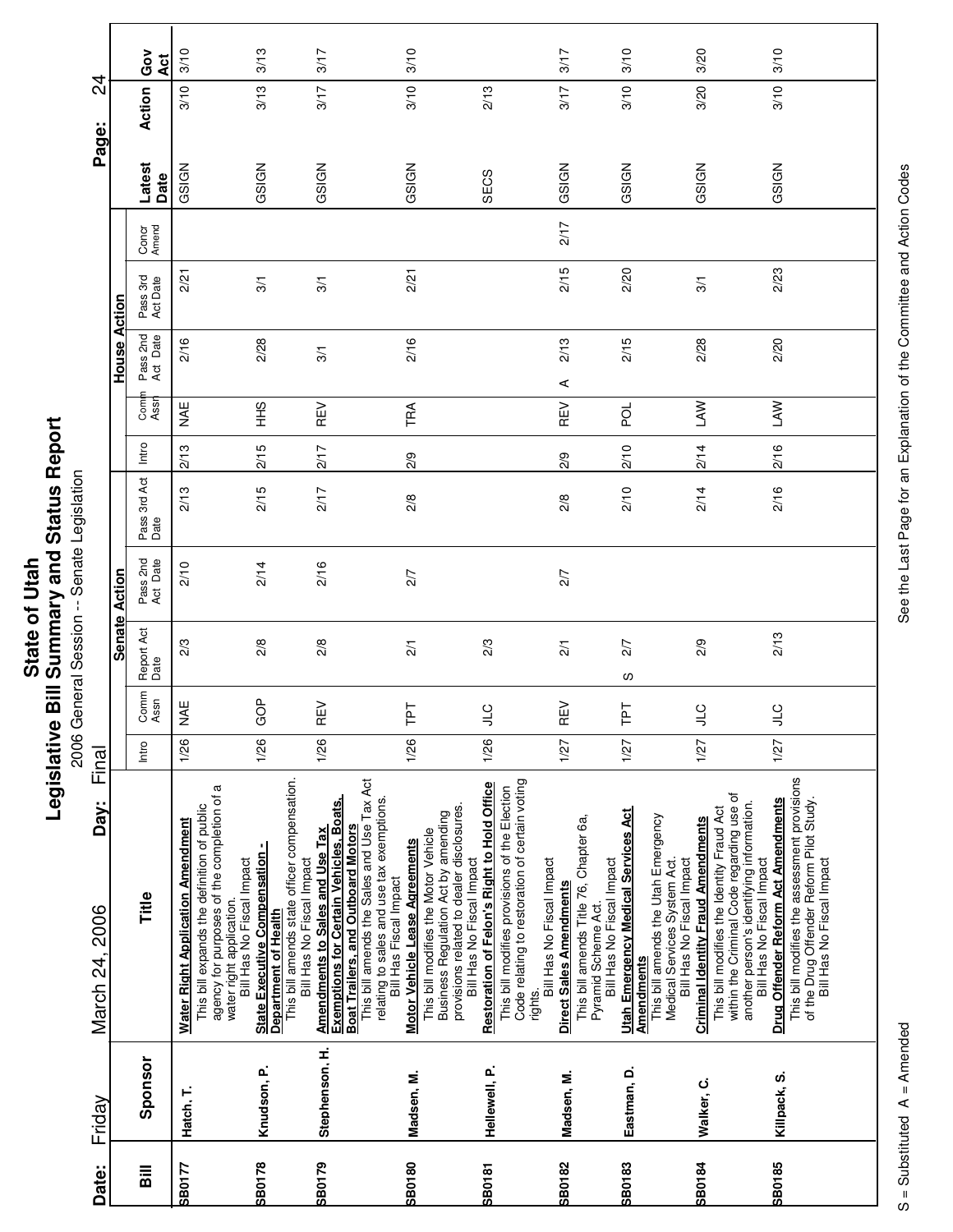# State of Utah
## Legislative Bill Summary and Status Report
2006 General Session -- Senate Legislation

**Date:** Friday March 24, 2006 **Day:** Final

| Bill | Sponsor | Title | Senate Action | | | | | House Action | | | | | | Latest Date | Action | Gov Act |
|---|---|---|---|---|---|---|---|---|---|---|---|---|---|---|---|---|
| | | | Intro | Comm Assn | Report Act Date | Pass 2nd Act Date | Pass 3rd Act Date | Intro | Comm Assn | Pass 2nd Act Date | Pass 3rd Act Date | Concr Amend | | | | |
| SB0177 | Hatch, T. | **Water Right Application Amendment** This bill expands the definition of public agency for purposes of the completion of a water right application. Bill Has No Fiscal Impact | 1/26 | NAE | 2/3 | 2/10 | 2/13 | 2/13 | NAE | 2/16 | 2/21 | | | GSIGN | 3/10 | 3/10 |
| SB0178 | Knudson, P. | **State Executive Compensation - Department of Health** This bill amends state officer compensation. Bill Has No Fiscal Impact | 1/26 | GOP | 2/8 | 2/14 | 2/15 | 2/15 | HHS | 2/28 | 3/1 | | | GSIGN | 3/13 | 3/13 |
| SB0179 | Stephenson, H. | **Amendments to Sales and Use Tax Exemptions for Certain Vehicles, Boats, Boat Trailers, and Outboard Motors** This bill amends the Sales and Use Tax Act relating to sales and use tax exemptions. Bill Has Fiscal Impact | 1/26 | REV | 2/8 | 2/16 | 2/17 | 2/17 | REV | 3/1 | 3/1 | | | GSIGN | 3/17 | 3/17 |
| SB0180 | Madsen, M. | **Motor Vehicle Lease Agreements** This bill modifies the Motor Vehicle Business Regulation Act by amending provisions related to dealer disclosures. Bill Has No Fiscal Impact | 1/26 | TPT | 2/1 | 2/7 | 2/8 | 2/9 | TRA | 2/16 | 2/21 | | | GSIGN | 3/10 | 3/10 |
| SB0181 | Hellewell, P. | **Restoration of Felon's Right to Hold Office** This bill modifies provisions of the Election Code relating to restoration of certain voting rights. Bill Has No Fiscal Impact | 1/26 | JLC | 2/3 | | | | | | | | | SECS | 2/13 | |
| SB0182 | Madsen, M. | **Direct Sales Amendments** This bill amends Title 76, Chapter 6a, Pyramid Scheme Act. Bill Has No Fiscal Impact | 1/27 | REV | 2/1 | 2/7 | 2/8 | 2/9 | REV | A 2/13 | 2/15 | 2/17 | | GSIGN | 3/17 | 3/17 |
| SB0183 | Eastman, D. | **Utah Emergency Medical Services Act Amendments** This bill amends the Utah Emergency Medical Services System Act. Bill Has No Fiscal Impact | 1/27 | TPT | S 2/7 | | 2/10 | 2/10 | POL | 2/15 | 2/20 | | | GSIGN | 3/10 | 3/10 |
| SB0184 | Walker, C. | **Criminal Identity Fraud Amendments** This bill modifies the Identity Fraud Act within the Criminal Code regarding use of another person's identifying information. Bill Has No Fiscal Impact | 1/27 | JLC | 2/9 | | 2/14 | 2/14 | LAW | 2/28 | 3/1 | | | GSIGN | 3/20 | 3/20 |
| SB0185 | Killpack, S. | **Drug Offender Reform Act Amendments** This bill modifies the assessment provisions of the Drug Offender Reform Pilot Study. Bill Has No Fiscal Impact | 1/27 | JLC | 2/13 | | 2/16 | 2/16 | LAW | 2/20 | 2/23 | | | GSIGN | 3/10 | 3/10 |

S = Substituted A = Amended

See the Last Page for an Explanation of the Committee and Action Codes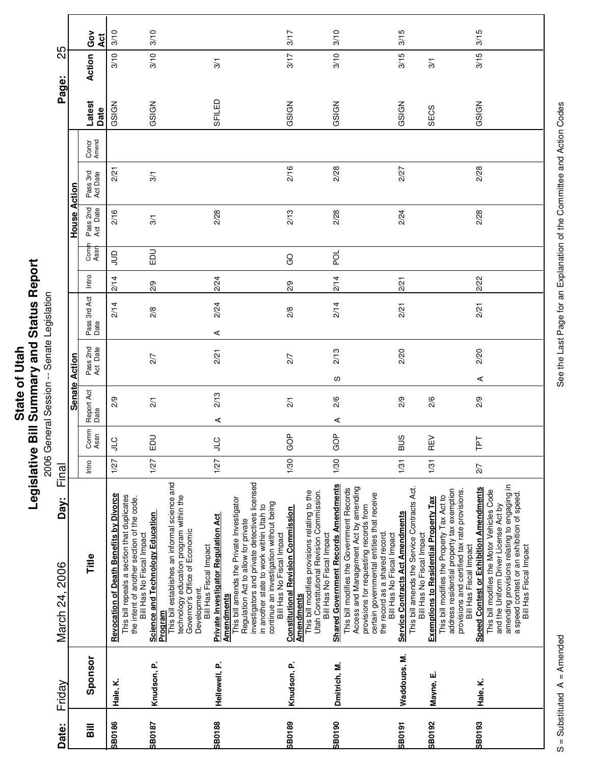# State of Utah
## Legislative Bill Summary and Status Report
2006 General Session -- Senate Legislation

**Date:** Friday March 24, 2006 **Day:** Final

| Bill | Sponsor | Title | Senate Action: Intro | Senate Action: Comm Assn | Senate Action: Report Act Date | Senate Action: Pass 2nd Act Date | Senate Action: Pass 3rd Act Date | House Action: Intro | House Action: Comm Assn | House Action: Pass 2nd Act Date | House Action: Pass 3rd Act Date | Concr Amend | Latest Date | Action | Gov Act |
|---|---|---|---|---|---|---|---|---|---|---|---|---|---|---|---|
| SB0186 | Hale, K. | **Revocation of Death Benefits by Divorce** This bill repeals a section that duplicates the intent of another section of the code. Bill Has No Fiscal Impact | 1/27 | JLC | 2/9 | | 2/14 | 2/14 | JUD | 2/16 | 2/21 | | GSIGN | 3/10 | 3/10 |
| SB0187 | Knudson, P. | **Science and Technology Education Program** This bill establishes an informal science and technology education program within the Governor's Office of Economic Development. Bill Has Fiscal Impact | 1/27 | EDU | 2/1 | 2/7 | 2/8 | 2/9 | EDU | 3/1 | 3/1 | | GSIGN | 3/10 | 3/10 |
| SB0188 | Hellewell, P. | **Private Investigator Regulation Act Amendments** This bill amends the Private Investigator Regulation Act to allow for private investigators and private detectives licensed in another state to work within Utah to continue an investigation without being Bill Has No Fiscal Impact | 1/27 | JLC | A 2/13 | 2/21 | A 2/24 | 2/24 | | 2/28 | | | SFILED | 3/1 | |
| SB0189 | Knudson, P. | **Constitutional Revision Commission Amendments** This bill modifies provisions relating to the Utah Constitutional Revision Commission. Bill Has No Fiscal Impact | 1/30 | GOP | 2/1 | 2/7 | 2/8 | 2/9 | GO | 2/13 | 2/16 | | GSIGN | 3/17 | 3/17 |
| SB0190 | Dmitrich, M. | **Shared Government Records Amendments** This bill modifies the Government Records Access and Management Act by amending provisions for requesting records from certain governmental entities that receive the record as a shared record. Bill Has No Fiscal Impact | 1/30 | GOP | A 2/6 | S 2/13 | 2/14 | 2/14 | POL | 2/28 | 2/28 | | GSIGN | 3/10 | 3/10 |
| SB0191 | Waddoups, M. | **Service Contracts Act Amendments** This bill amends the Service Contracts Act. Bill Has No Fiscal Impact | 1/31 | BUS | 2/9 | 2/20 | 2/21 | 2/21 | | 2/24 | 2/27 | | GSIGN | 3/15 | 3/15 |
| SB0192 | Mayne, E. | **Exemptions to Residential Property Tax** This bill modifies the Property Tax Act to address residential property tax exemption provisions and certified tax rate provisions. Bill Has Fiscal Impact | 1/31 | REV | 2/6 | | | | | | | | SECS | 3/1 | |
| SB0193 | Hale, K. | **Speed Contest or Exhibition Amendments** This bill modifies the Motor Vehicles Code and the Uniform Driver License Act by amending provisions relating to engaging in a speed contest or an exhibition of speed. Bill Has Fiscal Impact | 2/7 | TPT | 2/9 | A 2/20 | 2/21 | 2/22 | | 2/28 | 2/28 | | GSIGN | 3/15 | 3/15 |

S = Substituted A = Amended

See the Last Page for an Explanation of the Committee and Action Codes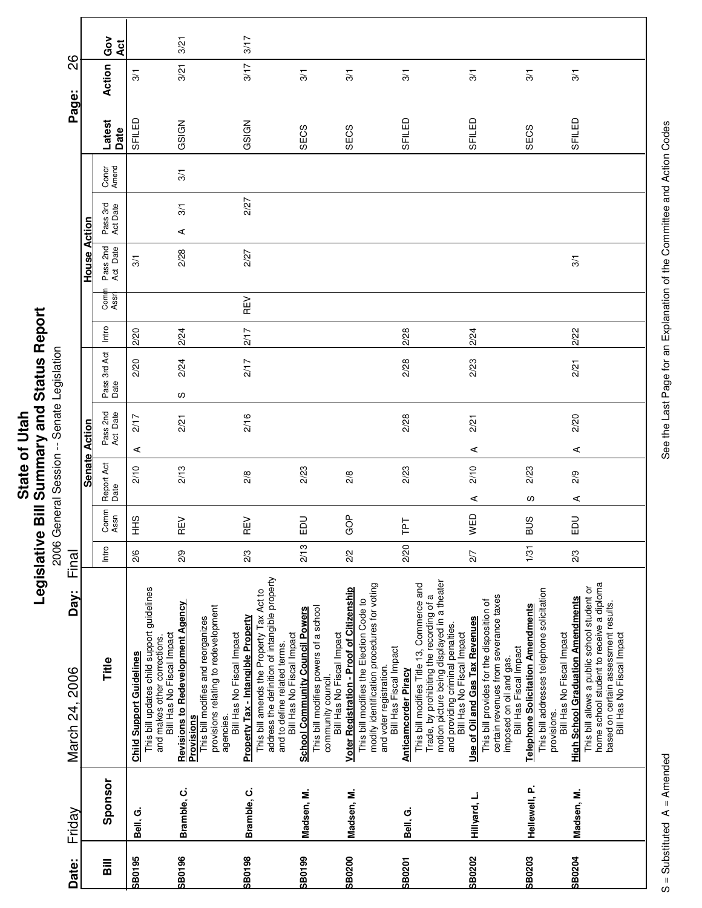# State of Utah
## Legislative Bill Summary and Status Report
### 2006 General Session -- Senate Legislation

**Date:** Friday March 24, 2006 **Day:** Final

| Bill | Sponsor | Title | Senate Action | | | | | House Action | | | | | | Latest Date | Action | Gov Act |
|---|---|---|---|---|---|---|---|---|---|---|---|---|---|---|---|---|
| | | | Intro | Comm Assn | Report Act Date | Pass 2nd Act Date | Pass 3rd Act Date | Intro | Comm Assn | Pass 2nd Act Date | Pass 3rd Act Date | Concr Amend | | | | |
| SB0195 | Bell, G. | **Child Support Guidelines** This bill updates child support guidelines and makes other corrections. Bill Has No Fiscal Impact | 2/6 | HHS | 2/10 | A 2/17 | 2/20 | 2/20 | | 3/1 | | | | SFILED | 3/1 | |
| SB0196 | Bramble, C. | **Revisions to Redevelopment Agency Provisions** This bill modifies and reorganizes provisions relating to redevelopment agencies. Bill Has No Fiscal Impact | 2/9 | REV | 2/13 | 2/21 | S 2/24 | 2/24 | | 2/28 | A 3/1 | 3/1 | | GSIGN | 3/21 | 3/21 |
| SB0198 | Bramble, C. | **Property Tax - Intangible Property** This bill amends the Property Tax Act to address the definition of intangible property and to define related terms. Bill Has No Fiscal Impact | 2/3 | REV | 2/8 | 2/16 | 2/17 | 2/17 | REV | 2/27 | 2/27 | | | GSIGN | 3/17 | 3/17 |
| SB0199 | Madsen, M. | **School Community Council Powers** This bill modifies powers of a school community council. Bill Has No Fiscal Impact | 2/13 | EDU | 2/23 | | | | | | | | | SECS | 3/1 | |
| SB0200 | Madsen, M. | **Voter Registration - Proof of Citizenship** This bill modifies the Election Code to modify identification procedures for voting and voter registration. Bill Has Fiscal Impact | 2/2 | GOP | 2/8 | | | | | | | | | SECS | 3/1 | |
| SB0201 | Bell, G. | **Anticamcorder Piracy** This bill modifies Title 13, Commerce and Trade, by prohibiting the recording of a motion picture being displayed in a theater and providing criminal penalties. Bill Has No Fiscal Impact | 2/20 | TPT | 2/23 | 2/28 | 2/28 | 2/28 | | | | | | SFILED | 3/1 | |
| SB0202 | Hillyard, L. | **Use of Oil and Gas Tax Revenues** This bill provides for the disposition of certain revenues from severance taxes imposed on oil and gas. Bill Has Fiscal Impact | 2/7 | WED | A 2/10 | A 2/21 | 2/23 | 2/24 | | | | | | SFILED | 3/1 | |
| SB0203 | Hellewell, P. | **Telephone Solicitation Amendments** This bill addresses telephone solicitation provisions. Bill Has No Fiscal Impact | 1/31 | BUS | S 2/23 | | | | | | | | | SECS | 3/1 | |
| SB0204 | Madsen, M. | **High School Graduation Amendments** This bill allows a public school student or home school student to receive a diploma based on certain assessment results. Bill Has No Fiscal Impact | 2/3 | EDU | A 2/9 | A 2/20 | 2/21 | 2/22 | | 3/1 | | | | SFILED | 3/1 | |

S = Substituted A = Amended

See the Last Page for an Explanation of the Committee and Action Codes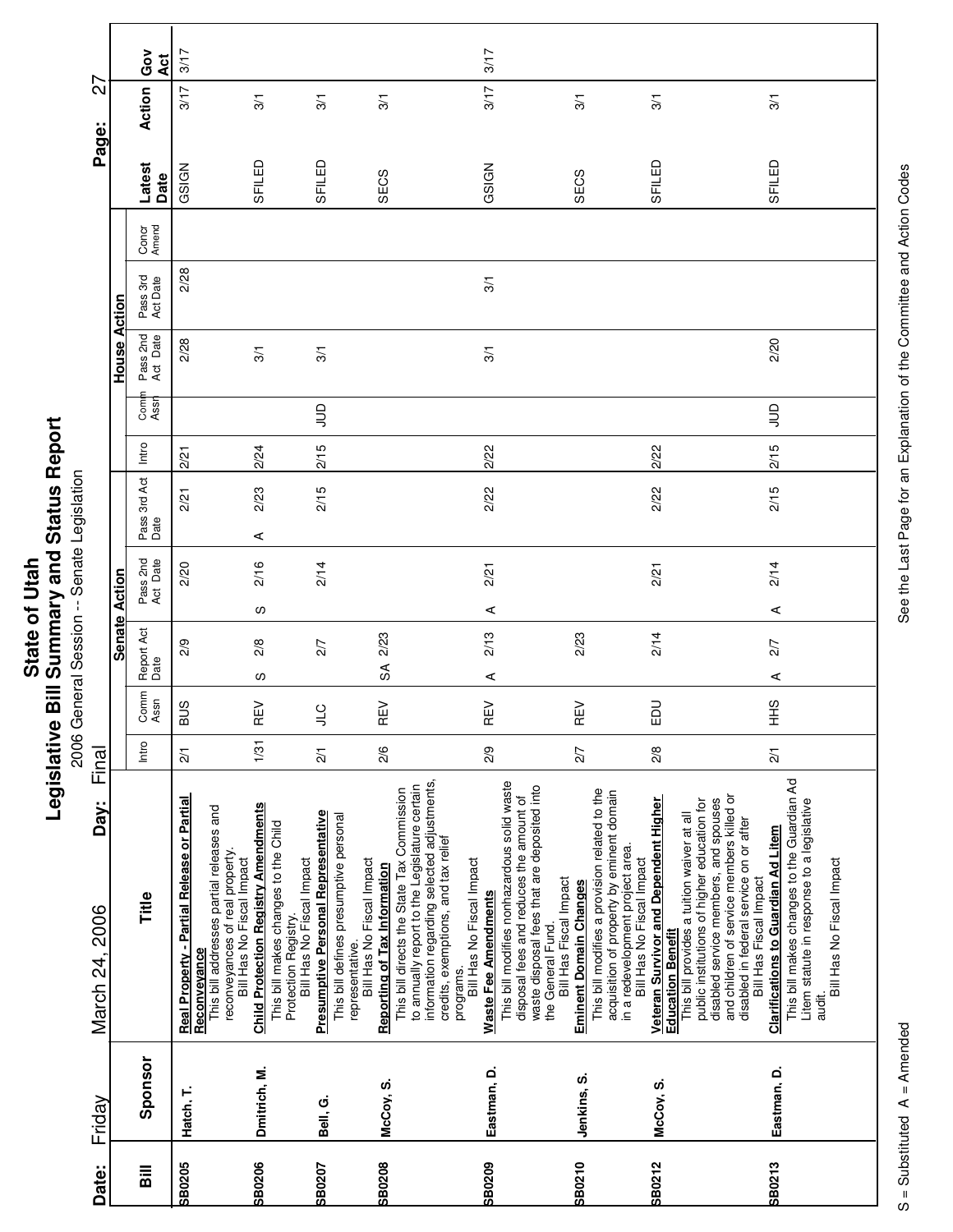# State of Utah
## Legislative Bill Summary and Status Report
2006 General Session -- Senate Legislation

**Date:** Friday March 24, 2006 **Day:** Final

| Bill | Sponsor | Title | Senate Action Intro | Senate Action Comm Assn | Senate Action Report Act Date | Senate Action Pass 2nd Act Date | Senate Action Pass 3rd Act Date | House Action Intro | House Action Comm Assn | House Action Pass 2nd Act Date | House Action Pass 3rd Act Date | House Action Concr Amend | Latest Date | Action | Gov Act |
|---|---|---|---|---|---|---|---|---|---|---|---|---|---|---|---|
| SB0205 | Hatch, T. | **Real Property - Partial Release or Partial Reconveyance** This bill addresses partial releases and reconveyances of real property. Bill Has No Fiscal Impact | 2/1 | BUS | 2/9 | 2/20 | 2/21 | 2/21 | | 2/28 | 2/28 | | GSIGN | 3/17 | 3/17 |
| SB0206 | Dmitrich, M. | **Child Protection Registry Amendments** This bill makes changes to the Child Protection Registry. Bill Has No Fiscal Impact | 1/31 | REV | S 2/8 | S 2/16 | A 2/23 | 2/24 | | 3/1 | | | SFILED | 3/1 | |
| SB0207 | Bell, G. | **Presumptive Personal Representative** This bill defines presumptive personal representative. Bill Has No Fiscal Impact | 2/1 | JLC | 2/7 | 2/14 | 2/15 | 2/15 | JUD | 3/1 | | | SFILED | 3/1 | |
| SB0208 | McCoy, S. | **Reporting of Tax Information** This bill directs the State Tax Commission to annually report to the Legislature certain information regarding selected adjustments, credits, exemptions, and tax relief programs. Bill Has No Fiscal Impact | 2/6 | REV | SA 2/23 | | | | | | | | SECS | 3/1 | |
| SB0209 | Eastman, D. | **Waste Fee Amendments** This bill modifies nonhazardous solid waste disposal fees and reduces the amount of waste disposal fees that are deposited into the General Fund. Bill Has Fiscal Impact | 2/9 | REV | A 2/13 | A 2/21 | 2/22 | 2/22 | | 3/1 | 3/1 | | GSIGN | 3/17 | 3/17 |
| SB0210 | Jenkins, S. | **Eminent Domain Changes** This bill modifies a provision related to the acquisition of property by eminent domain in a redevelopment project area. Bill Has No Fiscal Impact | 2/7 | REV | 2/23 | | | | | | | | SECS | 3/1 | |
| SB0212 | McCoy, S. | **Veteran Survivor and Dependent Higher Education Benefit** This bill provides a tuition waiver at all public institutions of higher education for disabled service members, and spouses and children of service members killed or disabled in federal service on or after Bill Has Fiscal Impact | 2/8 | EDU | 2/14 | 2/21 | 2/22 | 2/22 | | | | | SFILED | 3/1 | |
| SB0213 | Eastman, D. | **Clarifications to Guardian Ad Litem** This bill makes changes to the Guardian Ad Litem statute in response to a legislative audit. Bill Has No Fiscal Impact | 2/1 | HHS | A 2/7 | A 2/14 | 2/15 | 2/15 | JUD | 2/20 | | | SFILED | 3/1 | |

S = Substituted A = Amended

See the Last Page for an Explanation of the Committee and Action Codes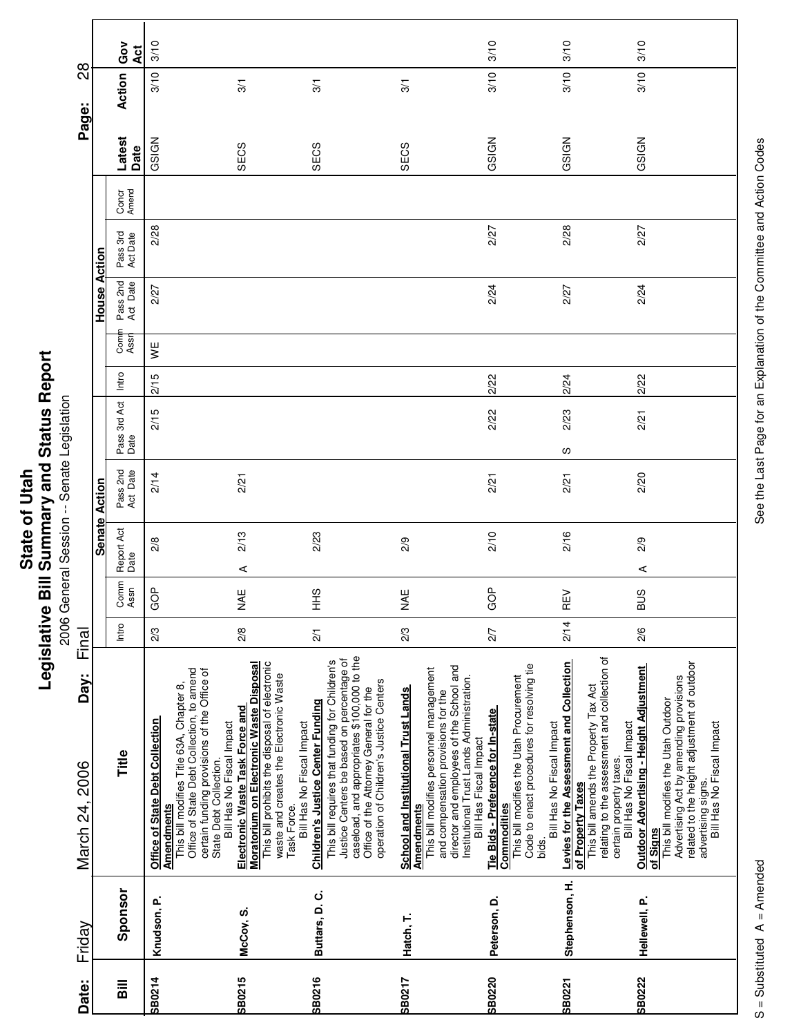# State of Utah
## Legislative Bill Summary and Status Report
2006 General Session -- Senate Legislation

**Date:** Friday March 24, 2006 **Day:** Final

| Bill | Sponsor | Title | Senate Action: Intro | Comm Assn | Report Act Date | Pass 2nd Act Date | Pass 3rd Act Date | House Action: Intro | Comm Assn | Pass 2nd Act Date | Pass 3rd Act Date | Concr Amend | Latest Action | Action Date | Gov Act |
|---|---|---|---|---|---|---|---|---|---|---|---|---|---|---|---|
| SB0214 | Knudson, P. | **Office of State Debt Collection Amendments** This bill modifies Title 63A, Chapter 8, Office of State Debt Collection, to amend certain funding provisions of the Office of State Debt Collection. Bill Has No Fiscal Impact | 2/3 | GOP | 2/8 | 2/14 | 2/15 | 2/15 | WE | 2/27 | 2/28 | | GSIGN | 3/10 | 3/10 |
| SB0215 | McCoy, S. | **Electronic Waste Task Force and Moratorium on Electronic Waste Disposal** This bill prohibits the disposal of electronic waste and creates the Electronic Waste Task Force. Bill Has No Fiscal Impact | 2/8 | NAE | A 2/13 | 2/21 | | | | | | | SECS | 3/1 | |
| SB0216 | Buttars, D. C. | **Children's Justice Center Funding** This bill requires that funding for Children's Justice Centers be based on percentage of caseload, and appropriates $100,000 to the Office of the Attorney General for the operation of Children's Justice Centers | 2/1 | HHS | 2/23 | | | | | | | | SECS | 3/1 | |
| SB0217 | Hatch, T. | **School and Institutional Trust Lands Amendments** This bill modifies personnel management and compensation provisions for the director and employees of the School and Institutional Trust Lands Administration. Bill Has Fiscal Impact | 2/3 | NAE | 2/9 | | | | | | | | SECS | 3/1 | |
| SB0220 | Peterson, D. | **Tie Bids - Preference for In-state Commodities** This bill modifies the Utah Procurement Code to enact procedures for resolving tie bids. Bill Has No Fiscal Impact | 2/7 | GOP | 2/10 | 2/21 | 2/22 | 2/22 | | 2/24 | 2/27 | | GSIGN | 3/10 | 3/10 |
| SB0221 | Stephenson, H. | **Levies for the Assessment and Collection of Property Taxes** This bill amends the Property Tax Act relating to the assessment and collection of certain property taxes. Bill Has No Fiscal Impact | 2/14 | REV | 2/16 | 2/21 | S 2/23 | 2/24 | | 2/27 | 2/28 | | GSIGN | 3/10 | 3/10 |
| SB0222 | Hellewell, P. | **Outdoor Advertising - Height Adjustment of Signs** This bill modifies the Utah Outdoor Advertising Act by amending provisions related to the height adjustment of outdoor advertising signs. Bill Has No Fiscal Impact | 2/6 | BUS | A 2/9 | 2/20 | 2/21 | 2/22 | | 2/24 | 2/27 | | GSIGN | 3/10 | 3/10 |

S = Substituted A = Amended

See the Last Page for an Explanation of the Committee and Action Codes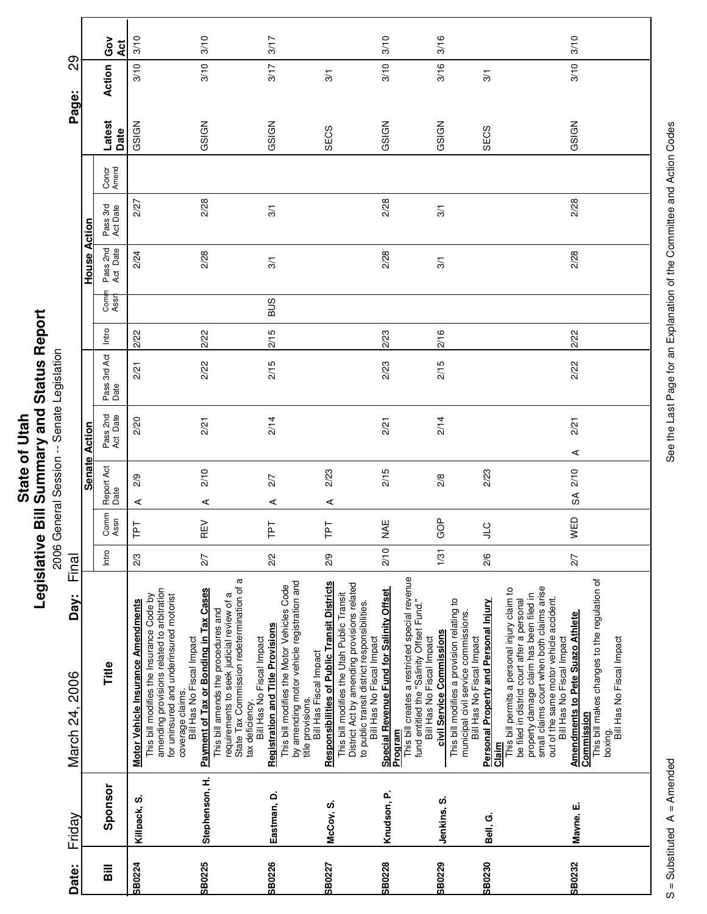# State of Utah
## Legislative Bill Summary and Status Report
2006 General Session -- Senate Legislation

**Date:** Friday March 24, 2006 **Day:** Final

| Bill | Sponsor | Title | Senate Action Intro | Comm Assn | Report Act Date | Pass 2nd Act Date | Pass 3rd Act Date | House Action Intro | Comm Assn | Pass 2nd Act Date | Pass 3rd Act Date | Concr Amend | Latest Date | Action | Gov Act |
|---|---|---|---|---|---|---|---|---|---|---|---|---|---|---|---|
| SB0224 | Killpack, S. | **Motor Vehicle Insurance Amendments** This bill modifies the Insurance Code by amending provisions related to arbitration for uninsured and underinsured motorist coverage claims. Bill Has No Fiscal Impact | 2/3 | TPT | A 2/9 | 2/20 | 2/21 | 2/22 | | 2/24 | 2/27 | | GSIGN | 3/10 | 3/10 |
| SB0225 | Stephenson, H. | **Payment of Tax or Bonding in Tax Cases** This bill amends the procedures and requirements to seek judicial review of a State Tax Commission redetermination of a tax deficiency. Bill Has No Fiscal Impact | 2/7 | REV | A 2/10 | 2/21 | 2/22 | 2/22 | | 2/28 | 2/28 | | GSIGN | 3/10 | 3/10 |
| SB0226 | Eastman, D. | **Registration and Title Provisions** This bill modifies the Motor Vehicles Code by amending motor vehicle registration and title provisions. Bill Has Fiscal Impact | 2/2 | TPT | A 2/7 | 2/14 | 2/15 | 2/15 | BUS | 3/1 | 3/1 | | GSIGN | 3/17 | 3/17 |
| SB0227 | McCoy, S. | **Responsibilities of Public Transit Districts** This bill modifies the Utah Public Transit District Act by amending provisions related to public transit district responsibilities. Bill Has No Fiscal Impact | 2/9 | TPT | A 2/23 | | | | | | | | SECS | 3/1 | |
| SB0228 | Knudson, P. | **Special Revenue Fund for Salinity Offset Program** This bill creates a restricted special revenue fund entitled the "Salinity Offset Fund." Bill Has No Fiscal Impact | 2/10 | NAE | 2/15 | 2/21 | 2/23 | 2/23 | | 2/28 | 2/28 | | GSIGN | 3/10 | 3/10 |
| SB0229 | Jenkins, S. | **civil Service Commissions** This bill modifies a provision relating to municipal civil service commissions. Bill Has No Fiscal Impact | 1/31 | GOP | 2/8 | 2/14 | 2/15 | 2/16 | | 3/1 | 3/1 | | GSIGN | 3/16 | 3/16 |
| SB0230 | Bell, G. | **Personal Property and Personal Injury Claim** This bill permits a personal injury claim to be filed in district court after a personal property damage claim has been filed in small claims court when both claims arise out of the same motor vehicle accident. Bill Has No Fiscal Impact | 2/6 | JLC | 2/23 | | | | | | | | SECS | 3/1 | |
| SB0232 | Mayne, E. | **Amendments to Pete Suazo Athlete Commission** This bill makes changes to the regulation of boxing. Bill Has No Fiscal Impact | 2/7 | WED | SA 2/10 | A 2/21 | 2/22 | 2/22 | | 2/28 | 2/28 | | GSIGN | 3/10 | 3/10 |

S = Substituted A = Amended

See the Last Page for an Explanation of the Committee and Action Codes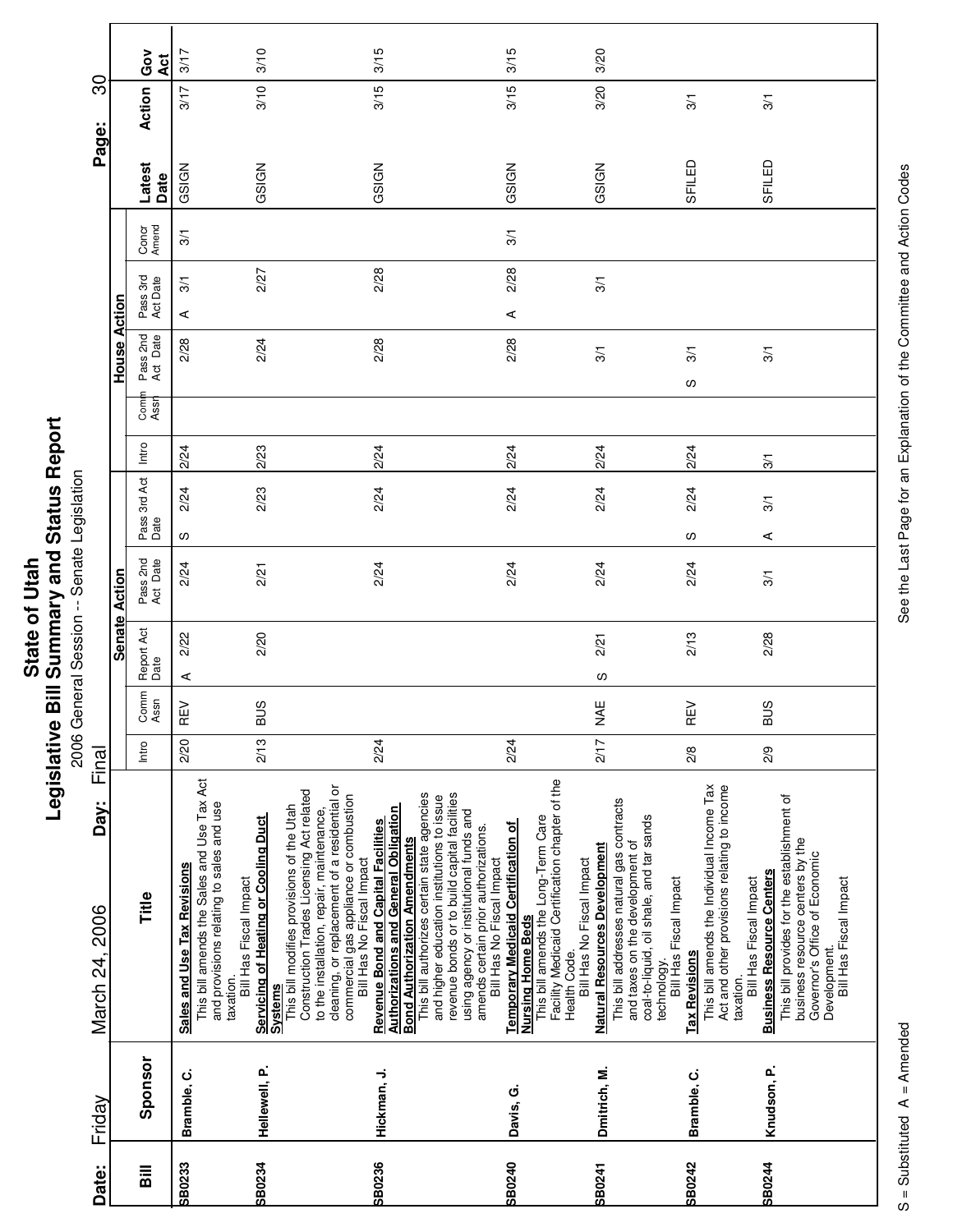# State of Utah
## Legislative Bill Summary and Status Report
2006 General Session -- Senate Legislation

**Date:** Friday March 24, 2006 **Day:** Final

| Bill | Sponsor | Title | Senate Action: Intro | Comm Assn | Report Act Date | | Pass 2nd Act Date | Pass 3rd Act Date | | House Action: Intro | Comm Assn | Pass 2nd Act Date | | Pass 3rd Act Date | | Concr Amend | Latest Date | Action | Gov Act |
|---|---|---|---|---|---|---|---|---|---|---|---|---|---|---|---|---|---|---|---|
| SB0233 | Bramble, C. | **Sales and Use Tax Revisions** This bill amends the Sales and Use Tax Act and provisions relating to sales and use taxation. Bill Has Fiscal Impact | 2/20 | REV | A | 2/22 | 2/24 | S | 2/24 | 2/24 | | | 2/28 | A | 3/1 | 3/1 | GSIGN | 3/17 | 3/17 |
| SB0234 | Hellewell, P. | **Servicing of Heating or Cooling Duct Systems** This bill modifies provisions of the Utah Construction Trades Licensing Act related to the installation, repair, maintenance, cleaning, or replacement of a residential or commercial gas appliance or combustion Bill Has No Fiscal Impact | 2/13 | BUS | | 2/20 | 2/21 | | 2/23 | 2/23 | | | 2/24 | | 2/27 | | GSIGN | 3/10 | 3/10 |
| SB0236 | Hickman, J. | **Revenue Bond and Capital Facilities Authorizations and General Obligation Bond Authorization Amendments** This bill authorizes certain state agencies and higher education institutions to issue revenue bonds or to build capital facilities using agency or institutional funds and amends certain prior authorizations. Bill Has No Fiscal Impact | 2/24 | | | | 2/24 | | 2/24 | 2/24 | | | 2/28 | | 2/28 | | GSIGN | 3/15 | 3/15 |
| SB0240 | Davis, G. | **Temporary Medicaid Certification of Nursing Home Beds** This bill amends the Long-Term Care Facility Medicaid Certification chapter of the Health Code. Bill Has No Fiscal Impact | 2/24 | | | | 2/24 | | 2/24 | 2/24 | | | 2/28 | A | 2/28 | 3/1 | GSIGN | 3/15 | 3/15 |
| SB0241 | Dmitrich, M. | **Natural Resources Development** This bill addresses natural gas contracts and taxes on the development of coal-to-liquid, oil shale, and tar sands technology. Bill Has Fiscal Impact | 2/17 | NAE | S | 2/21 | 2/24 | | 2/24 | 2/24 | | | 3/1 | | 3/1 | | GSIGN | 3/20 | 3/20 |
| SB0242 | Bramble, C. | **Tax Revisions** This bill amends the Individual Income Tax Act and other provisions relating to income taxation. Bill Has Fiscal Impact | 2/8 | REV | | 2/13 | 2/24 | S | 2/24 | 2/24 | | S | 3/1 | | | | SFILED | 3/1 | |
| SB0244 | Knudson, P. | **Business Resource Centers** This bill provides for the establishment of business resource centers by the Governor's Office of Economic Development. Bill Has Fiscal Impact | 2/9 | BUS | | 2/28 | 3/1 | A | 3/1 | 3/1 | | | 3/1 | | | | SFILED | 3/1 | |

S = Substituted A = Amended

See the Last Page for an Explanation of the Committee and Action Codes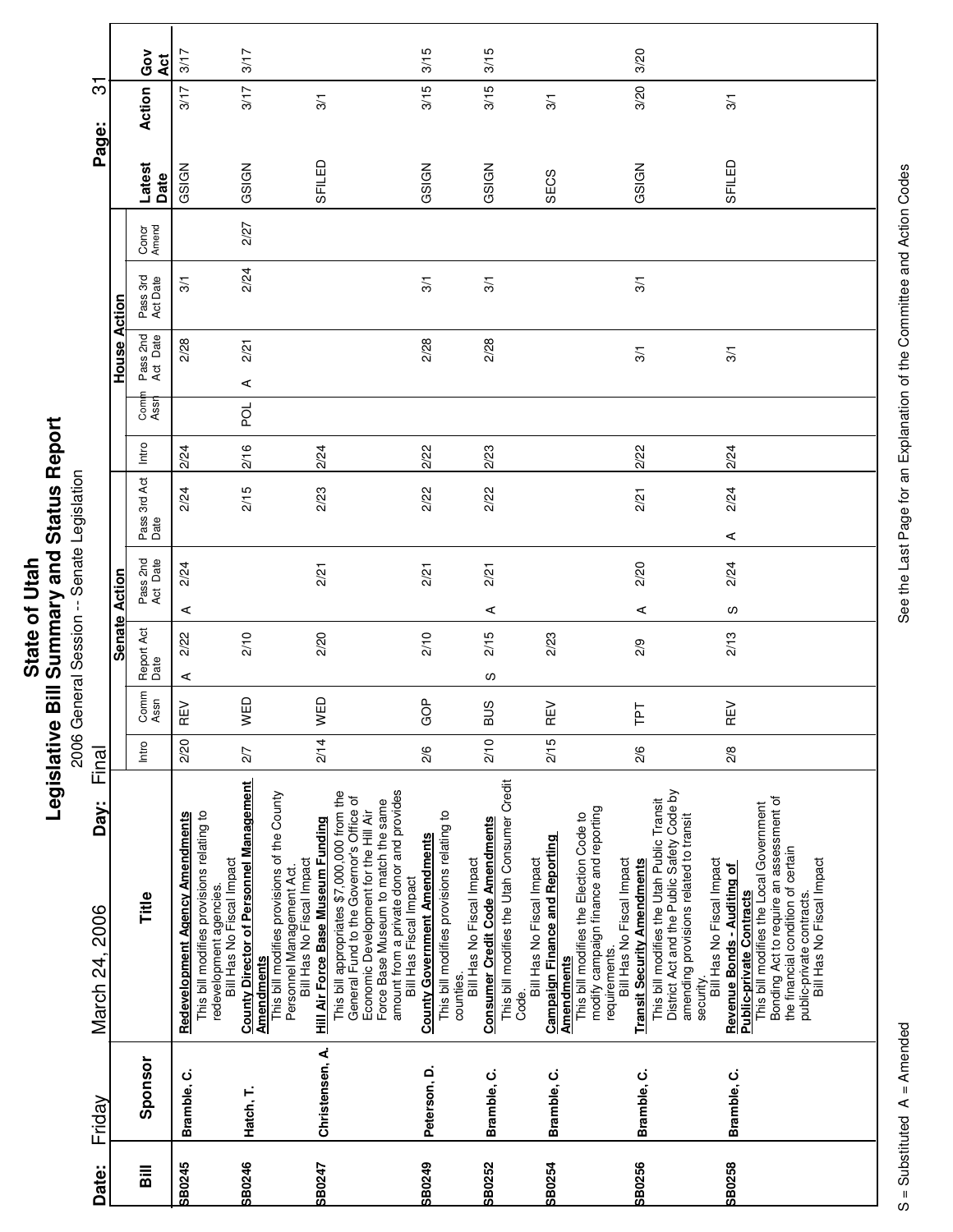# State of Utah
## Legislative Bill Summary and Status Report
2006 General Session -- Senate Legislation

**Date:** Friday March 24, 2006 **Day:** Final

| Bill | Sponsor | Title | Senate Action: Intro | Comm Assn | Report Act Date | Pass 2nd Act Date | Pass 3rd Act Date | House Action: Intro | Comm Assn | Pass 2nd Act Date | Pass 3rd Act Date | Concr Amend | Latest Date | Action | Gov Act |
|---|---|---|---|---|---|---|---|---|---|---|---|---|---|---|---|
| SB0245 | Bramble, C. | **Redevelopment Agency Amendments** This bill modifies provisions relating to redevelopment agencies. Bill Has No Fiscal Impact | 2/20 | REV | A 2/22 | A 2/24 | 2/24 | 2/24 | | 2/28 | 3/1 | | GSIGN | 3/17 | 3/17 |
| SB0246 | Hatch, T. | **County Director of Personnel Management Amendments** This bill modifies provisions of the County Personnel Management Act. Bill Has No Fiscal Impact | 2/7 | WED | 2/10 | | 2/15 | 2/16 | POL | A 2/21 | 2/24 | 2/27 | GSIGN | 3/17 | 3/17 |
| SB0247 | Christensen, A. | **Hill Air Force Base Museum Funding** This bill appropriates $7,000,000 from the General Fund to the Governor's Office of Economic Development for the Hill Air Force Base Museum to match the same amount from a private donor and provides Bill Has Fiscal Impact | 2/14 | WED | 2/20 | 2/21 | 2/23 | 2/24 | | | | | SFILED | 3/1 | |
| SB0249 | Peterson, D. | **County Government Amendments** This bill modifies provisions relating to counties. Bill Has No Fiscal Impact | 2/6 | GOP | 2/10 | 2/21 | 2/22 | 2/22 | | 2/28 | 3/1 | | GSIGN | 3/15 | 3/15 |
| SB0252 | Bramble, C. | **Consumer Credit Code Amendments** This bill modifies the Utah Consumer Credit Code. Bill Has No Fiscal Impact | 2/10 | BUS | S 2/15 | A 2/21 | 2/22 | 2/23 | | 2/28 | 3/1 | | GSIGN | 3/15 | 3/15 |
| SB0254 | Bramble, C. | **Campaign Finance and Reporting Amendments** This bill modifies the Election Code to modify campaign finance and reporting requirements. Bill Has No Fiscal Impact | 2/15 | REV | 2/23 | | | | | | | | SECS | 3/1 | |
| SB0256 | Bramble, C. | **Transit Security Amendments** This bill modifies the Utah Public Transit District Act and the Public Safety Code by amending provisions related to transit security. Bill Has No Fiscal Impact | 2/6 | TPT | 2/9 | A 2/20 | 2/21 | 2/22 | | 3/1 | 3/1 | | GSIGN | 3/20 | 3/20 |
| SB0258 | Bramble, C. | **Revenue Bonds - Auditing of Public-private Contracts** This bill modifies the Local Government Bonding Act to require an assessment of the financial condition of certain public-private contracts. Bill Has No Fiscal Impact | 2/8 | REV | 2/13 | S 2/24 | A 2/24 | 2/24 | | 3/1 | | | SFILED | 3/1 | |

S = Substituted A = Amended

See the Last Page for an Explanation of the Committee and Action Codes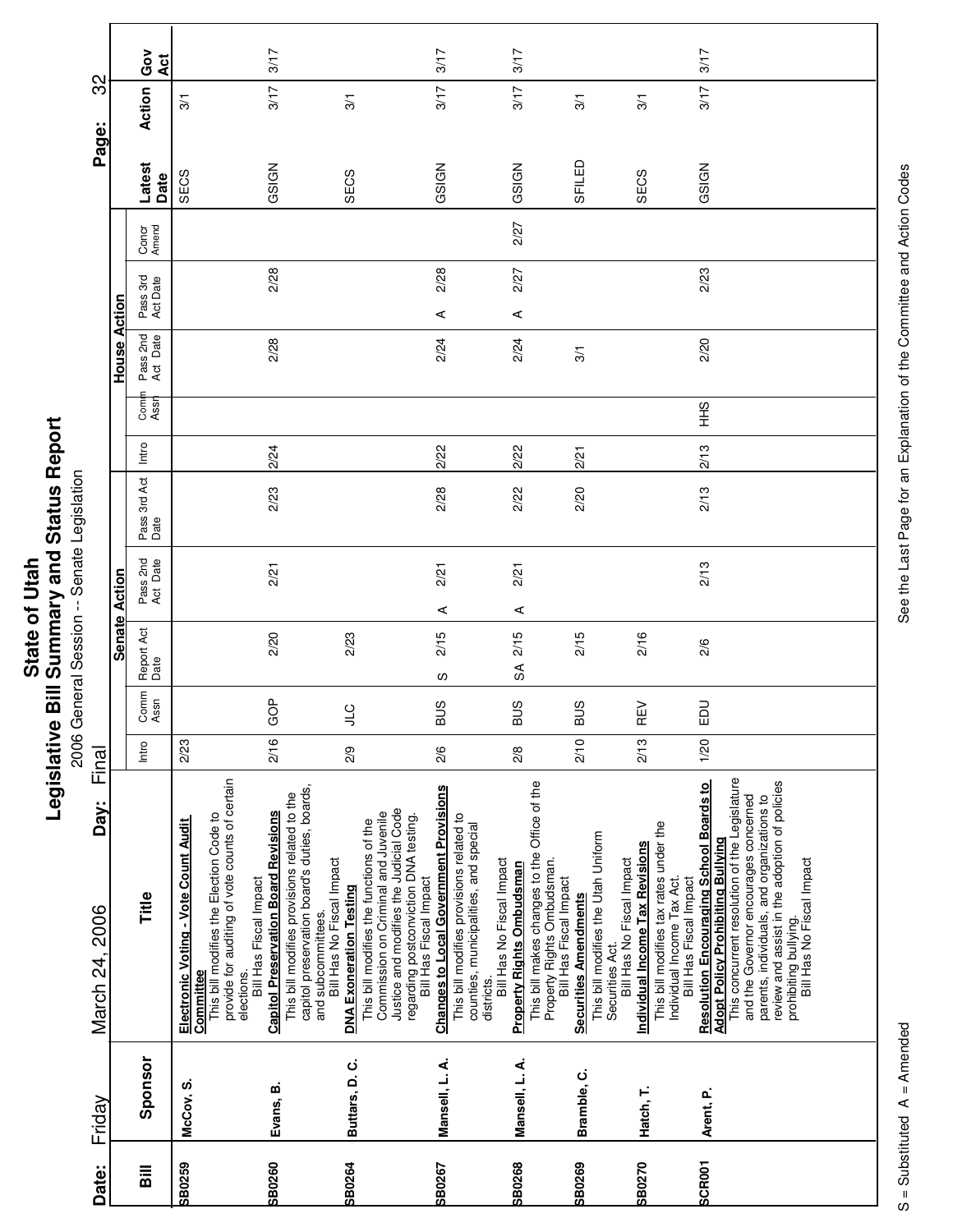# State of Utah
## Legislative Bill Summary and Status Report
2006 General Session -- Senate Legislation

**Date:** Friday March 24, 2006 **Day:** Final

| Bill | Sponsor | Title | Senate Action: Intro | Comm Assn | Report Act Date | | Pass 2nd Act Date | | Pass 3rd Act Date | House Action: Intro | Comm Assn | Pass 2nd Act Date | Pass 3rd Act Date | | Concr Amend | Latest Date | Action | Gov Act |
|---|---|---|---|---|---|---|---|---|---|---|---|---|---|---|---|---|---|---|
| SB0259 | McCoy, S. | **Electronic Voting - Vote Count Audit Committee** This bill modifies the Election Code to provide for auditing of vote counts of certain elections. Bill Has Fiscal Impact | 2/23 | | | | | | | | | | | | | SECS | 3/1 | |
| SB0260 | Evans, B. | **Capitol Preservation Board Revisions** This bill modifies provisions related to the capitol preservation board's duties, boards, and subcommittees. Bill Has No Fiscal Impact | 2/16 | GOP | 2/20 | | 2/21 | | 2/23 | 2/24 | | 2/28 | 2/28 | | | GSIGN | 3/17 | 3/17 |
| SB0264 | Buttars, D. C. | **DNA Exoneration Testing** This bill modifies the functions of the Commission on Criminal and Juvenile Justice and modifies the Judicial Code regarding postconviction DNA testing. Bill Has Fiscal Impact | 2/9 | JLC | 2/23 | | | | | | | | | | | SECS | 3/1 | |
| SB0267 | Mansell, L. A. | **Changes to Local Government Provisions** This bill modifies provisions related to counties, municipalities, and special districts. Bill Has No Fiscal Impact | 2/6 | BUS | 2/15 | S | 2/21 | A | 2/28 | 2/22 | | 2/24 | 2/28 | A | | GSIGN | 3/17 | 3/17 |
| SB0268 | Mansell, L. A. | **Property Rights Ombudsman** This bill makes changes to the Office of the Property Rights Ombudsman. Bill Has Fiscal Impact | 2/8 | BUS | 2/15 | SA | 2/21 | A | 2/22 | 2/22 | | 2/24 | 2/27 | A | 2/27 | GSIGN | 3/17 | 3/17 |
| SB0269 | Bramble, C. | **Securities Amendments** This bill modifies the Utah Uniform Securities Act. Bill Has No Fiscal Impact | 2/10 | BUS | 2/15 | | | | 2/20 | 2/21 | | 3/1 | | | | SFILED | 3/1 | |
| SB0270 | Hatch, T. | **Individual Income Tax Revisions** This bill modifies tax rates under the Individual Income Tax Act. Bill Has Fiscal Impact | 2/13 | REV | 2/16 | | | | | | | | | | | SECS | 3/1 | |
| SCR001 | Arent, P. | **Resolution Encouraging School Boards to Adopt Policy Prohibiting Bullying** This concurrent resolution of the Legislature and the Governor encourages concerned parents, individuals, and organizations to review and assist in the adoption of policies prohibiting bullying. Bill Has No Fiscal Impact | 1/20 | EDU | 2/6 | | 2/13 | | 2/13 | 2/13 | HHS | 2/20 | 2/23 | | | GSIGN | 3/17 | 3/17 |

S = Substituted A = Amended

See the Last Page for an Explanation of the Committee and Action Codes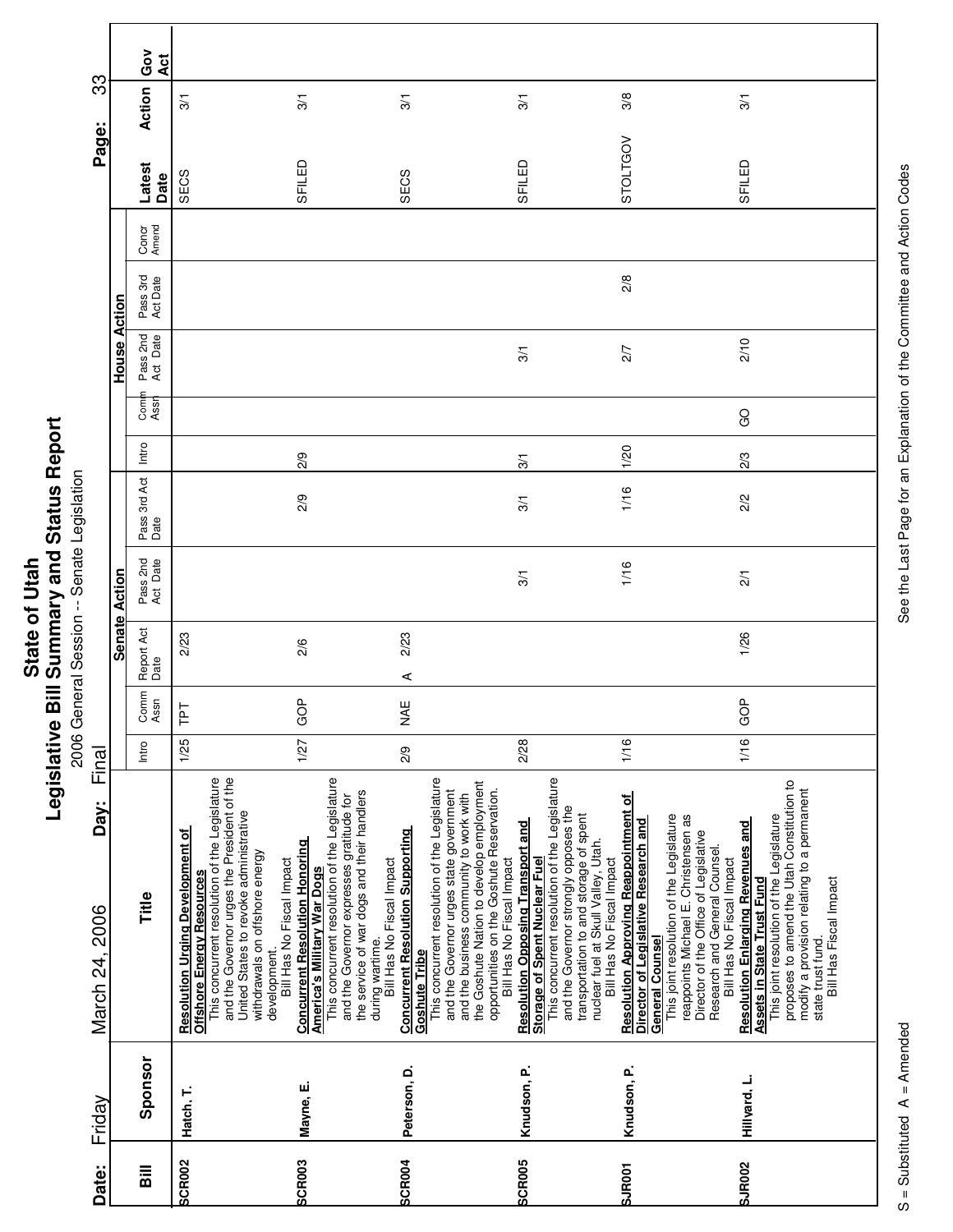# State of Utah
## Legislative Bill Summary and Status Report
2006 General Session -- Senate Legislation

**Date:** Friday March 24, 2006 **Day:** Final

| Bill | Sponsor | Title | Senate Action | | | | | House Action | | | | | Latest Date | Action | Gov Act |
|---|---|---|---|---|---|---|---|---|---|---|---|---|---|---|---|
| | | | Intro | Comm Assn | Report Act Date | Pass 2nd Act Date | Pass 3rd Act Date | Intro | Comm Assn | Pass 2nd Act Date | Pass 3rd Act Date | Concr Amend | | | |
| SCR002 | Hatch, T. | **Resolution Urging Development of Offshore Energy Resources** This concurrent resolution of the Legislature and the Governor urges the President of the United States to revoke administrative withdrawals on offshore energy development. Bill Has No Fiscal Impact | 1/25 | TPT | 2/23 | | | | | | | | SECS | 3/1 | |
| SCR003 | Mayne, E. | **Concurrent Resolution Honoring America's Military War Dogs** This concurrent resolution of the Legislature and the Governor expresses gratitude for the service of war dogs and their handlers during wartime. Bill Has No Fiscal Impact | 1/27 | GOP | 2/6 | | 2/9 | 2/9 | | | | | SFILED | 3/1 | |
| SCR004 | Peterson, D. | **Concurrent Resolution Supporting Goshute Tribe** This concurrent resolution of the Legislature and the Governor urges state government and the business community to work with the Goshute Nation to develop employment opportunities on the Goshute Reservation. Bill Has No Fiscal Impact | 2/9 | NAE | A 2/23 | | | | | | | | SECS | 3/1 | |
| SCR005 | Knudson, P. | **Resolution Opposing Transport and Storage of Spent Nuclear Fuel** This concurrent resolution of the Legislature and the Governor strongly opposes the transportation to and storage of spent nuclear fuel at Skull Valley, Utah. Bill Has No Fiscal Impact | 2/28 | | | 3/1 | 3/1 | 3/1 | | 3/1 | | | SFILED | 3/1 | |
| SJR001 | Knudson, P. | **Resolution Approving Reappointment of Director of Legislative Research and General Counsel** This joint resolution of the Legislature reappoints Michael E. Christensen as Director of the Office of Legislative Research and General Counsel. Bill Has No Fiscal Impact | 1/16 | | | 1/16 | 1/16 | 1/20 | | 2/7 | 2/8 | | STOLTGOV | 3/8 | |
| SJR002 | Hillyard, L. | **Resolution Enlarging Revenues and Assets in State Trust Fund** This joint resolution of the Legislature proposes to amend the Utah Constitution to modify a provision relating to a permanent state trust fund. Bill Has Fiscal Impact | 1/16 | GOP | 1/26 | 2/1 | 2/2 | 2/3 | GO | 2/10 | | | SFILED | 3/1 | |

S = Substituted A = Amended

See the Last Page for an Explanation of the Committee and Action Codes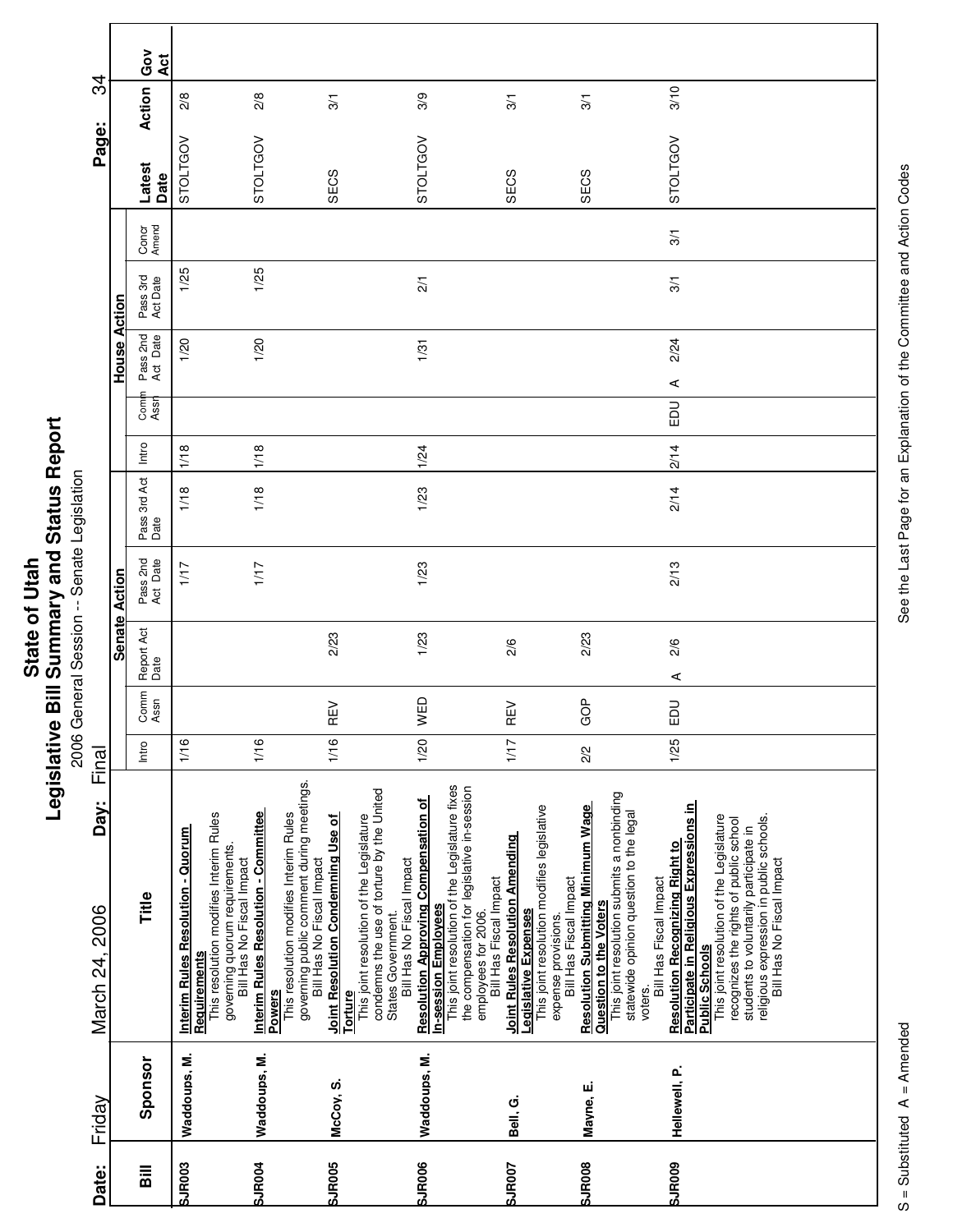# State of Utah
## Legislative Bill Summary and Status Report
2006 General Session -- Senate Legislation

**Date:** Friday March 24, 2006 **Day:** Final

| Bill | Sponsor | Title | Senate Action: Intro | Senate Action: Comm Assn | Senate Action: Report Act Date | Senate Action: Pass 2nd Act Date | Senate Action: Pass 3rd Act Date | House Action: Intro | House Action: Comm Assn | House Action: Pass 2nd Act Date | House Action: Pass 3rd Act Date | House Action: Concr Amend | Latest Action | Latest Date | Gov Act |
|---|---|---|---|---|---|---|---|---|---|---|---|---|---|---|---|
| SJR003 | Waddoups, M. | **Interim Rules Resolution - Quorum Requirements** This resolution modifies Interim Rules governing quorum requirements. Bill Has No Fiscal Impact | 1/16 | | | 1/17 | 1/18 | 1/18 | | 1/20 | 1/25 | | STOLTGOV | 2/8 | |
| SJR004 | Waddoups, M. | **Interim Rules Resolution - Committee Powers** This resolution modifies Interim Rules governing public comment during meetings. Bill Has No Fiscal Impact | 1/16 | | | 1/17 | 1/18 | 1/18 | | 1/20 | 1/25 | | STOLTGOV | 2/8 | |
| SJR005 | McCoy, S. | **Joint Resolution Condemning Use of Torture** This joint resolution of the Legislature condemns the use of torture by the United States Government. Bill Has No Fiscal Impact | 1/16 | REV | 2/23 | | | | | | | | SECS | 3/1 | |
| SJR006 | Waddoups, M. | **Resolution Approving Compensation of In-session Employees** This joint resolution of the Legislature fixes the compensation for legislative in-session employees for 2006. Bill Has Fiscal Impact | 1/20 | WED | 1/23 | 1/23 | 1/23 | 1/24 | | 1/31 | 2/1 | | STOLTGOV | 3/9 | |
| SJR007 | Bell, G. | **Joint Rules Resolution Amending Legislative Expenses** This joint resolution modifies legislative expense provisions. Bill Has Fiscal Impact | 1/17 | REV | 2/6 | | | | | | | | SECS | 3/1 | |
| SJR008 | Mayne, E. | **Resolution Submitting Minimum Wage Question to the Voters** This joint resolution submits a nonbinding statewide opinion question to the legal voters. Bill Has Fiscal Impact | 2/2 | GOP | 2/23 | | | | | | | | SECS | 3/1 | |
| SJR009 | Hellewell, P. | **Resolution Recognizing Right to Participate in Religious Expressions in Public Schools** This joint resolution of the Legislature recognizes the rights of public school students to voluntarily participate in religious expression in public schools. Bill Has No Fiscal Impact | 1/25 | EDU | A 2/6 | 2/13 | 2/14 | 2/14 | EDU | A 2/24 | 3/1 | 3/1 | STOLTGOV | 3/10 | |

S = Substituted A = Amended

See the Last Page for an Explanation of the Committee and Action Codes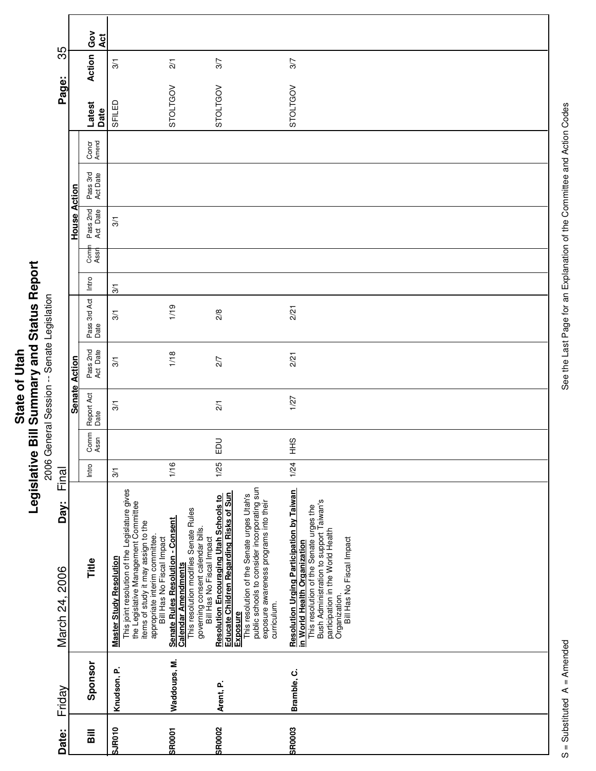# State of Utah
## Legislative Bill Summary and Status Report
2006 General Session -- Senate Legislation

**Date:** Friday March 24, 2006 **Day:** Final

| Bill | Sponsor | Title | Senate Action | | | | | House Action | | | | | | Latest Date | Action | Gov Act |
|---|---|---|---|---|---|---|---|---|---|---|---|---|---|---|---|---|
| | | | Intro | Comm Assn | Report Act Date | Pass 2nd Act Date | Pass 3rd Act Date | Intro | Comm Assn | Pass 2nd Act Date | Pass 3rd Act Date | Concr Amend | | | | |
| SJR010 | Knudson, P. | **Master Study Resolution** This joint resolution of the Legislature gives the Legislative Management Committee items of study it may assign to the appropriate interim committee. Bill Has No Fiscal Impact | 3/1 | | 3/1 | 3/1 | 3/1 | 3/1 | | 3/1 | | | | SFILED | 3/1 | |
| SR0001 | Waddoups, M. | **Senate Rules Resolution - Consent Calendar Amendments** This resolution modifies Senate Rules governing consent calendar bills. Bill Has No Fiscal Impact | 1/16 | | | 1/18 | 1/19 | | | | | | | STOLTGOV | 2/1 | |
| SR0002 | Arent, P. | **Resolution Encouraging Utah Schools to Educate Children Regarding Risks of Sun Exposure** This resolution of the Senate urges Utah's public schools to consider incorporating sun exposure awareness programs into their curriculum. | 1/25 | EDU | 2/1 | 2/7 | 2/8 | | | | | | | STOLTGOV | 3/7 | |
| SR0003 | Bramble, C. | **Resolution Urging Participation by Taiwan in World Health Organization** This resolution of the Senate urges the Bush Administration to support Taiwan's participation in the World Health Organization. Bill Has No Fiscal Impact | 1/24 | HHS | 1/27 | 2/21 | 2/21 | | | | | | | STOLTGOV | 3/7 | |

S = Substituted A = Amended

See the Last Page for an Explanation of the Committee and Action Codes